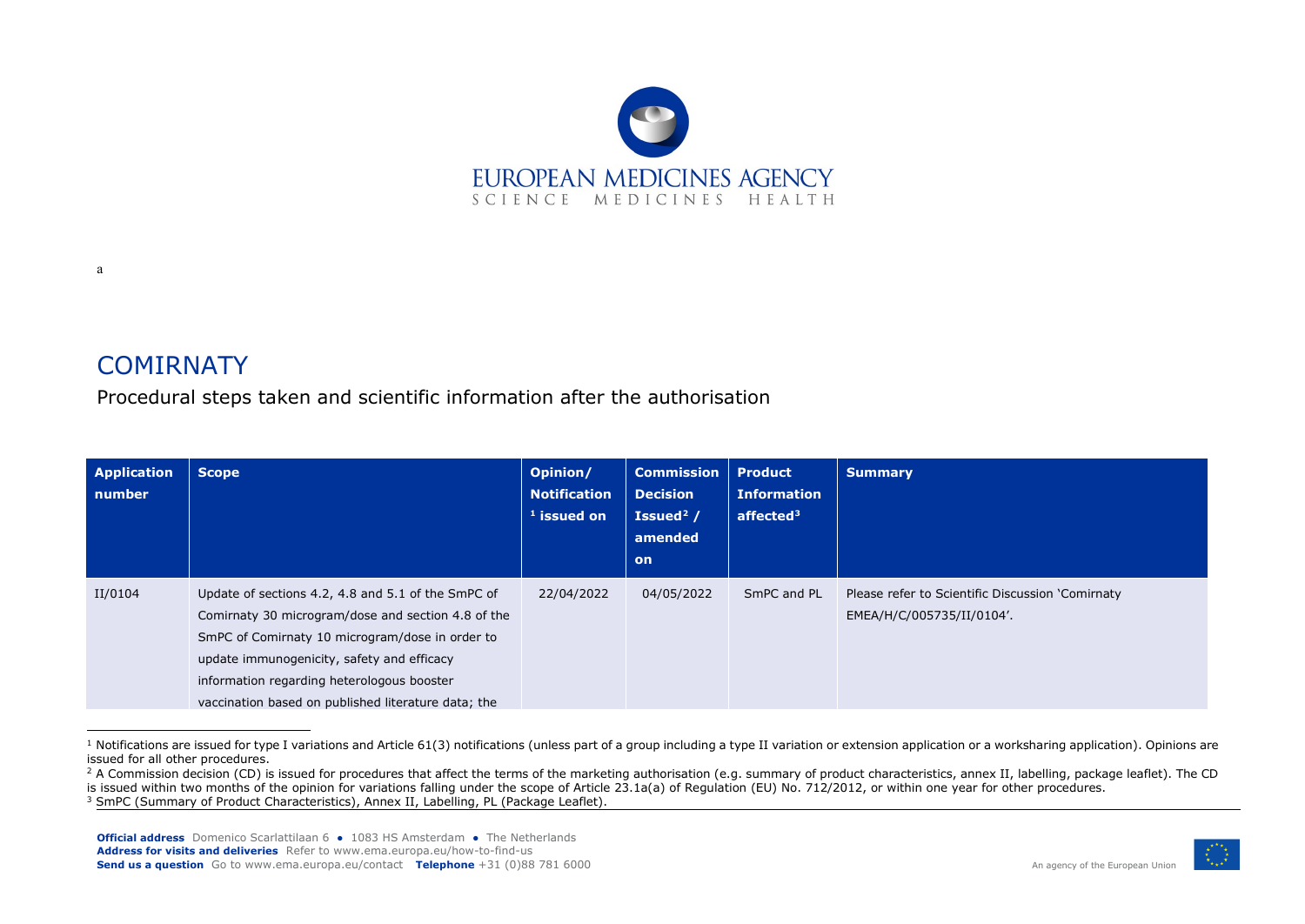EUROPEAN MEDICINES AGENCY

SCIENCE MEDICINES HEALTH

a

# COMIRNATY

## Procedural steps taken and scientific information after the authorisation

| Application number | Scope | Opinion/ Notification [1] issued on | Commission Decision Issued[2] / amended on | Product Information affected[3] | Summary |
|---|---|---|---|---|---|
| II/0104 | Update of sections 4.2, 4.8 and 5.1 of the SmPC of Comirnaty 30 microgram/dose and section 4.8 of the SmPC of Comirnaty 10 microgram/dose in order to update immunogenicity, safety and efficacy information regarding heterologous booster vaccination based on published literature data; the | 22/04/2022 | 04/05/2022 | SmPC and PL | Please refer to Scientific Discussion 'Comirnaty EMEA/H/C/005735/II/0104'. |

[1] Notifications are issued for type I variations and Article 61(3) notifications (unless part of a group including a type II variation or extension application or a worksharing application). Opinions are issued for all other procedures.

[2] A Commission decision (CD) is issued for procedures that affect the terms of the marketing authorisation (e.g. summary of product characteristics, annex II, labelling, package leaflet). The CD is issued within two months of the opinion for variations falling under the scope of Article 23.1a(a) of Regulation (EU) No. 712/2012, or within one year for other procedures.

[3] SmPC (Summary of Product Characteristics), Annex II, Labelling, PL (Package Leaflet).

**Official address** Domenico Scarlattilaan 6 ● 1083 HS Amsterdam ● The Netherlands
**Address for visits and deliveries** Refer to www.ema.europa.eu/how-to-find-us
**Send us a question** Go to www.ema.europa.eu/contact **Telephone** +31 (0)88 781 6000

An agency of the European Union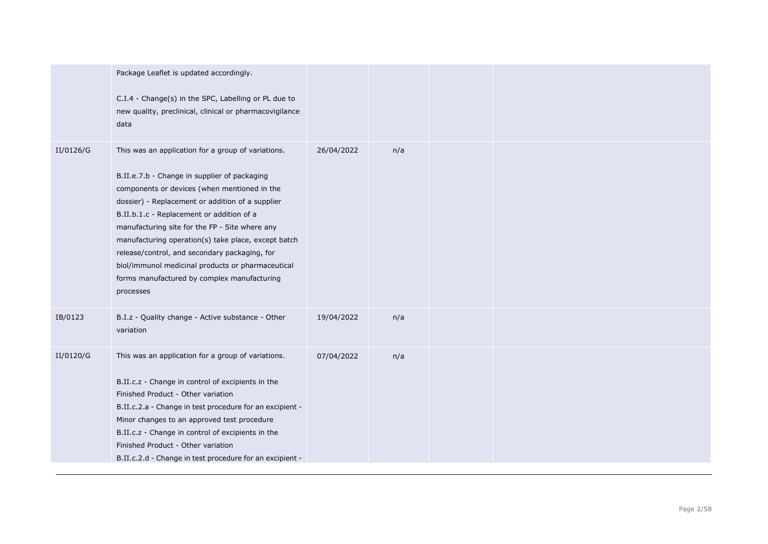| | | | | | |
|---|---|---|---|---|---|
| | Package Leaflet is updated accordingly.<br><br>C.I.4 - Change(s) in the SPC, Labelling or PL due to new quality, preclinical, clinical or pharmacovigilance data | | | | |
| II/0126/G | This was an application for a group of variations.<br><br>B.II.e.7.b - Change in supplier of packaging components or devices (when mentioned in the dossier) - Replacement or addition of a supplier<br>B.II.b.1.c - Replacement or addition of a manufacturing site for the FP - Site where any manufacturing operation(s) take place, except batch release/control, and secondary packaging, for biol/immunol medicinal products or pharmaceutical forms manufactured by complex manufacturing processes | 26/04/2022 | n/a | | |
| IB/0123 | B.I.z - Quality change - Active substance - Other variation | 19/04/2022 | n/a | | |
| II/0120/G | This was an application for a group of variations.<br><br>B.II.c.z - Change in control of excipients in the Finished Product - Other variation<br>B.II.c.2.a - Change in test procedure for an excipient - Minor changes to an approved test procedure<br>B.II.c.z - Change in control of excipients in the Finished Product - Other variation<br>B.II.c.2.d - Change in test procedure for an excipient - | 07/04/2022 | n/a | | |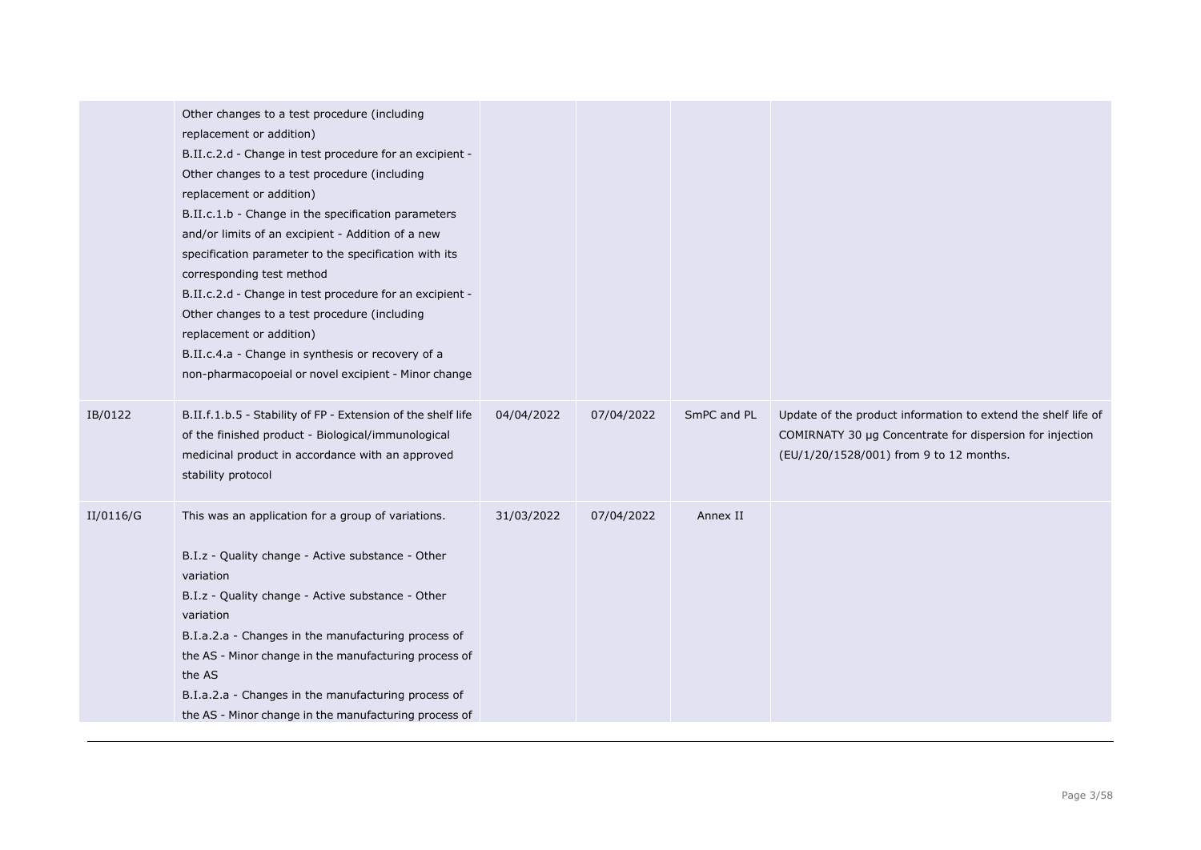| | | | | | |
|---|---|---|---|---|---|
| | Other changes to a test procedure (including replacement or addition)<br>B.II.c.2.d - Change in test procedure for an excipient - Other changes to a test procedure (including replacement or addition)<br>B.II.c.1.b - Change in the specification parameters and/or limits of an excipient - Addition of a new specification parameter to the specification with its corresponding test method<br>B.II.c.2.d - Change in test procedure for an excipient - Other changes to a test procedure (including replacement or addition)<br>B.II.c.4.a - Change in synthesis or recovery of a non-pharmacopoeial or novel excipient - Minor change | | | | |
| IB/0122 | B.II.f.1.b.5 - Stability of FP - Extension of the shelf life of the finished product - Biological/immunological medicinal product in accordance with an approved stability protocol | 04/04/2022 | 07/04/2022 | SmPC and PL | Update of the product information to extend the shelf life of COMIRNATY 30 µg Concentrate for dispersion for injection (EU/1/20/1528/001) from 9 to 12 months. |
| II/0116/G | This was an application for a group of variations.<br><br>B.I.z - Quality change - Active substance - Other variation<br>B.I.z - Quality change - Active substance - Other variation<br>B.I.a.2.a - Changes in the manufacturing process of the AS - Minor change in the manufacturing process of the AS<br>B.I.a.2.a - Changes in the manufacturing process of the AS - Minor change in the manufacturing process of | 31/03/2022 | 07/04/2022 | Annex II | |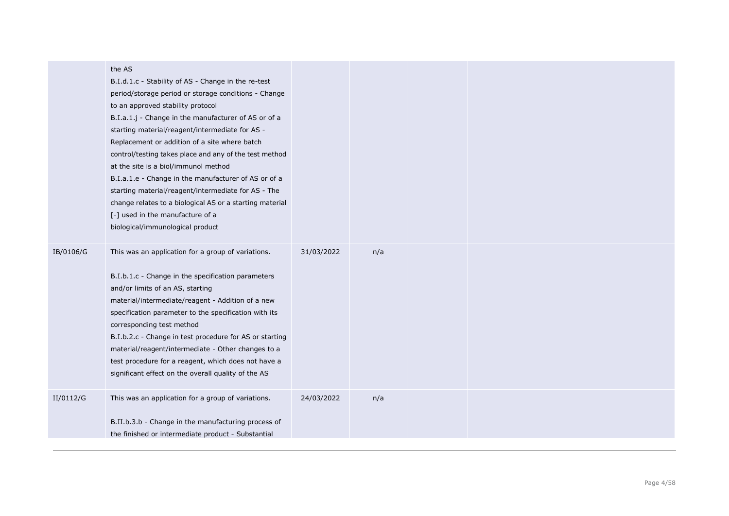| | | | | | |
|---|---|---|---|---|---|
| | the AS<br>B.I.d.1.c - Stability of AS - Change in the re-test period/storage period or storage conditions - Change to an approved stability protocol<br>B.I.a.1.j - Change in the manufacturer of AS or of a starting material/reagent/intermediate for AS - Replacement or addition of a site where batch control/testing takes place and any of the test method at the site is a biol/immunol method<br>B.I.a.1.e - Change in the manufacturer of AS or of a starting material/reagent/intermediate for AS - The change relates to a biological AS or a starting material [-] used in the manufacture of a biological/immunological product | | | | |
| IB/0106/G | This was an application for a group of variations.<br><br>B.I.b.1.c - Change in the specification parameters and/or limits of an AS, starting material/intermediate/reagent - Addition of a new specification parameter to the specification with its corresponding test method<br>B.I.b.2.c - Change in test procedure for AS or starting material/reagent/intermediate - Other changes to a test procedure for a reagent, which does not have a significant effect on the overall quality of the AS | 31/03/2022 | n/a | | |
| II/0112/G | This was an application for a group of variations.<br><br>B.II.b.3.b - Change in the manufacturing process of the finished or intermediate product - Substantial | 24/03/2022 | n/a | | |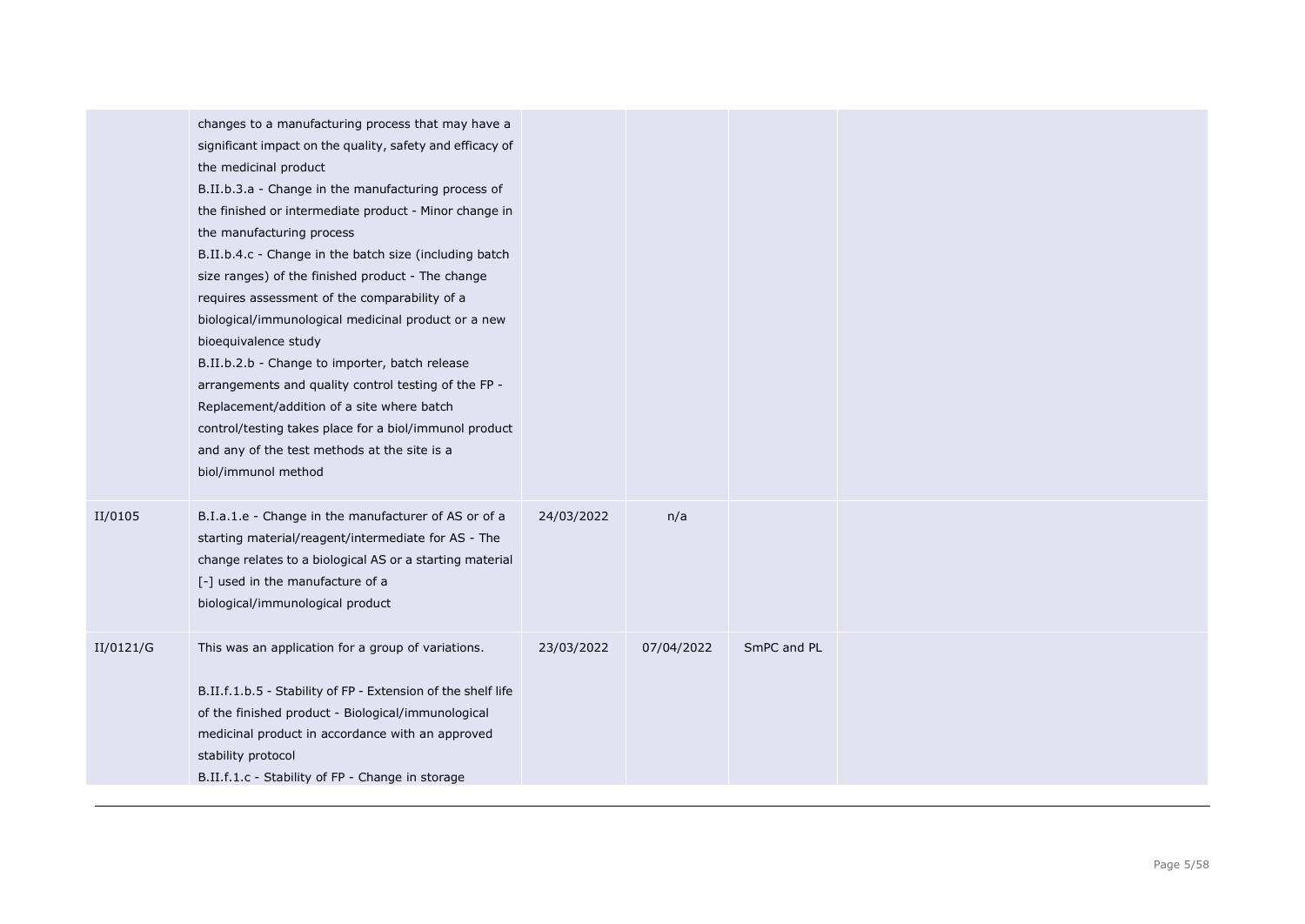| | | | | | |
|---|---|---|---|---|---|
| | changes to a manufacturing process that may have a significant impact on the quality, safety and efficacy of the medicinal product<br>B.II.b.3.a - Change in the manufacturing process of the finished or intermediate product - Minor change in the manufacturing process<br>B.II.b.4.c - Change in the batch size (including batch size ranges) of the finished product - The change requires assessment of the comparability of a biological/immunological medicinal product or a new bioequivalence study<br>B.II.b.2.b - Change to importer, batch release arrangements and quality control testing of the FP - Replacement/addition of a site where batch control/testing takes place for a biol/immunol product and any of the test methods at the site is a biol/immunol method | | | | |
| II/0105 | B.I.a.1.e - Change in the manufacturer of AS or of a starting material/reagent/intermediate for AS - The change relates to a biological AS or a starting material [-] used in the manufacture of a biological/immunological product | 24/03/2022 | n/a | | |
| II/0121/G | This was an application for a group of variations.<br><br>B.II.f.1.b.5 - Stability of FP - Extension of the shelf life of the finished product - Biological/immunological medicinal product in accordance with an approved stability protocol<br>B.II.f.1.c - Stability of FP - Change in storage | 23/03/2022 | 07/04/2022 | SmPC and PL | |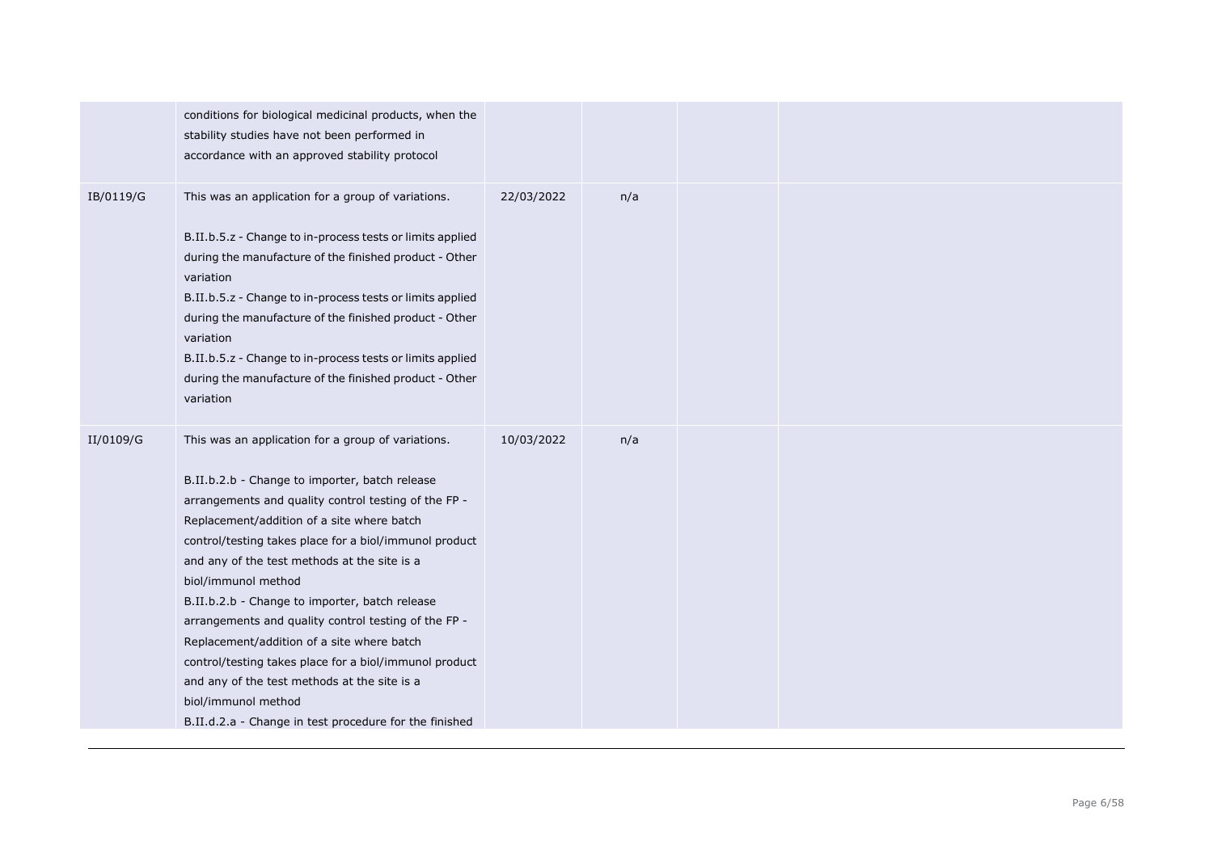| | | | | | |
|---|---|---|---|---|---|
| | conditions for biological medicinal products, when the stability studies have not been performed in accordance with an approved stability protocol | | | | |
| IB/0119/G | This was an application for a group of variations.<br><br>B.II.b.5.z - Change to in-process tests or limits applied during the manufacture of the finished product - Other variation<br>B.II.b.5.z - Change to in-process tests or limits applied during the manufacture of the finished product - Other variation<br>B.II.b.5.z - Change to in-process tests or limits applied during the manufacture of the finished product - Other variation | 22/03/2022 | n/a | | |
| II/0109/G | This was an application for a group of variations.<br><br>B.II.b.2.b - Change to importer, batch release arrangements and quality control testing of the FP - Replacement/addition of a site where batch control/testing takes place for a biol/immunol product and any of the test methods at the site is a biol/immunol method<br>B.II.b.2.b - Change to importer, batch release arrangements and quality control testing of the FP - Replacement/addition of a site where batch control/testing takes place for a biol/immunol product and any of the test methods at the site is a biol/immunol method<br>B.II.d.2.a - Change in test procedure for the finished | 10/03/2022 | n/a | | |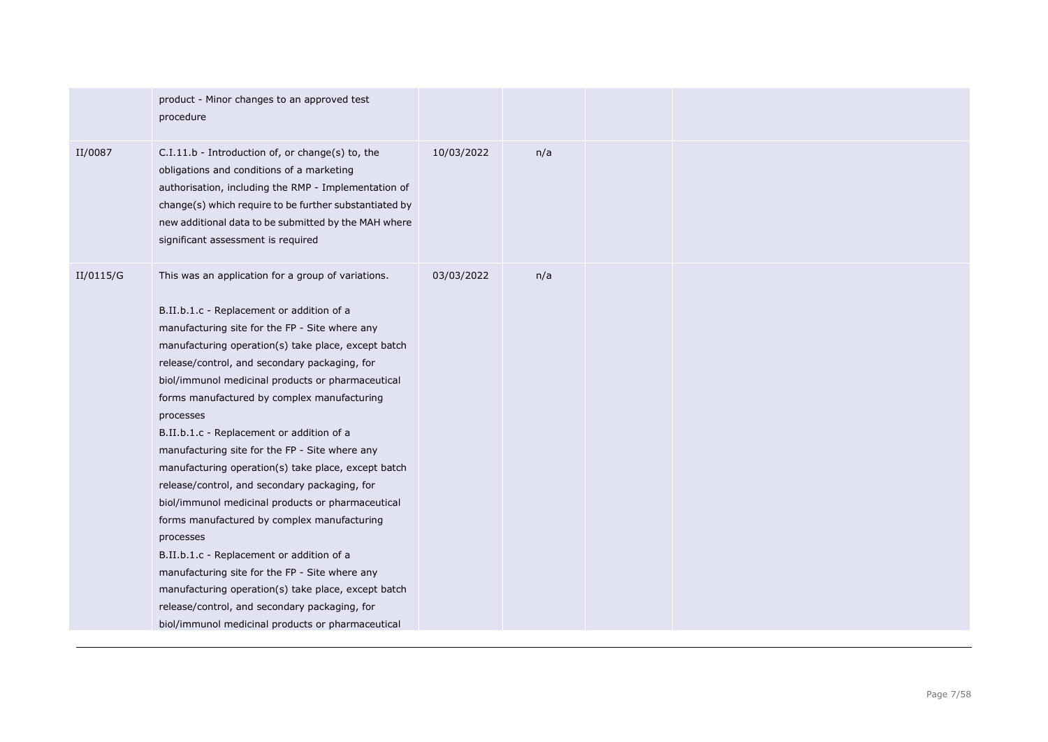| | | | | | |
|---|---|---|---|---|---|
| | product - Minor changes to an approved test procedure | | | | |
| II/0087 | C.I.11.b - Introduction of, or change(s) to, the obligations and conditions of a marketing authorisation, including the RMP - Implementation of change(s) which require to be further substantiated by new additional data to be submitted by the MAH where significant assessment is required | 10/03/2022 | n/a | | |
| II/0115/G | This was an application for a group of variations.<br><br>B.II.b.1.c - Replacement or addition of a manufacturing site for the FP - Site where any manufacturing operation(s) take place, except batch release/control, and secondary packaging, for biol/immunol medicinal products or pharmaceutical forms manufactured by complex manufacturing processes<br>B.II.b.1.c - Replacement or addition of a manufacturing site for the FP - Site where any manufacturing operation(s) take place, except batch release/control, and secondary packaging, for biol/immunol medicinal products or pharmaceutical forms manufactured by complex manufacturing processes<br>B.II.b.1.c - Replacement or addition of a manufacturing site for the FP - Site where any manufacturing operation(s) take place, except batch release/control, and secondary packaging, for biol/immunol medicinal products or pharmaceutical | 03/03/2022 | n/a | | |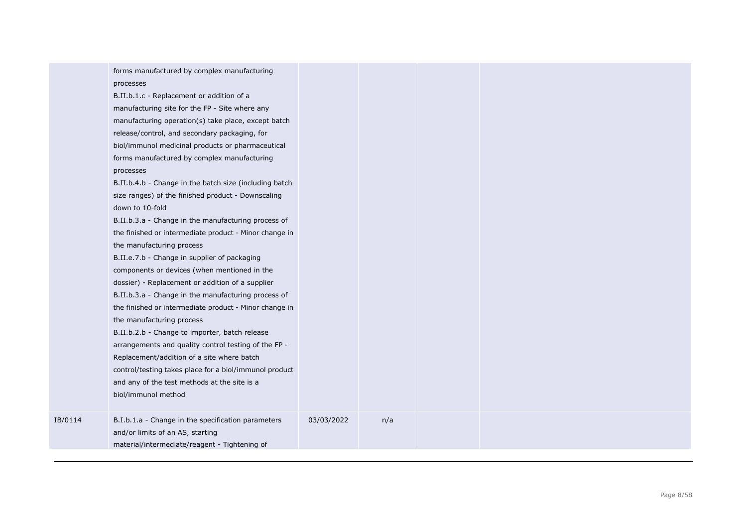| | | | | | |
|---|---|---|---|---|---|
| | forms manufactured by complex manufacturing processes<br>B.II.b.1.c - Replacement or addition of a manufacturing site for the FP - Site where any manufacturing operation(s) take place, except batch release/control, and secondary packaging, for biol/immunol medicinal products or pharmaceutical forms manufactured by complex manufacturing processes<br>B.II.b.4.b - Change in the batch size (including batch size ranges) of the finished product - Downscaling down to 10-fold<br>B.II.b.3.a - Change in the manufacturing process of the finished or intermediate product - Minor change in the manufacturing process<br>B.II.e.7.b - Change in supplier of packaging components or devices (when mentioned in the dossier) - Replacement or addition of a supplier<br>B.II.b.3.a - Change in the manufacturing process of the finished or intermediate product - Minor change in the manufacturing process<br>B.II.b.2.b - Change to importer, batch release arrangements and quality control testing of the FP - Replacement/addition of a site where batch control/testing takes place for a biol/immunol product and any of the test methods at the site is a biol/immunol method | | | | |
| IB/0114 | B.I.b.1.a - Change in the specification parameters and/or limits of an AS, starting material/intermediate/reagent - Tightening of | 03/03/2022 | n/a | | |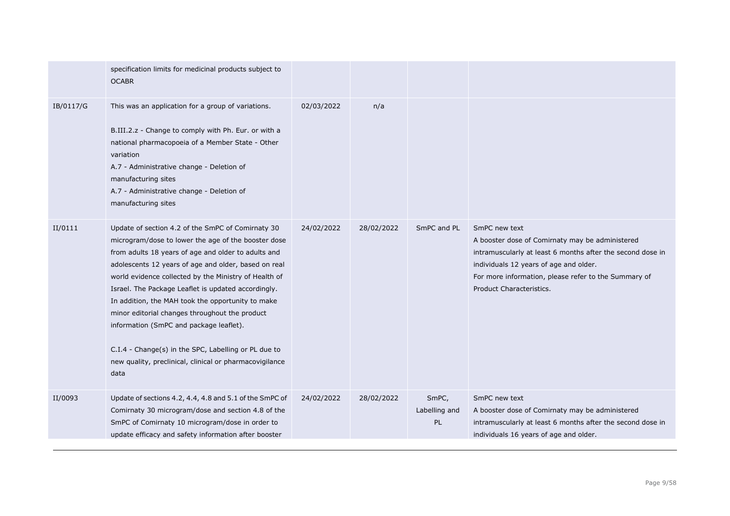|  |  |  |  |  |  |
|---|---|---|---|---|---|
|  | specification limits for medicinal products subject to OCABR |  |  |  |  |
| IB/0117/G | This was an application for a group of variations.<br><br>B.III.2.z - Change to comply with Ph. Eur. or with a national pharmacopoeia of a Member State - Other variation<br>A.7 - Administrative change - Deletion of manufacturing sites<br>A.7 - Administrative change - Deletion of manufacturing sites | 02/03/2022 | n/a |  |  |
| II/0111 | Update of section 4.2 of the SmPC of Comirnaty 30 microgram/dose to lower the age of the booster dose from adults 18 years of age and older to adults and adolescents 12 years of age and older, based on real world evidence collected by the Ministry of Health of Israel. The Package Leaflet is updated accordingly. In addition, the MAH took the opportunity to make minor editorial changes throughout the product information (SmPC and package leaflet).<br><br>C.I.4 - Change(s) in the SPC, Labelling or PL due to new quality, preclinical, clinical or pharmacovigilance data | 24/02/2022 | 28/02/2022 | SmPC and PL | SmPC new text<br>A booster dose of Comirnaty may be administered intramuscularly at least 6 months after the second dose in individuals 12 years of age and older.<br>For more information, please refer to the Summary of Product Characteristics. |
| II/0093 | Update of sections 4.2, 4.4, 4.8 and 5.1 of the SmPC of Comirnaty 30 microgram/dose and section 4.8 of the SmPC of Comirnaty 10 microgram/dose in order to update efficacy and safety information after booster | 24/02/2022 | 28/02/2022 | SmPC, Labelling and PL | SmPC new text<br>A booster dose of Comirnaty may be administered intramuscularly at least 6 months after the second dose in individuals 16 years of age and older. |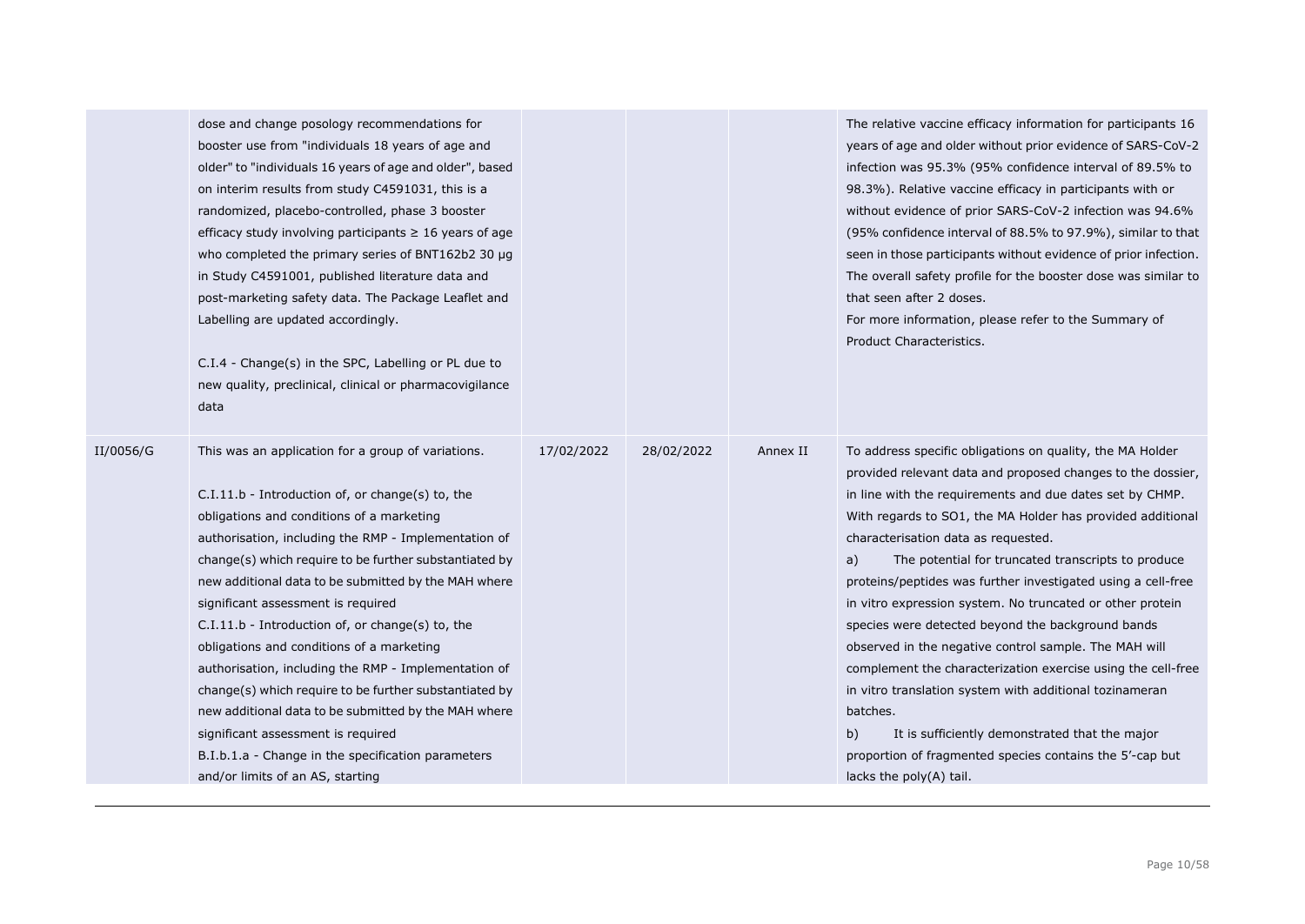| | | | | | |
|---|---|---|---|---|---|
| | dose and change posology recommendations for booster use from "individuals 18 years of age and older" to "individuals 16 years of age and older", based on interim results from study C4591031, this is a randomized, placebo-controlled, phase 3 booster efficacy study involving participants ≥ 16 years of age who completed the primary series of BNT162b2 30 µg in Study C4591001, published literature data and post-marketing safety data. The Package Leaflet and Labelling are updated accordingly.<br><br>C.I.4 - Change(s) in the SPC, Labelling or PL due to new quality, preclinical, clinical or pharmacovigilance data | | | | The relative vaccine efficacy information for participants 16 years of age and older without prior evidence of SARS-CoV-2 infection was 95.3% (95% confidence interval of 89.5% to 98.3%). Relative vaccine efficacy in participants with or without evidence of prior SARS-CoV-2 infection was 94.6% (95% confidence interval of 88.5% to 97.9%), similar to that seen in those participants without evidence of prior infection. The overall safety profile for the booster dose was similar to that seen after 2 doses.<br>For more information, please refer to the Summary of Product Characteristics. |
| II/0056/G | This was an application for a group of variations.<br><br>C.I.11.b - Introduction of, or change(s) to, the obligations and conditions of a marketing authorisation, including the RMP - Implementation of change(s) which require to be further substantiated by new additional data to be submitted by the MAH where significant assessment is required<br>C.I.11.b - Introduction of, or change(s) to, the obligations and conditions of a marketing authorisation, including the RMP - Implementation of change(s) which require to be further substantiated by new additional data to be submitted by the MAH where significant assessment is required<br>B.I.b.1.a - Change in the specification parameters and/or limits of an AS, starting | 17/02/2022 | 28/02/2022 | Annex II | To address specific obligations on quality, the MA Holder provided relevant data and proposed changes to the dossier, in line with the requirements and due dates set by CHMP. With regards to SO1, the MA Holder has provided additional characterisation data as requested.<br>a) The potential for truncated transcripts to produce proteins/peptides was further investigated using a cell-free in vitro expression system. No truncated or other protein species were detected beyond the background bands observed in the negative control sample. The MAH will complement the characterization exercise using the cell-free in vitro translation system with additional tozinameran batches.<br>b) It is sufficiently demonstrated that the major proportion of fragmented species contains the 5′-cap but lacks the poly(A) tail. |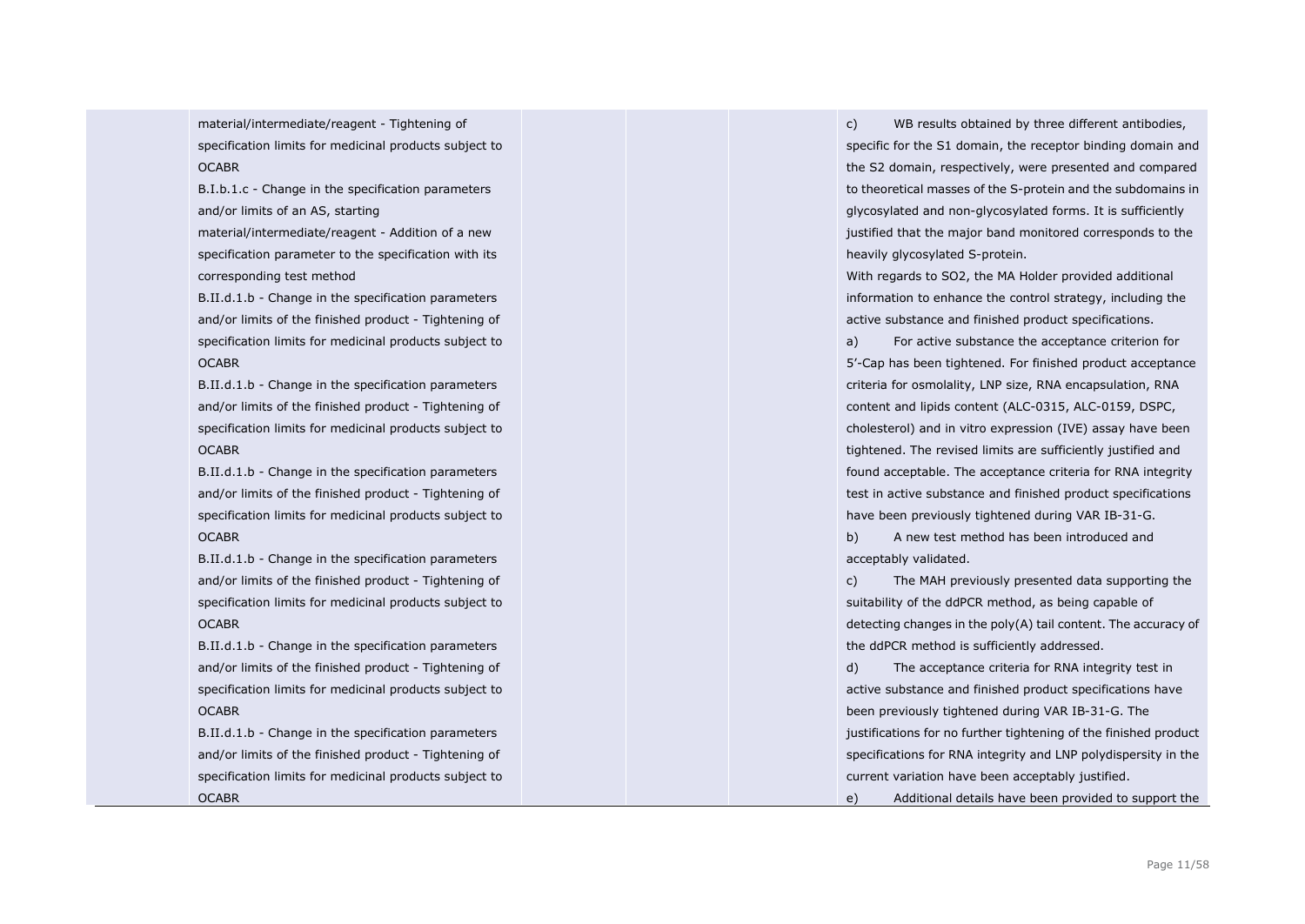| | | | | | |
|---|---|---|---|---|---|
| | material/intermediate/reagent - Tightening of specification limits for medicinal products subject to OCABR<br>B.I.b.1.c - Change in the specification parameters and/or limits of an AS, starting material/intermediate/reagent - Addition of a new specification parameter to the specification with its corresponding test method<br>B.II.d.1.b - Change in the specification parameters and/or limits of the finished product - Tightening of specification limits for medicinal products subject to OCABR<br>B.II.d.1.b - Change in the specification parameters and/or limits of the finished product - Tightening of specification limits for medicinal products subject to OCABR<br>B.II.d.1.b - Change in the specification parameters and/or limits of the finished product - Tightening of specification limits for medicinal products subject to OCABR<br>B.II.d.1.b - Change in the specification parameters and/or limits of the finished product - Tightening of specification limits for medicinal products subject to OCABR<br>B.II.d.1.b - Change in the specification parameters and/or limits of the finished product - Tightening of specification limits for medicinal products subject to OCABR<br>B.II.d.1.b - Change in the specification parameters and/or limits of the finished product - Tightening of specification limits for medicinal products subject to OCABR | | | | c) WB results obtained by three different antibodies, specific for the S1 domain, the receptor binding domain and the S2 domain, respectively, were presented and compared to theoretical masses of the S-protein and the subdomains in glycosylated and non-glycosylated forms. It is sufficiently justified that the major band monitored corresponds to the heavily glycosylated S-protein.<br>With regards to SO2, the MA Holder provided additional information to enhance the control strategy, including the active substance and finished product specifications.<br>a) For active substance the acceptance criterion for 5'-Cap has been tightened. For finished product acceptance criteria for osmolality, LNP size, RNA encapsulation, RNA content and lipids content (ALC-0315, ALC-0159, DSPC, cholesterol) and in vitro expression (IVE) assay have been tightened. The revised limits are sufficiently justified and found acceptable. The acceptance criteria for RNA integrity test in active substance and finished product specifications have been previously tightened during VAR IB-31-G.<br>b) A new test method has been introduced and acceptably validated.<br>c) The MAH previously presented data supporting the suitability of the ddPCR method, as being capable of detecting changes in the poly(A) tail content. The accuracy of the ddPCR method is sufficiently addressed.<br>d) The acceptance criteria for RNA integrity test in active substance and finished product specifications have been previously tightened during VAR IB-31-G. The justifications for no further tightening of the finished product specifications for RNA integrity and LNP polydispersity in the current variation have been acceptably justified.<br>e) Additional details have been provided to support the |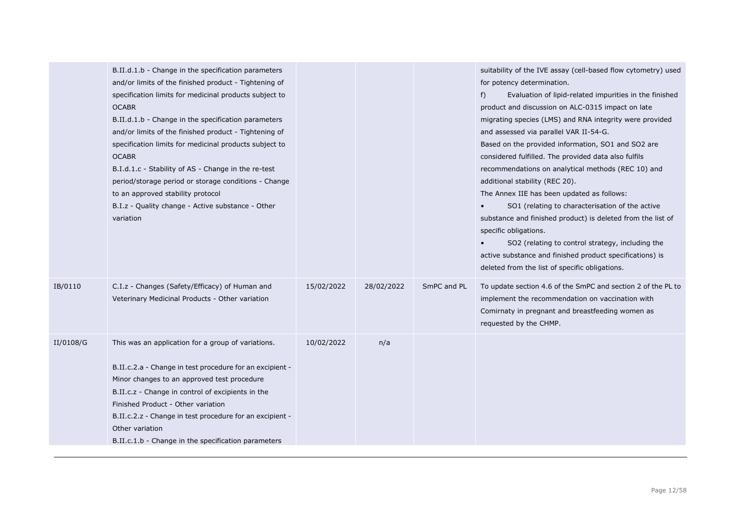| | | | | | |
|---|---|---|---|---|---|
| | B.II.d.1.b - Change in the specification parameters and/or limits of the finished product - Tightening of specification limits for medicinal products subject to OCABR<br>B.II.d.1.b - Change in the specification parameters and/or limits of the finished product - Tightening of specification limits for medicinal products subject to OCABR<br>B.I.d.1.c - Stability of AS - Change in the re-test period/storage period or storage conditions - Change to an approved stability protocol<br>B.I.z - Quality change - Active substance - Other variation | | | | suitability of the IVE assay (cell-based flow cytometry) used for potency determination.<br>f) Evaluation of lipid-related impurities in the finished product and discussion on ALC-0315 impact on late migrating species (LMS) and RNA integrity were provided and assessed via parallel VAR II-54-G.<br>Based on the provided information, SO1 and SO2 are considered fulfilled. The provided data also fulfils recommendations on analytical methods (REC 10) and additional stability (REC 20).<br>The Annex IIE has been updated as follows:<br>• SO1 (relating to characterisation of the active substance and finished product) is deleted from the list of specific obligations.<br>• SO2 (relating to control strategy, including the active substance and finished product specifications) is deleted from the list of specific obligations. |
| IB/0110 | C.I.z - Changes (Safety/Efficacy) of Human and Veterinary Medicinal Products - Other variation | 15/02/2022 | 28/02/2022 | SmPC and PL | To update section 4.6 of the SmPC and section 2 of the PL to implement the recommendation on vaccination with Comirnaty in pregnant and breastfeeding women as requested by the CHMP. |
| II/0108/G | This was an application for a group of variations.<br><br>B.II.c.2.a - Change in test procedure for an excipient - Minor changes to an approved test procedure<br>B.II.c.z - Change in control of excipients in the Finished Product - Other variation<br>B.II.c.2.z - Change in test procedure for an excipient - Other variation<br>B.II.c.1.b - Change in the specification parameters | 10/02/2022 | n/a | | |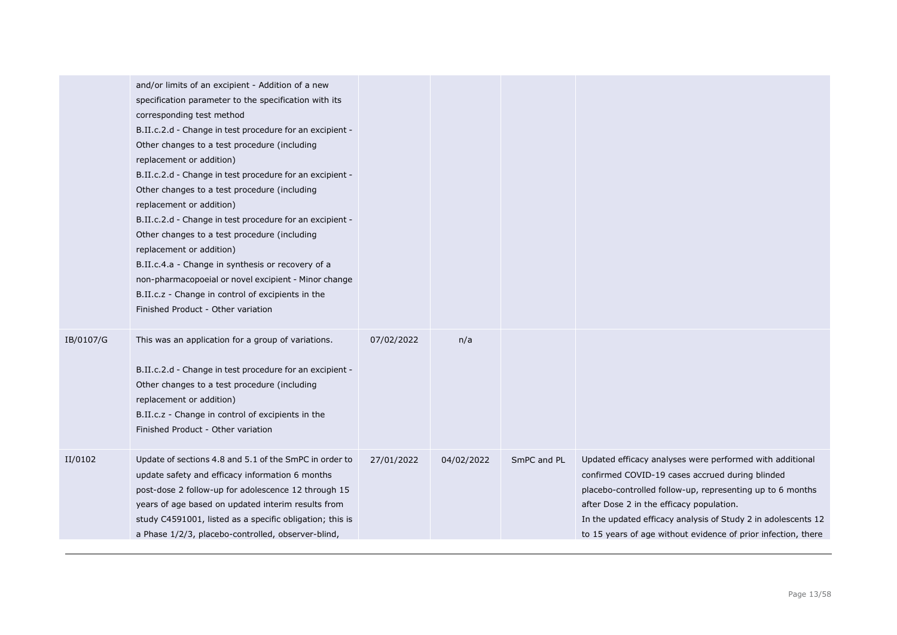| | | | | | |
|---|---|---|---|---|---|
| | and/or limits of an excipient - Addition of a new specification parameter to the specification with its corresponding test method<br>B.II.c.2.d - Change in test procedure for an excipient - Other changes to a test procedure (including replacement or addition)<br>B.II.c.2.d - Change in test procedure for an excipient - Other changes to a test procedure (including replacement or addition)<br>B.II.c.2.d - Change in test procedure for an excipient - Other changes to a test procedure (including replacement or addition)<br>B.II.c.4.a - Change in synthesis or recovery of a non-pharmacopoeial or novel excipient - Minor change<br>B.II.c.z - Change in control of excipients in the Finished Product - Other variation | | | | |
| IB/0107/G | This was an application for a group of variations.<br><br>B.II.c.2.d - Change in test procedure for an excipient - Other changes to a test procedure (including replacement or addition)<br>B.II.c.z - Change in control of excipients in the Finished Product - Other variation | 07/02/2022 | n/a | | |
| II/0102 | Update of sections 4.8 and 5.1 of the SmPC in order to update safety and efficacy information 6 months post-dose 2 follow-up for adolescence 12 through 15 years of age based on updated interim results from study C4591001, listed as a specific obligation; this is a Phase 1/2/3, placebo-controlled, observer-blind, | 27/01/2022 | 04/02/2022 | SmPC and PL | Updated efficacy analyses were performed with additional confirmed COVID-19 cases accrued during blinded placebo-controlled follow-up, representing up to 6 months after Dose 2 in the efficacy population.<br>In the updated efficacy analysis of Study 2 in adolescents 12 to 15 years of age without evidence of prior infection, there |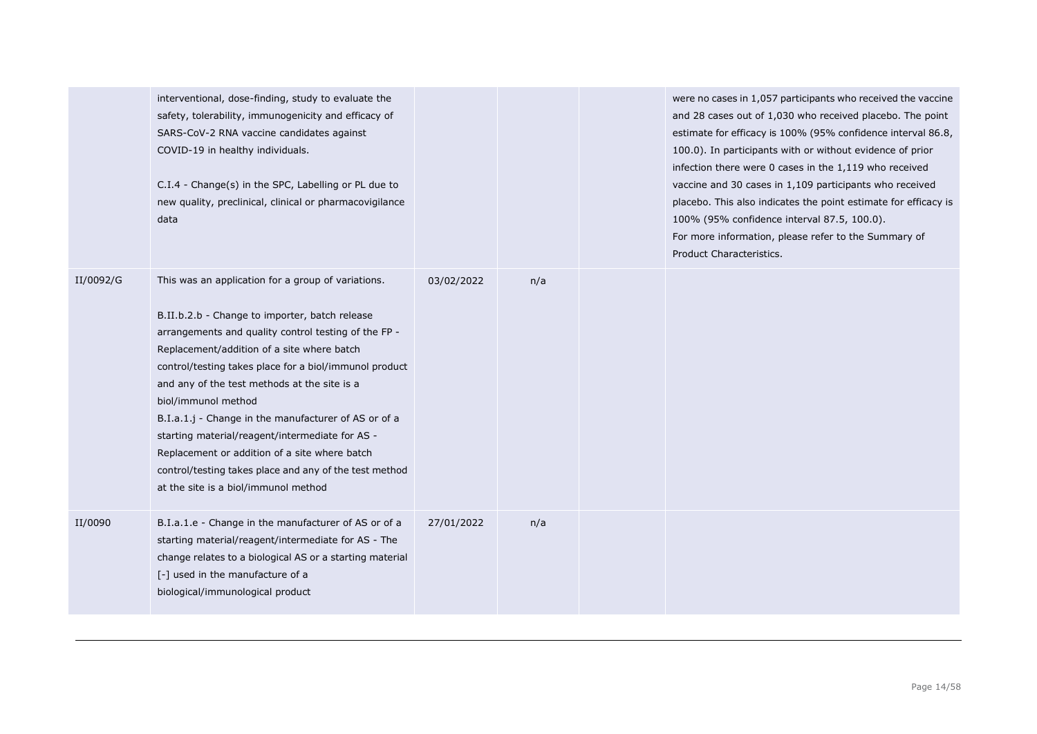| | | | | | |
|---|---|---|---|---|---|
| | interventional, dose-finding, study to evaluate the safety, tolerability, immunogenicity and efficacy of SARS-CoV-2 RNA vaccine candidates against COVID-19 in healthy individuals.<br><br>C.I.4 - Change(s) in the SPC, Labelling or PL due to new quality, preclinical, clinical or pharmacovigilance data | | | | were no cases in 1,057 participants who received the vaccine and 28 cases out of 1,030 who received placebo. The point estimate for efficacy is 100% (95% confidence interval 86.8, 100.0). In participants with or without evidence of prior infection there were 0 cases in the 1,119 who received vaccine and 30 cases in 1,109 participants who received placebo. This also indicates the point estimate for efficacy is 100% (95% confidence interval 87.5, 100.0).<br>For more information, please refer to the Summary of Product Characteristics. |
| II/0092/G | This was an application for a group of variations.<br><br>B.II.b.2.b - Change to importer, batch release arrangements and quality control testing of the FP - Replacement/addition of a site where batch control/testing takes place for a biol/immunol product and any of the test methods at the site is a biol/immunol method<br>B.I.a.1.j - Change in the manufacturer of AS or of a starting material/reagent/intermediate for AS - Replacement or addition of a site where batch control/testing takes place and any of the test method at the site is a biol/immunol method | 03/02/2022 | n/a | | |
| II/0090 | B.I.a.1.e - Change in the manufacturer of AS or of a starting material/reagent/intermediate for AS - The change relates to a biological AS or a starting material [-] used in the manufacture of a biological/immunological product | 27/01/2022 | n/a | | |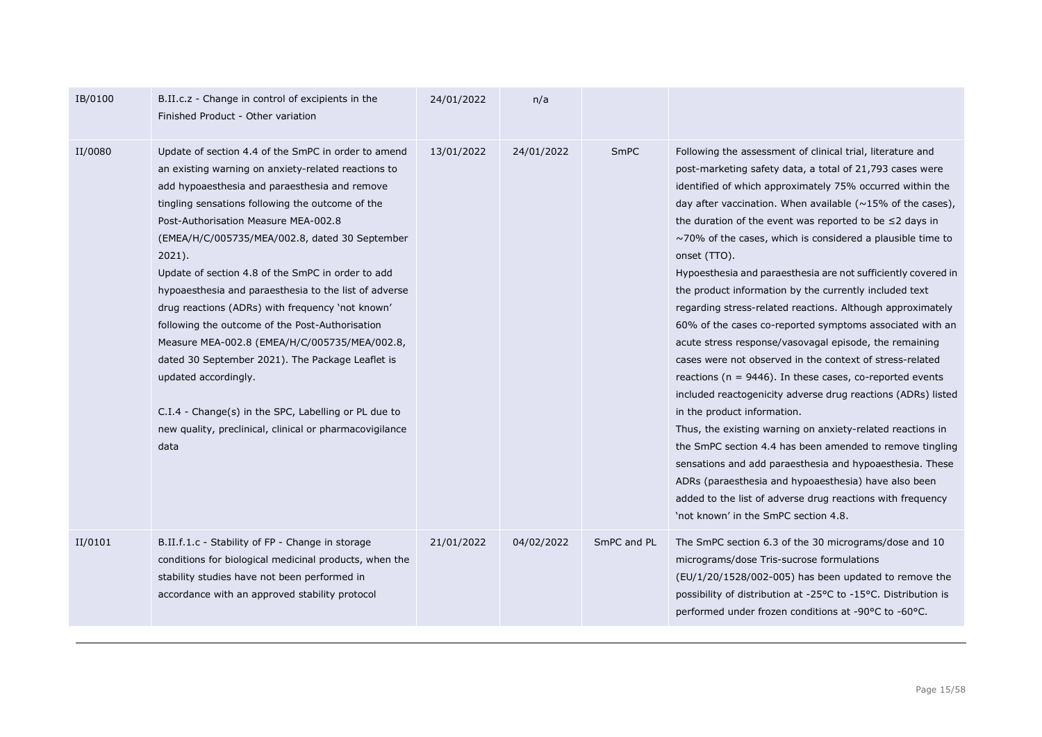| | | | | | |
|---|---|---|---|---|---|
| IB/0100 | B.II.c.z - Change in control of excipients in the Finished Product - Other variation | 24/01/2022 | n/a | | |
| II/0080 | Update of section 4.4 of the SmPC in order to amend an existing warning on anxiety-related reactions to add hypoaesthesia and paraesthesia and remove tingling sensations following the outcome of the Post-Authorisation Measure MEA-002.8 (EMEA/H/C/005735/MEA/002.8, dated 30 September 2021).<br>Update of section 4.8 of the SmPC in order to add hypoaesthesia and paraesthesia to the list of adverse drug reactions (ADRs) with frequency 'not known' following the outcome of the Post-Authorisation Measure MEA-002.8 (EMEA/H/C/005735/MEA/002.8, dated 30 September 2021). The Package Leaflet is updated accordingly.<br><br>C.I.4 - Change(s) in the SPC, Labelling or PL due to new quality, preclinical, clinical or pharmacovigilance data | 13/01/2022 | 24/01/2022 | SmPC | Following the assessment of clinical trial, literature and post-marketing safety data, a total of 21,793 cases were identified of which approximately 75% occurred within the day after vaccination. When available (~15% of the cases), the duration of the event was reported to be ≤2 days in ~70% of the cases, which is considered a plausible time to onset (TTO).<br>Hypoesthesia and paraesthesia are not sufficiently covered in the product information by the currently included text regarding stress-related reactions. Although approximately 60% of the cases co-reported symptoms associated with an acute stress response/vasovagal episode, the remaining cases were not observed in the context of stress-related reactions (n = 9446). In these cases, co-reported events included reactogenicity adverse drug reactions (ADRs) listed in the product information.<br>Thus, the existing warning on anxiety-related reactions in the SmPC section 4.4 has been amended to remove tingling sensations and add paraesthesia and hypoaesthesia. These ADRs (paraesthesia and hypoaesthesia) have also been added to the list of adverse drug reactions with frequency 'not known' in the SmPC section 4.8. |
| II/0101 | B.II.f.1.c - Stability of FP - Change in storage conditions for biological medicinal products, when the stability studies have not been performed in accordance with an approved stability protocol | 21/01/2022 | 04/02/2022 | SmPC and PL | The SmPC section 6.3 of the 30 micrograms/dose and 10 micrograms/dose Tris-sucrose formulations (EU/1/20/1528/002-005) has been updated to remove the possibility of distribution at -25°C to -15°C. Distribution is performed under frozen conditions at -90°C to -60°C. |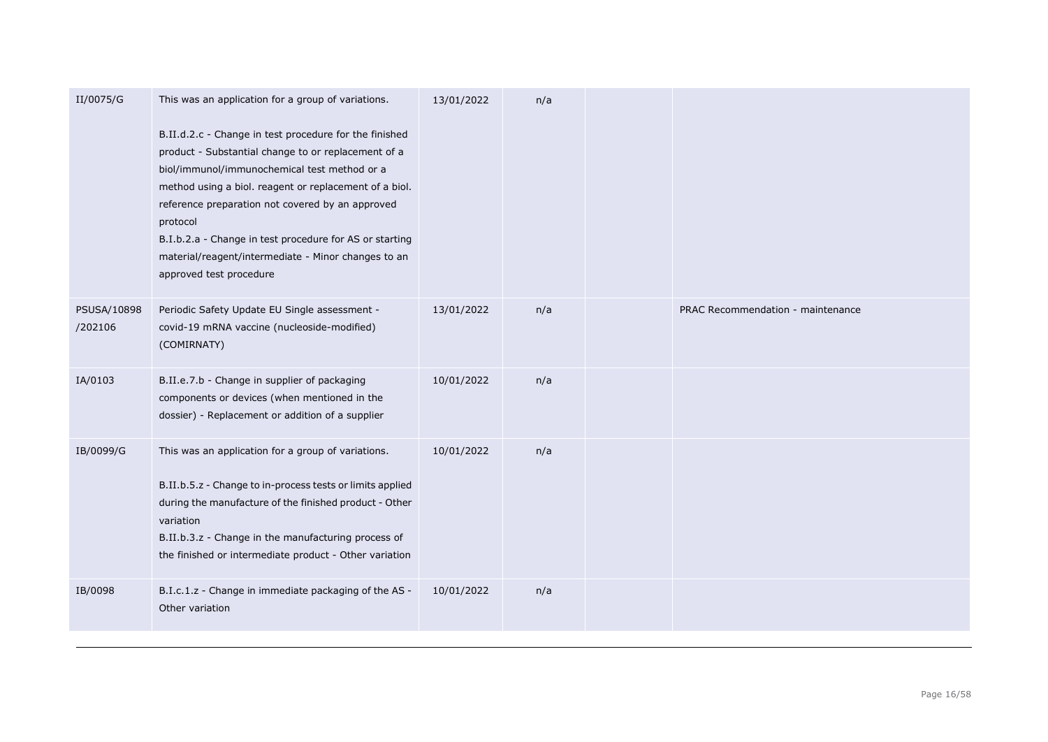| | | | | | |
|---|---|---|---|---|---|
| II/0075/G | This was an application for a group of variations.<br><br>B.II.d.2.c - Change in test procedure for the finished product - Substantial change to or replacement of a biol/immunol/immunochemical test method or a method using a biol. reagent or replacement of a biol. reference preparation not covered by an approved protocol<br>B.I.b.2.a - Change in test procedure for AS or starting material/reagent/intermediate - Minor changes to an approved test procedure | 13/01/2022 | n/a | | |
| PSUSA/10898/202106 | Periodic Safety Update EU Single assessment - covid-19 mRNA vaccine (nucleoside-modified) (COMIRNATY) | 13/01/2022 | n/a | | PRAC Recommendation - maintenance |
| IA/0103 | B.II.e.7.b - Change in supplier of packaging components or devices (when mentioned in the dossier) - Replacement or addition of a supplier | 10/01/2022 | n/a | | |
| IB/0099/G | This was an application for a group of variations.<br><br>B.II.b.5.z - Change to in-process tests or limits applied during the manufacture of the finished product - Other variation<br>B.II.b.3.z - Change in the manufacturing process of the finished or intermediate product - Other variation | 10/01/2022 | n/a | | |
| IB/0098 | B.I.c.1.z - Change in immediate packaging of the AS - Other variation | 10/01/2022 | n/a | | |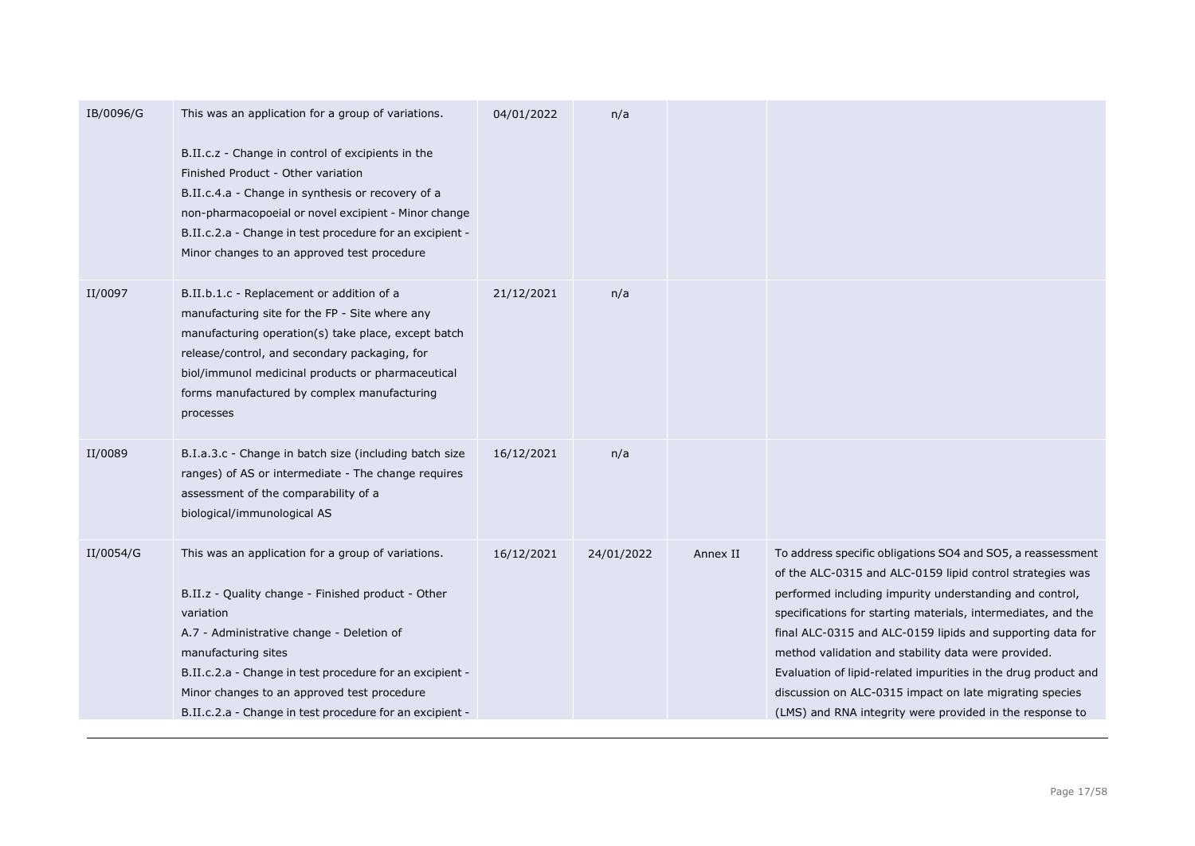| | | | | | |
|---|---|---|---|---|---|
| IB/0096/G | This was an application for a group of variations.<br><br>B.II.c.z - Change in control of excipients in the Finished Product - Other variation<br>B.II.c.4.a - Change in synthesis or recovery of a non-pharmacopoeial or novel excipient - Minor change<br>B.II.c.2.a - Change in test procedure for an excipient - Minor changes to an approved test procedure | 04/01/2022 | n/a | | |
| II/0097 | B.II.b.1.c - Replacement or addition of a manufacturing site for the FP - Site where any manufacturing operation(s) take place, except batch release/control, and secondary packaging, for biol/immunol medicinal products or pharmaceutical forms manufactured by complex manufacturing processes | 21/12/2021 | n/a | | |
| II/0089 | B.I.a.3.c - Change in batch size (including batch size ranges) of AS or intermediate - The change requires assessment of the comparability of a biological/immunological AS | 16/12/2021 | n/a | | |
| II/0054/G | This was an application for a group of variations.<br><br>B.II.z - Quality change - Finished product - Other variation<br>A.7 - Administrative change - Deletion of manufacturing sites<br>B.II.c.2.a - Change in test procedure for an excipient - Minor changes to an approved test procedure<br>B.II.c.2.a - Change in test procedure for an excipient - | 16/12/2021 | 24/01/2022 | Annex II | To address specific obligations SO4 and SO5, a reassessment of the ALC-0315 and ALC-0159 lipid control strategies was performed including impurity understanding and control, specifications for starting materials, intermediates, and the final ALC-0315 and ALC-0159 lipids and supporting data for method validation and stability data were provided. Evaluation of lipid-related impurities in the drug product and discussion on ALC-0315 impact on late migrating species (LMS) and RNA integrity were provided in the response to |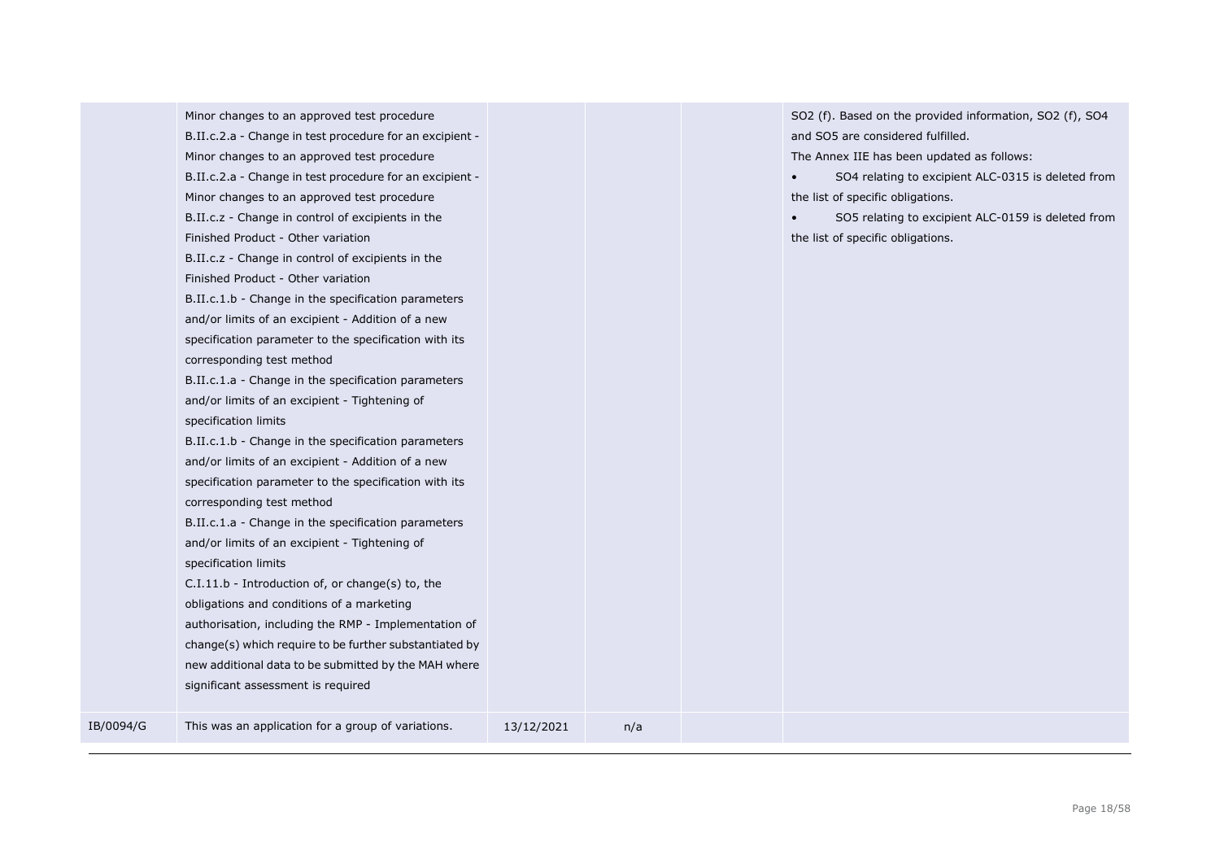| | | | | | |
|---|---|---|---|---|---|
| | Minor changes to an approved test procedure<br>B.II.c.2.a - Change in test procedure for an excipient - Minor changes to an approved test procedure<br>B.II.c.2.a - Change in test procedure for an excipient - Minor changes to an approved test procedure<br>B.II.c.z - Change in control of excipients in the Finished Product - Other variation<br>B.II.c.z - Change in control of excipients in the Finished Product - Other variation<br>B.II.c.1.b - Change in the specification parameters and/or limits of an excipient - Addition of a new specification parameter to the specification with its corresponding test method<br>B.II.c.1.a - Change in the specification parameters and/or limits of an excipient - Tightening of specification limits<br>B.II.c.1.b - Change in the specification parameters and/or limits of an excipient - Addition of a new specification parameter to the specification with its corresponding test method<br>B.II.c.1.a - Change in the specification parameters and/or limits of an excipient - Tightening of specification limits<br>C.I.11.b - Introduction of, or change(s) to, the obligations and conditions of a marketing authorisation, including the RMP - Implementation of change(s) which require to be further substantiated by new additional data to be submitted by the MAH where significant assessment is required | | | | SO2 (f). Based on the provided information, SO2 (f), SO4 and SO5 are considered fulfilled.<br>The Annex IIE has been updated as follows:<br>• SO4 relating to excipient ALC-0315 is deleted from the list of specific obligations.<br>• SO5 relating to excipient ALC-0159 is deleted from the list of specific obligations. |
| IB/0094/G | This was an application for a group of variations. | 13/12/2021 | n/a | | |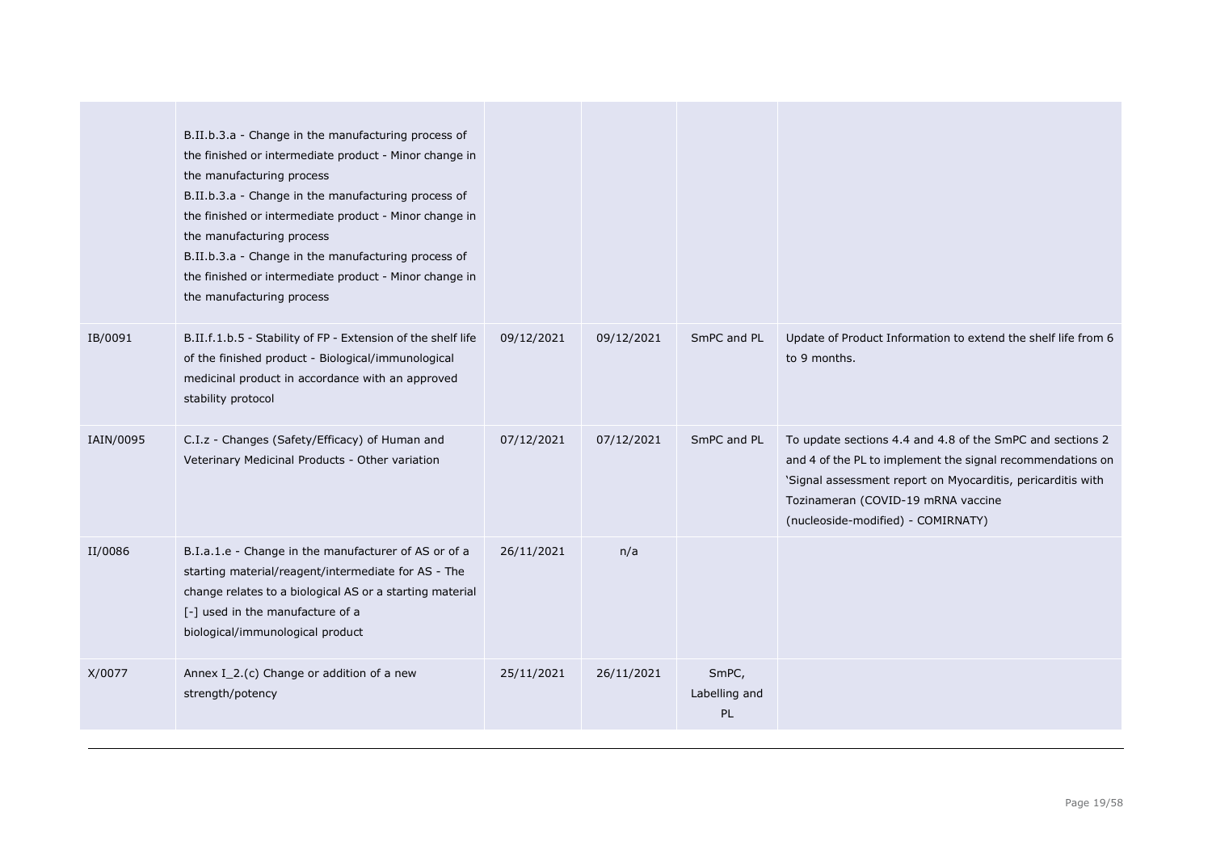| | | | | | |
|---|---|---|---|---|---|
| | B.II.b.3.a - Change in the manufacturing process of the finished or intermediate product - Minor change in the manufacturing process<br>B.II.b.3.a - Change in the manufacturing process of the finished or intermediate product - Minor change in the manufacturing process<br>B.II.b.3.a - Change in the manufacturing process of the finished or intermediate product - Minor change in the manufacturing process | | | | |
| IB/0091 | B.II.f.1.b.5 - Stability of FP - Extension of the shelf life of the finished product - Biological/immunological medicinal product in accordance with an approved stability protocol | 09/12/2021 | 09/12/2021 | SmPC and PL | Update of Product Information to extend the shelf life from 6 to 9 months. |
| IAIN/0095 | C.I.z - Changes (Safety/Efficacy) of Human and Veterinary Medicinal Products - Other variation | 07/12/2021 | 07/12/2021 | SmPC and PL | To update sections 4.4 and 4.8 of the SmPC and sections 2 and 4 of the PL to implement the signal recommendations on 'Signal assessment report on Myocarditis, pericarditis with Tozinameran (COVID-19 mRNA vaccine (nucleoside-modified) - COMIRNATY) |
| II/0086 | B.I.a.1.e - Change in the manufacturer of AS or of a starting material/reagent/intermediate for AS - The change relates to a biological AS or a starting material [-] used in the manufacture of a biological/immunological product | 26/11/2021 | n/a | | |
| X/0077 | Annex I_2.(c) Change or addition of a new strength/potency | 25/11/2021 | 26/11/2021 | SmPC, Labelling and PL | |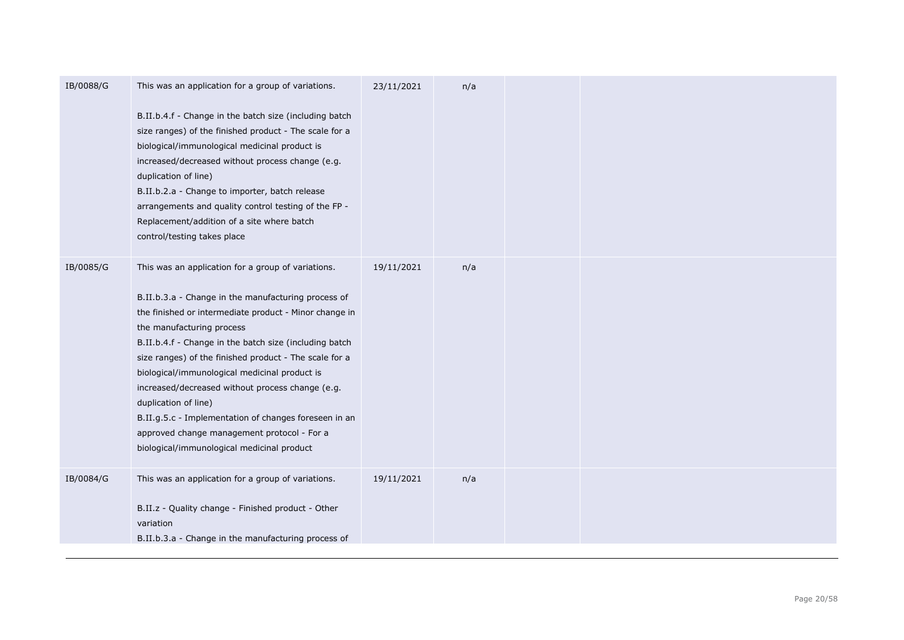| | | | | | |
|---|---|---|---|---|---|
| IB/0088/G | This was an application for a group of variations.<br><br>B.II.b.4.f - Change in the batch size (including batch size ranges) of the finished product - The scale for a biological/immunological medicinal product is increased/decreased without process change (e.g. duplication of line)<br>B.II.b.2.a - Change to importer, batch release arrangements and quality control testing of the FP - Replacement/addition of a site where batch control/testing takes place | 23/11/2021 | n/a | | |
| IB/0085/G | This was an application for a group of variations.<br><br>B.II.b.3.a - Change in the manufacturing process of the finished or intermediate product - Minor change in the manufacturing process<br>B.II.b.4.f - Change in the batch size (including batch size ranges) of the finished product - The scale for a biological/immunological medicinal product is increased/decreased without process change (e.g. duplication of line)<br>B.II.g.5.c - Implementation of changes foreseen in an approved change management protocol - For a biological/immunological medicinal product | 19/11/2021 | n/a | | |
| IB/0084/G | This was an application for a group of variations.<br><br>B.II.z - Quality change - Finished product - Other variation<br>B.II.b.3.a - Change in the manufacturing process of | 19/11/2021 | n/a | | |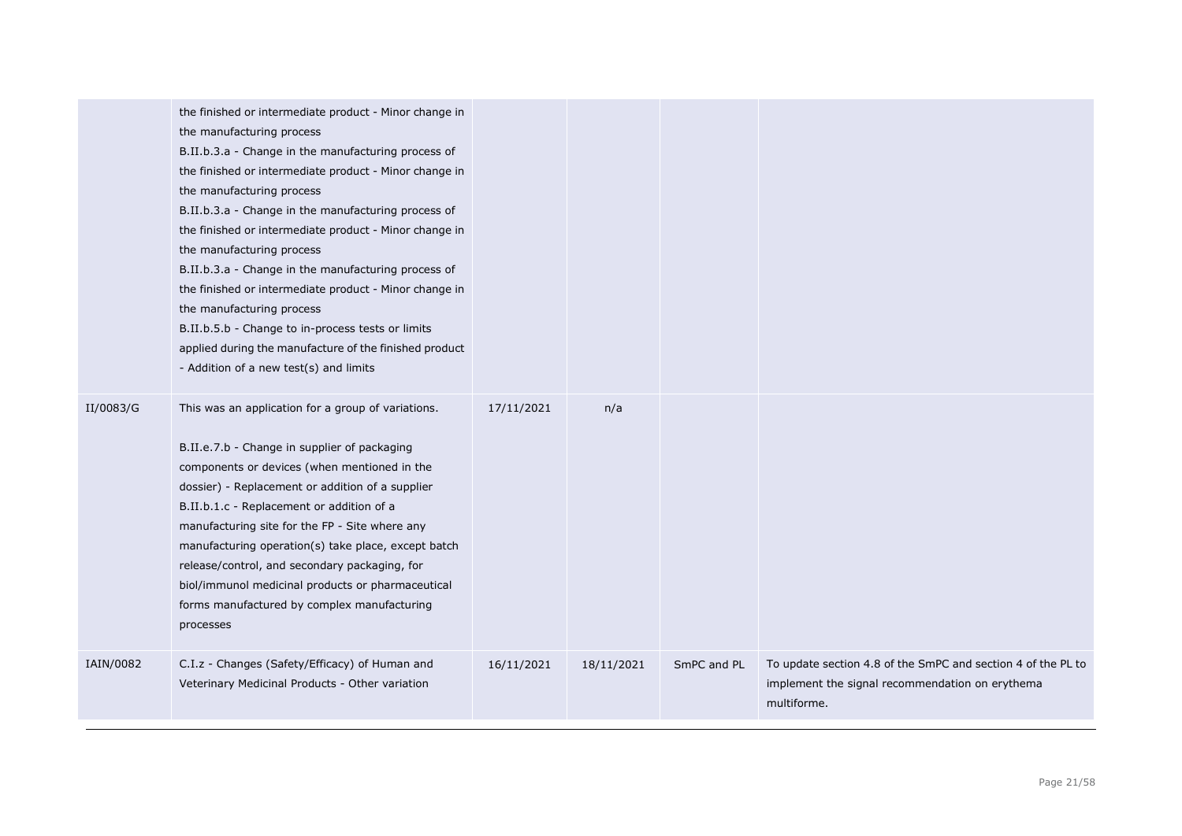| | | | | | |
|---|---|---|---|---|---|
| | the finished or intermediate product - Minor change in the manufacturing process<br>B.II.b.3.a - Change in the manufacturing process of the finished or intermediate product - Minor change in the manufacturing process<br>B.II.b.3.a - Change in the manufacturing process of the finished or intermediate product - Minor change in the manufacturing process<br>B.II.b.3.a - Change in the manufacturing process of the finished or intermediate product - Minor change in the manufacturing process<br>B.II.b.5.b - Change to in-process tests or limits applied during the manufacture of the finished product - Addition of a new test(s) and limits | | | | |
| II/0083/G | This was an application for a group of variations.<br><br>B.II.e.7.b - Change in supplier of packaging components or devices (when mentioned in the dossier) - Replacement or addition of a supplier<br>B.II.b.1.c - Replacement or addition of a manufacturing site for the FP - Site where any manufacturing operation(s) take place, except batch release/control, and secondary packaging, for biol/immunol medicinal products or pharmaceutical forms manufactured by complex manufacturing processes | 17/11/2021 | n/a | | |
| IAIN/0082 | C.I.z - Changes (Safety/Efficacy) of Human and Veterinary Medicinal Products - Other variation | 16/11/2021 | 18/11/2021 | SmPC and PL | To update section 4.8 of the SmPC and section 4 of the PL to implement the signal recommendation on erythema multiforme. |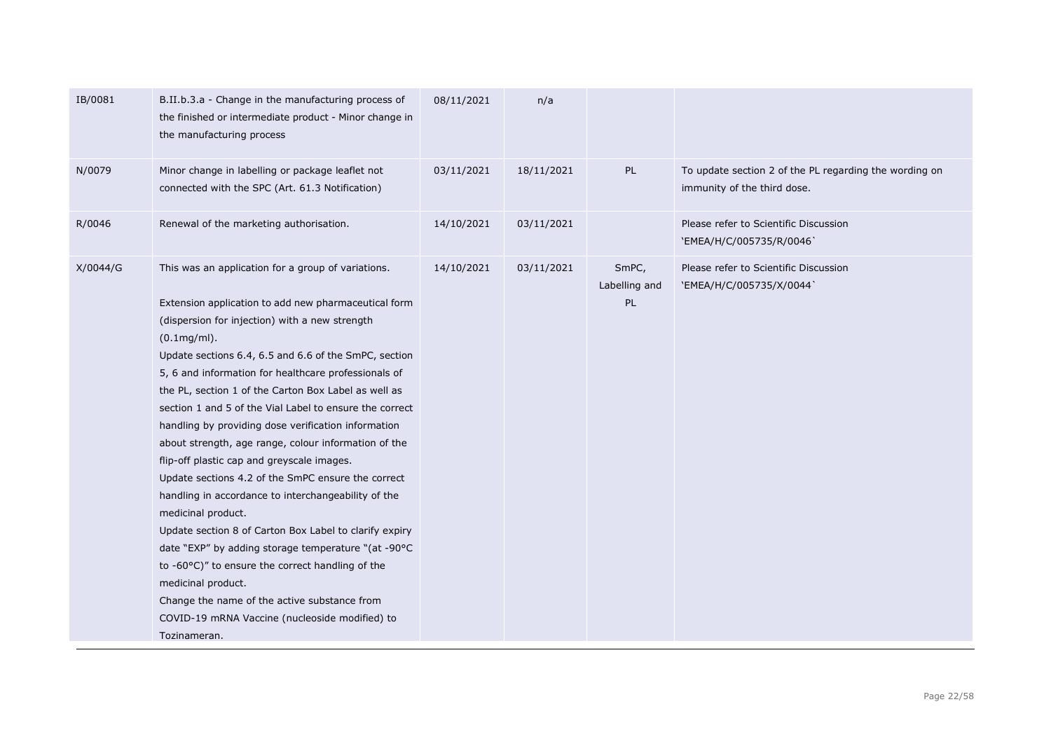| | | | | | |
|---|---|---|---|---|---|
| IB/0081 | B.II.b.3.a - Change in the manufacturing process of the finished or intermediate product - Minor change in the manufacturing process | 08/11/2021 | n/a | | |
| N/0079 | Minor change in labelling or package leaflet not connected with the SPC (Art. 61.3 Notification) | 03/11/2021 | 18/11/2021 | PL | To update section 2 of the PL regarding the wording on immunity of the third dose. |
| R/0046 | Renewal of the marketing authorisation. | 14/10/2021 | 03/11/2021 | | Please refer to Scientific Discussion 'EMEA/H/C/005735/R/0046` |
| X/0044/G | This was an application for a group of variations.<br><br>Extension application to add new pharmaceutical form (dispersion for injection) with a new strength (0.1mg/ml).<br>Update sections 6.4, 6.5 and 6.6 of the SmPC, section 5, 6 and information for healthcare professionals of the PL, section 1 of the Carton Box Label as well as section 1 and 5 of the Vial Label to ensure the correct handling by providing dose verification information about strength, age range, colour information of the flip-off plastic cap and greyscale images.<br>Update sections 4.2 of the SmPC ensure the correct handling in accordance to interchangeability of the medicinal product.<br>Update section 8 of Carton Box Label to clarify expiry date "EXP" by adding storage temperature "(at -90°C to -60°C)" to ensure the correct handling of the medicinal product.<br>Change the name of the active substance from COVID-19 mRNA Vaccine (nucleoside modified) to Tozinameran. | 14/10/2021 | 03/11/2021 | SmPC, Labelling and PL | Please refer to Scientific Discussion 'EMEA/H/C/005735/X/0044` |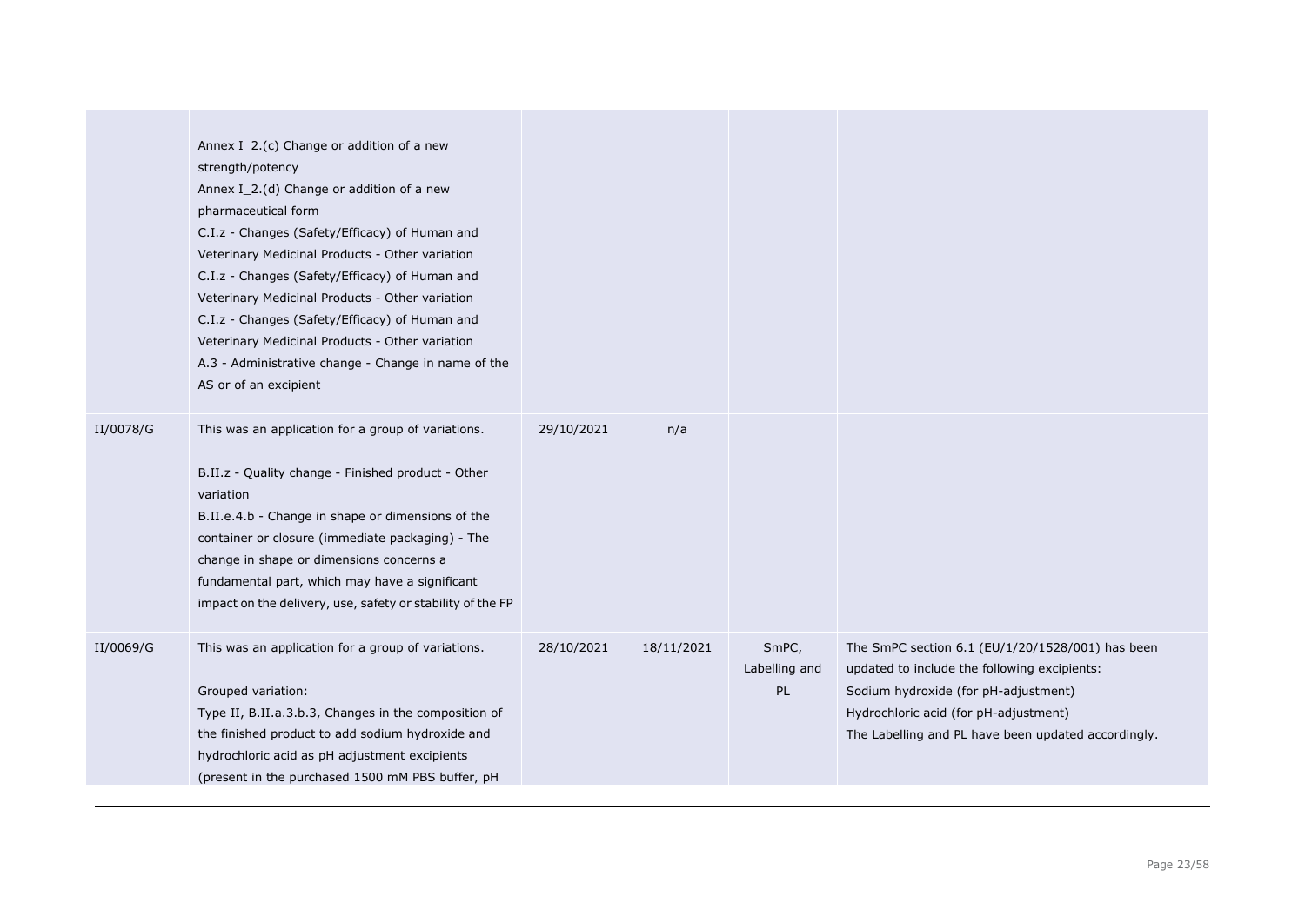| | | | | | |
|---|---|---|---|---|---|
| | Annex I_2.(c) Change or addition of a new strength/potency<br>Annex I_2.(d) Change or addition of a new pharmaceutical form<br>C.I.z - Changes (Safety/Efficacy) of Human and Veterinary Medicinal Products - Other variation<br>C.I.z - Changes (Safety/Efficacy) of Human and Veterinary Medicinal Products - Other variation<br>C.I.z - Changes (Safety/Efficacy) of Human and Veterinary Medicinal Products - Other variation<br>A.3 - Administrative change - Change in name of the AS or of an excipient | | | | |
| II/0078/G | This was an application for a group of variations.<br><br>B.II.z - Quality change - Finished product - Other variation<br>B.II.e.4.b - Change in shape or dimensions of the container or closure (immediate packaging) - The change in shape or dimensions concerns a fundamental part, which may have a significant impact on the delivery, use, safety or stability of the FP | 29/10/2021 | n/a | | |
| II/0069/G | This was an application for a group of variations.<br><br>Grouped variation:<br>Type II, B.II.a.3.b.3, Changes in the composition of the finished product to add sodium hydroxide and hydrochloric acid as pH adjustment excipients (present in the purchased 1500 mM PBS buffer, pH | 28/10/2021 | 18/11/2021 | SmPC, Labelling and PL | The SmPC section 6.1 (EU/1/20/1528/001) has been updated to include the following excipients:<br>Sodium hydroxide (for pH-adjustment)<br>Hydrochloric acid (for pH-adjustment)<br>The Labelling and PL have been updated accordingly. |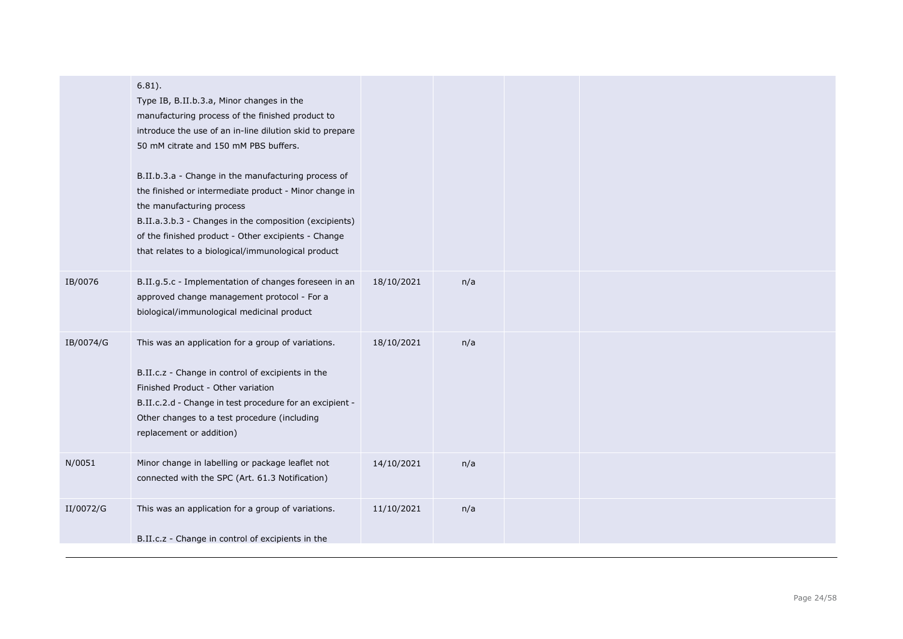| | | | | | |
|---|---|---|---|---|---|
| | 6.81).<br>Type IB, B.II.b.3.a, Minor changes in the manufacturing process of the finished product to introduce the use of an in-line dilution skid to prepare 50 mM citrate and 150 mM PBS buffers.<br><br>B.II.b.3.a - Change in the manufacturing process of the finished or intermediate product - Minor change in the manufacturing process<br>B.II.a.3.b.3 - Changes in the composition (excipients) of the finished product - Other excipients - Change that relates to a biological/immunological product | | | | |
| IB/0076 | B.II.g.5.c - Implementation of changes foreseen in an approved change management protocol - For a biological/immunological medicinal product | 18/10/2021 | n/a | | |
| IB/0074/G | This was an application for a group of variations.<br><br>B.II.c.z - Change in control of excipients in the Finished Product - Other variation<br>B.II.c.2.d - Change in test procedure for an excipient - Other changes to a test procedure (including replacement or addition) | 18/10/2021 | n/a | | |
| N/0051 | Minor change in labelling or package leaflet not connected with the SPC (Art. 61.3 Notification) | 14/10/2021 | n/a | | |
| II/0072/G | This was an application for a group of variations.<br><br>B.II.c.z - Change in control of excipients in the | 11/10/2021 | n/a | | |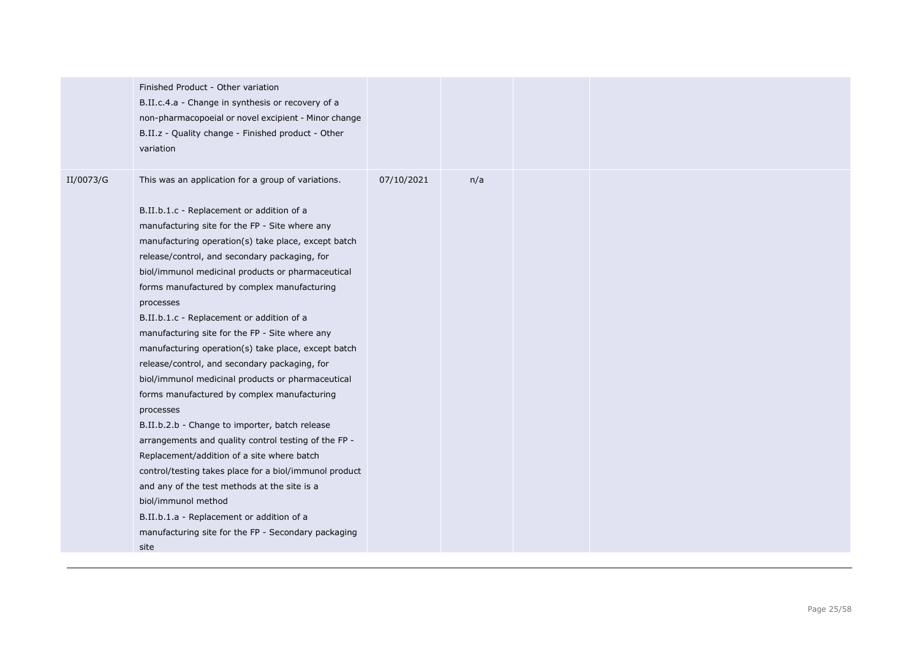| | | | | | |
|---|---|---|---|---|---|
| | Finished Product - Other variation<br>B.II.c.4.a - Change in synthesis or recovery of a non-pharmacopoeial or novel excipient - Minor change<br>B.II.z - Quality change - Finished product - Other variation | | | | |
| II/0073/G | This was an application for a group of variations.<br><br>B.II.b.1.c - Replacement or addition of a manufacturing site for the FP - Site where any manufacturing operation(s) take place, except batch release/control, and secondary packaging, for biol/immunol medicinal products or pharmaceutical forms manufactured by complex manufacturing processes<br>B.II.b.1.c - Replacement or addition of a manufacturing site for the FP - Site where any manufacturing operation(s) take place, except batch release/control, and secondary packaging, for biol/immunol medicinal products or pharmaceutical forms manufactured by complex manufacturing processes<br>B.II.b.2.b - Change to importer, batch release arrangements and quality control testing of the FP - Replacement/addition of a site where batch control/testing takes place for a biol/immunol product and any of the test methods at the site is a biol/immunol method<br>B.II.b.1.a - Replacement or addition of a manufacturing site for the FP - Secondary packaging site | 07/10/2021 | n/a | | |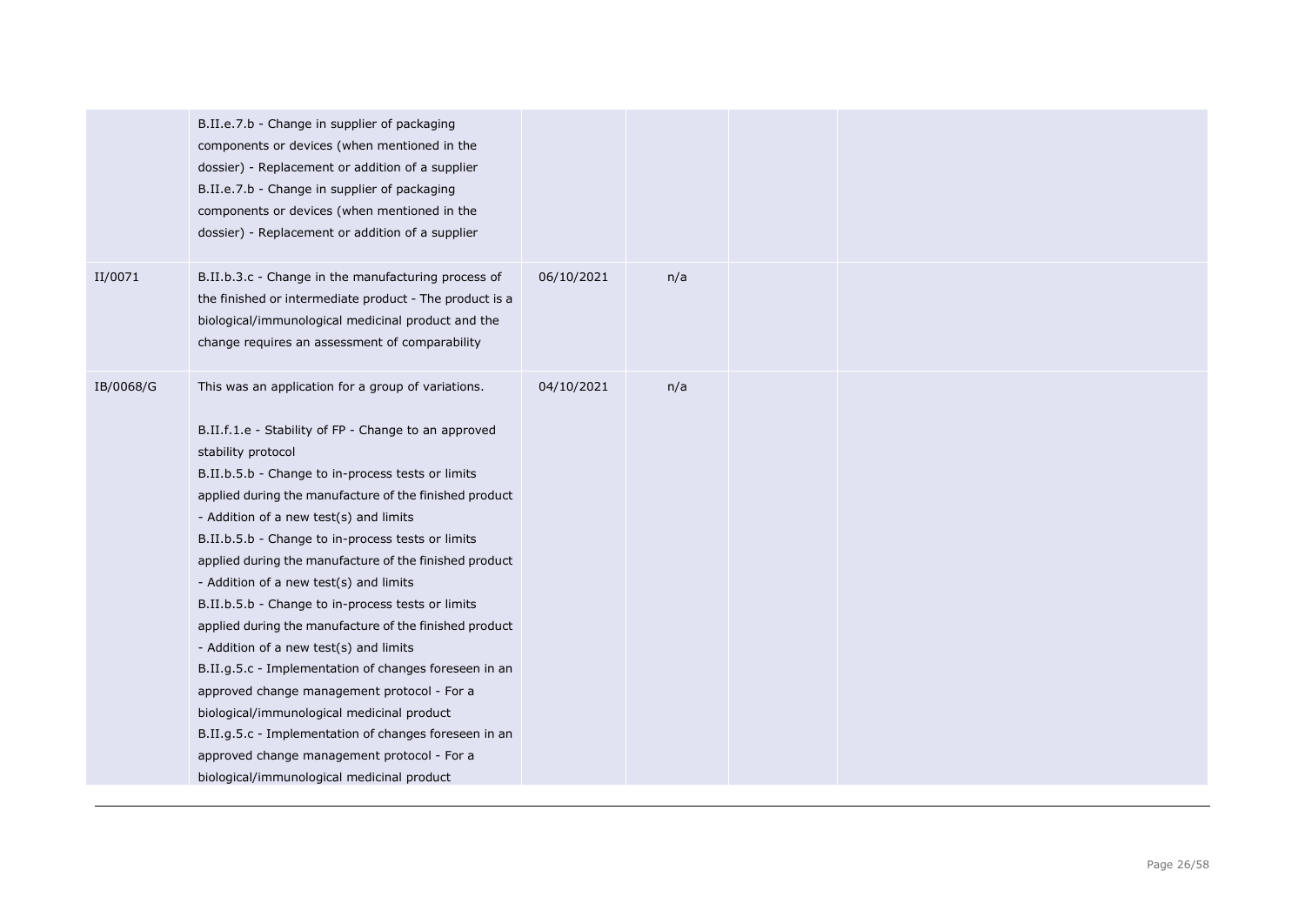| | | | | | |
|---|---|---|---|---|---|
| | B.II.e.7.b - Change in supplier of packaging components or devices (when mentioned in the dossier) - Replacement or addition of a supplier<br>B.II.e.7.b - Change in supplier of packaging components or devices (when mentioned in the dossier) - Replacement or addition of a supplier | | | | |
| II/0071 | B.II.b.3.c - Change in the manufacturing process of the finished or intermediate product - The product is a biological/immunological medicinal product and the change requires an assessment of comparability | 06/10/2021 | n/a | | |
| IB/0068/G | This was an application for a group of variations.<br><br>B.II.f.1.e - Stability of FP - Change to an approved stability protocol<br>B.II.b.5.b - Change to in-process tests or limits applied during the manufacture of the finished product - Addition of a new test(s) and limits<br>B.II.b.5.b - Change to in-process tests or limits applied during the manufacture of the finished product - Addition of a new test(s) and limits<br>B.II.b.5.b - Change to in-process tests or limits applied during the manufacture of the finished product - Addition of a new test(s) and limits<br>B.II.g.5.c - Implementation of changes foreseen in an approved change management protocol - For a biological/immunological medicinal product<br>B.II.g.5.c - Implementation of changes foreseen in an approved change management protocol - For a biological/immunological medicinal product | 04/10/2021 | n/a | | |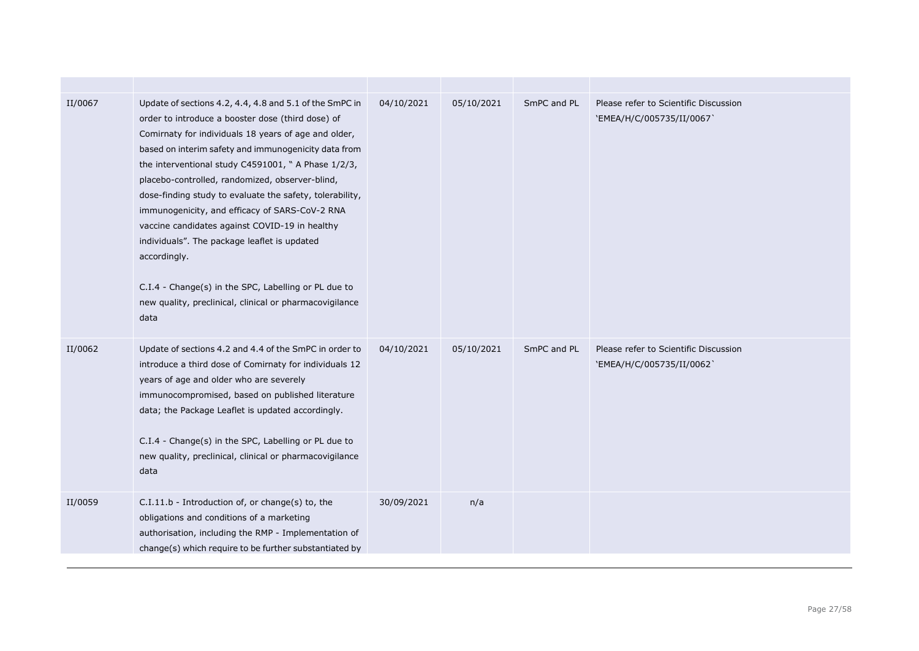| | | | | | |
|---|---|---|---|---|---|
| II/0067 | Update of sections 4.2, 4.4, 4.8 and 5.1 of the SmPC in order to introduce a booster dose (third dose) of Comirnaty for individuals 18 years of age and older, based on interim safety and immunogenicity data from the interventional study C4591001, " A Phase 1/2/3, placebo-controlled, randomized, observer-blind, dose-finding study to evaluate the safety, tolerability, immunogenicity, and efficacy of SARS-CoV-2 RNA vaccine candidates against COVID-19 in healthy individuals". The package leaflet is updated accordingly.<br><br>C.I.4 - Change(s) in the SPC, Labelling or PL due to new quality, preclinical, clinical or pharmacovigilance data | 04/10/2021 | 05/10/2021 | SmPC and PL | Please refer to Scientific Discussion 'EMEA/H/C/005735/II/0067` |
| II/0062 | Update of sections 4.2 and 4.4 of the SmPC in order to introduce a third dose of Comirnaty for individuals 12 years of age and older who are severely immunocompromised, based on published literature data; the Package Leaflet is updated accordingly.<br><br>C.I.4 - Change(s) in the SPC, Labelling or PL due to new quality, preclinical, clinical or pharmacovigilance data | 04/10/2021 | 05/10/2021 | SmPC and PL | Please refer to Scientific Discussion 'EMEA/H/C/005735/II/0062` |
| II/0059 | C.I.11.b - Introduction of, or change(s) to, the obligations and conditions of a marketing authorisation, including the RMP - Implementation of change(s) which require to be further substantiated by | 30/09/2021 | n/a | | |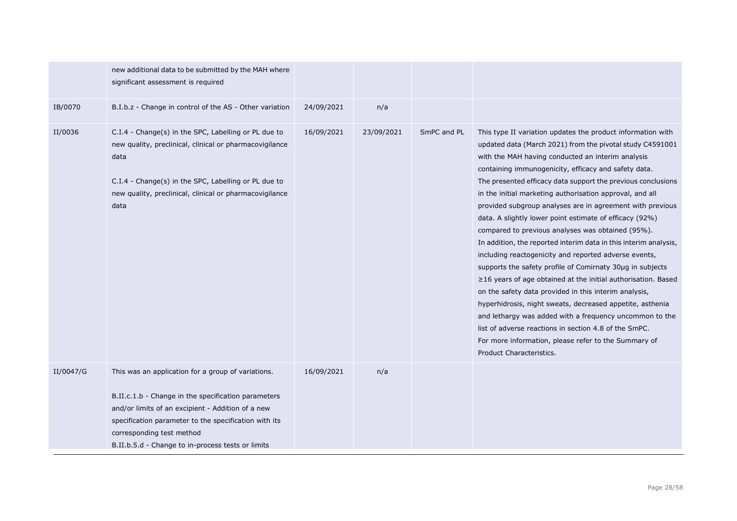| | | | | | |
|---|---|---|---|---|---|
| | new additional data to be submitted by the MAH where significant assessment is required | | | | |
| IB/0070 | B.I.b.z - Change in control of the AS - Other variation | 24/09/2021 | n/a | | |
| II/0036 | C.I.4 - Change(s) in the SPC, Labelling or PL due to new quality, preclinical, clinical or pharmacovigilance data<br><br>C.I.4 - Change(s) in the SPC, Labelling or PL due to new quality, preclinical, clinical or pharmacovigilance data | 16/09/2021 | 23/09/2021 | SmPC and PL | This type II variation updates the product information with updated data (March 2021) from the pivotal study C4591001 with the MAH having conducted an interim analysis containing immunogenicity, efficacy and safety data.<br>The presented efficacy data support the previous conclusions in the initial marketing authorisation approval, and all provided subgroup analyses are in agreement with previous data. A slightly lower point estimate of efficacy (92%) compared to previous analyses was obtained (95%).<br>In addition, the reported interim data in this interim analysis, including reactogenicity and reported adverse events, supports the safety profile of Comirnaty 30µg in subjects ≥16 years of age obtained at the initial authorisation. Based on the safety data provided in this interim analysis, hyperhidrosis, night sweats, decreased appetite, asthenia and lethargy was added with a frequency uncommon to the list of adverse reactions in section 4.8 of the SmPC.<br>For more information, please refer to the Summary of Product Characteristics. |
| II/0047/G | This was an application for a group of variations.<br><br>B.II.c.1.b - Change in the specification parameters and/or limits of an excipient - Addition of a new specification parameter to the specification with its corresponding test method<br>B.II.b.5.d - Change to in-process tests or limits | 16/09/2021 | n/a | | |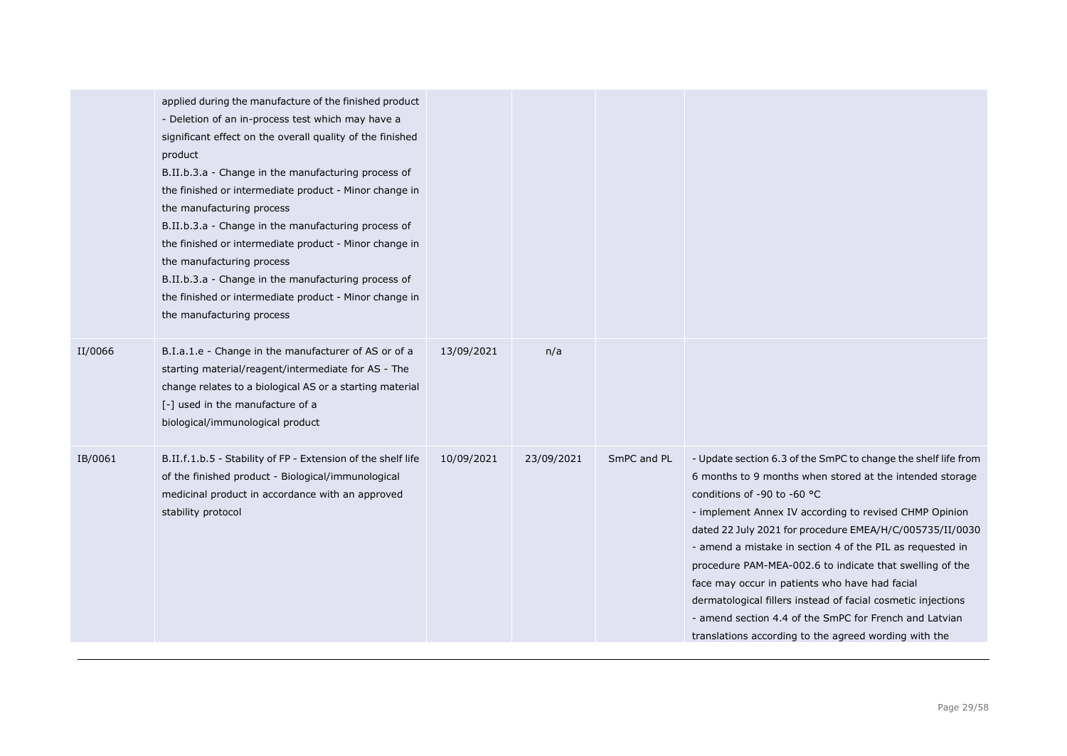| | | | | | |
|---|---|---|---|---|---|
| | applied during the manufacture of the finished product - Deletion of an in-process test which may have a significant effect on the overall quality of the finished product<br>B.II.b.3.a - Change in the manufacturing process of the finished or intermediate product - Minor change in the manufacturing process<br>B.II.b.3.a - Change in the manufacturing process of the finished or intermediate product - Minor change in the manufacturing process<br>B.II.b.3.a - Change in the manufacturing process of the finished or intermediate product - Minor change in the manufacturing process | | | | |
| II/0066 | B.I.a.1.e - Change in the manufacturer of AS or of a starting material/reagent/intermediate for AS - The change relates to a biological AS or a starting material [-] used in the manufacture of a biological/immunological product | 13/09/2021 | n/a | | |
| IB/0061 | B.II.f.1.b.5 - Stability of FP - Extension of the shelf life of the finished product - Biological/immunological medicinal product in accordance with an approved stability protocol | 10/09/2021 | 23/09/2021 | SmPC and PL | - Update section 6.3 of the SmPC to change the shelf life from 6 months to 9 months when stored at the intended storage conditions of -90 to -60 °C<br>- implement Annex IV according to revised CHMP Opinion dated 22 July 2021 for procedure EMEA/H/C/005735/II/0030<br>- amend a mistake in section 4 of the PIL as requested in procedure PAM-MEA-002.6 to indicate that swelling of the face may occur in patients who have had facial dermatological fillers instead of facial cosmetic injections<br>- amend section 4.4 of the SmPC for French and Latvian translations according to the agreed wording with the |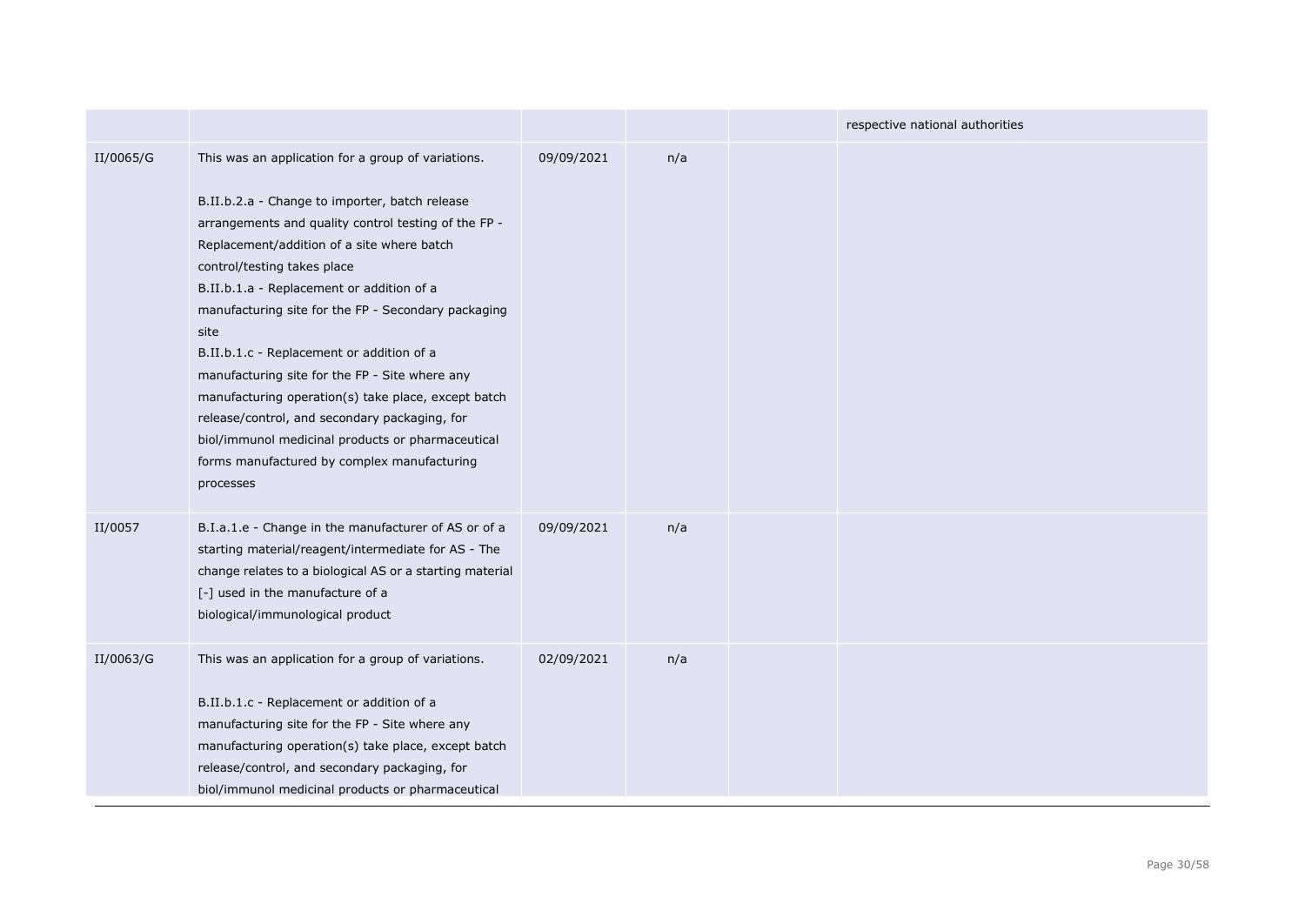| | | | | | |
|---|---|---|---|---|---|
| | | | | | respective national authorities |
| II/0065/G | This was an application for a group of variations.<br><br>B.II.b.2.a - Change to importer, batch release arrangements and quality control testing of the FP - Replacement/addition of a site where batch control/testing takes place<br>B.II.b.1.a - Replacement or addition of a manufacturing site for the FP - Secondary packaging site<br>B.II.b.1.c - Replacement or addition of a manufacturing site for the FP - Site where any manufacturing operation(s) take place, except batch release/control, and secondary packaging, for biol/immunol medicinal products or pharmaceutical forms manufactured by complex manufacturing processes | 09/09/2021 | n/a | | |
| II/0057 | B.I.a.1.e - Change in the manufacturer of AS or of a starting material/reagent/intermediate for AS - The change relates to a biological AS or a starting material [-] used in the manufacture of a biological/immunological product | 09/09/2021 | n/a | | |
| II/0063/G | This was an application for a group of variations.<br><br>B.II.b.1.c - Replacement or addition of a manufacturing site for the FP - Site where any manufacturing operation(s) take place, except batch release/control, and secondary packaging, for biol/immunol medicinal products or pharmaceutical | 02/09/2021 | n/a | | |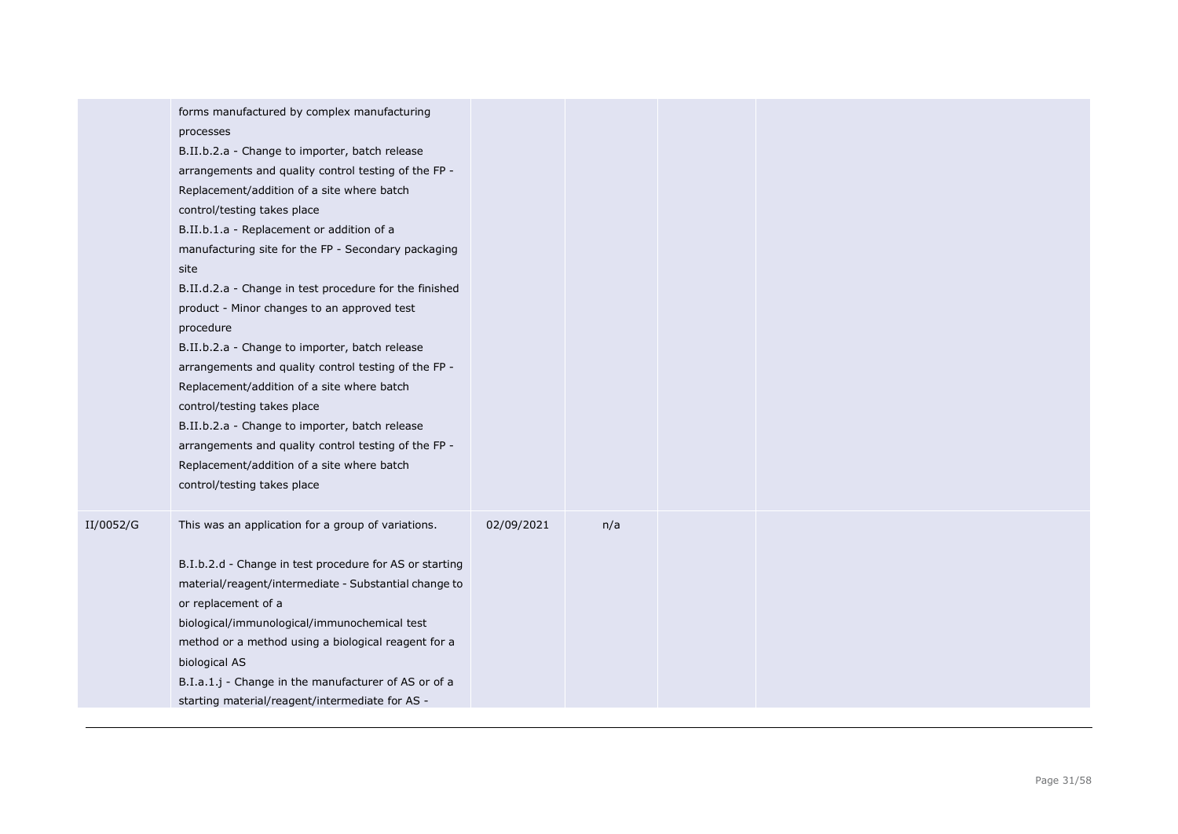| | | | | | |
|---|---|---|---|---|---|
| | forms manufactured by complex manufacturing processes<br>B.II.b.2.a - Change to importer, batch release arrangements and quality control testing of the FP - Replacement/addition of a site where batch control/testing takes place<br>B.II.b.1.a - Replacement or addition of a manufacturing site for the FP - Secondary packaging site<br>B.II.d.2.a - Change in test procedure for the finished product - Minor changes to an approved test procedure<br>B.II.b.2.a - Change to importer, batch release arrangements and quality control testing of the FP - Replacement/addition of a site where batch control/testing takes place<br>B.II.b.2.a - Change to importer, batch release arrangements and quality control testing of the FP - Replacement/addition of a site where batch control/testing takes place | | | | |
| II/0052/G | This was an application for a group of variations.<br><br>B.I.b.2.d - Change in test procedure for AS or starting material/reagent/intermediate - Substantial change to or replacement of a biological/immunological/immunochemical test method or a method using a biological reagent for a biological AS<br>B.I.a.1.j - Change in the manufacturer of AS or of a starting material/reagent/intermediate for AS - | 02/09/2021 | n/a | | |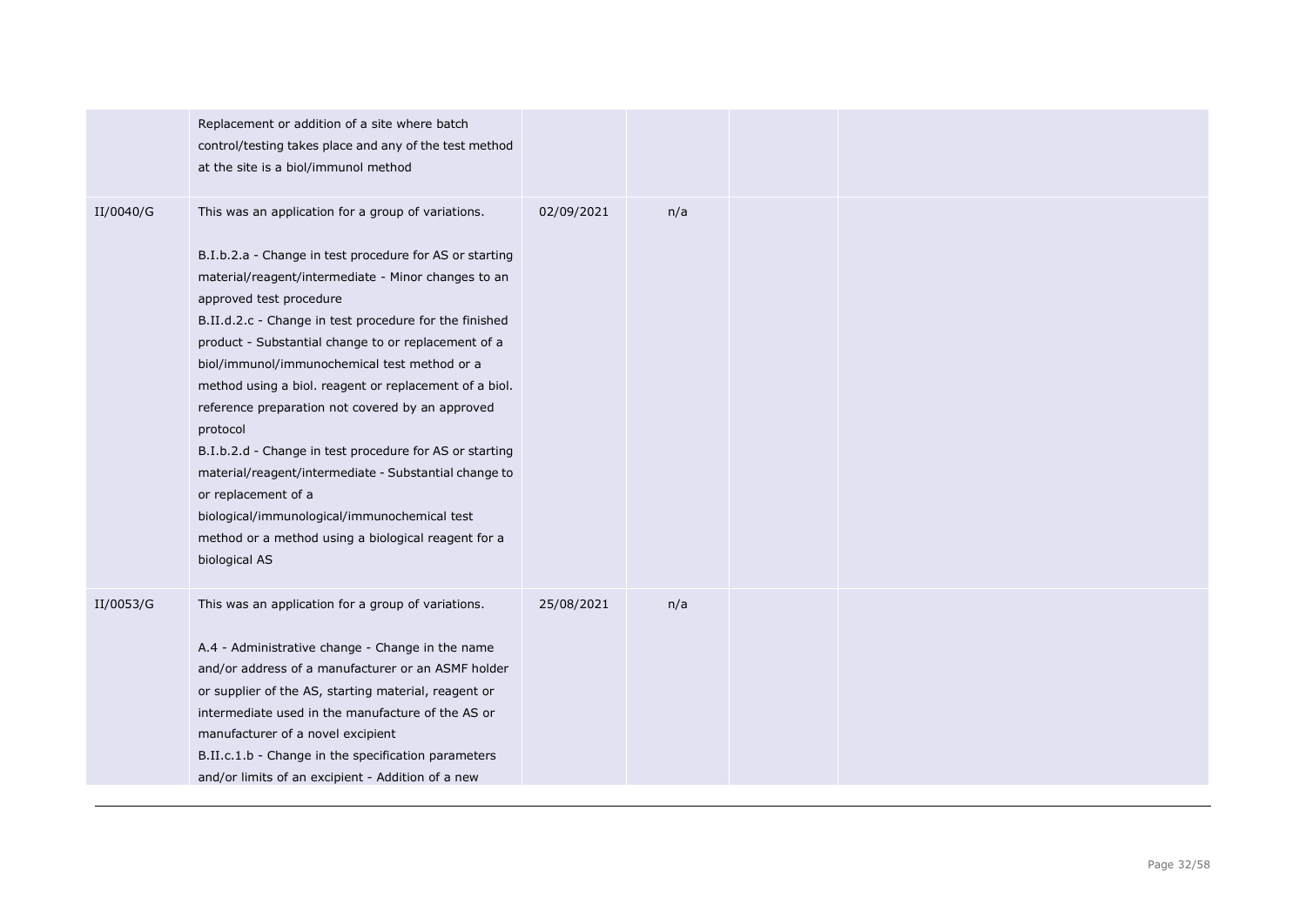| | | | | | |
|---|---|---|---|---|---|
| | Replacement or addition of a site where batch control/testing takes place and any of the test method at the site is a biol/immunol method | | | | |
| II/0040/G | This was an application for a group of variations.<br><br>B.I.b.2.a - Change in test procedure for AS or starting material/reagent/intermediate - Minor changes to an approved test procedure<br>B.II.d.2.c - Change in test procedure for the finished product - Substantial change to or replacement of a biol/immunol/immunochemical test method or a method using a biol. reagent or replacement of a biol. reference preparation not covered by an approved protocol<br>B.I.b.2.d - Change in test procedure for AS or starting material/reagent/intermediate - Substantial change to or replacement of a biological/immunological/immunochemical test method or a method using a biological reagent for a biological AS | 02/09/2021 | n/a | | |
| II/0053/G | This was an application for a group of variations.<br><br>A.4 - Administrative change - Change in the name and/or address of a manufacturer or an ASMF holder or supplier of the AS, starting material, reagent or intermediate used in the manufacture of the AS or manufacturer of a novel excipient<br>B.II.c.1.b - Change in the specification parameters and/or limits of an excipient - Addition of a new | 25/08/2021 | n/a | | |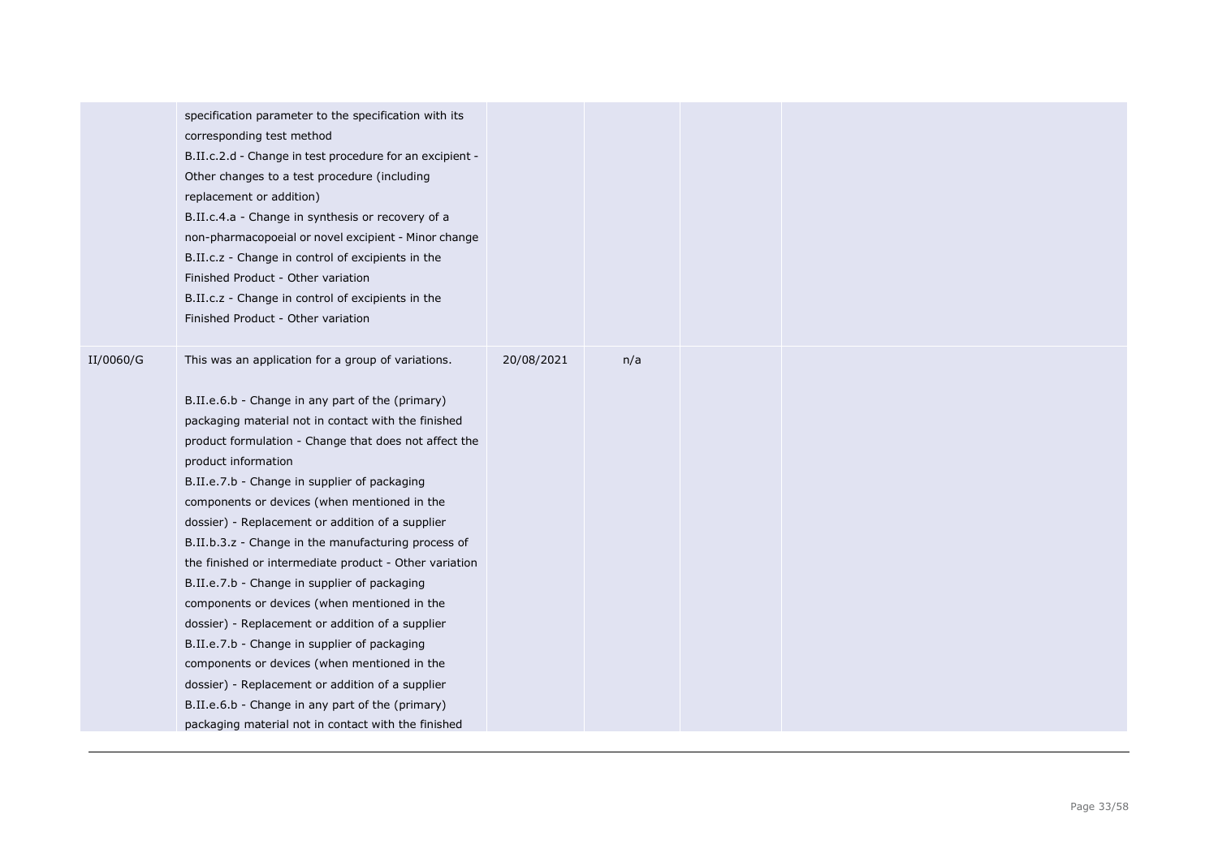| | | | | | |
|---|---|---|---|---|---|
| | specification parameter to the specification with its corresponding test method<br>B.II.c.2.d - Change in test procedure for an excipient - Other changes to a test procedure (including replacement or addition)<br>B.II.c.4.a - Change in synthesis or recovery of a non-pharmacopoeial or novel excipient - Minor change<br>B.II.c.z - Change in control of excipients in the Finished Product - Other variation<br>B.II.c.z - Change in control of excipients in the Finished Product - Other variation | | | | |
| II/0060/G | This was an application for a group of variations.<br><br>B.II.e.6.b - Change in any part of the (primary) packaging material not in contact with the finished product formulation - Change that does not affect the product information<br>B.II.e.7.b - Change in supplier of packaging components or devices (when mentioned in the dossier) - Replacement or addition of a supplier<br>B.II.b.3.z - Change in the manufacturing process of the finished or intermediate product - Other variation<br>B.II.e.7.b - Change in supplier of packaging components or devices (when mentioned in the dossier) - Replacement or addition of a supplier<br>B.II.e.7.b - Change in supplier of packaging components or devices (when mentioned in the dossier) - Replacement or addition of a supplier<br>B.II.e.6.b - Change in any part of the (primary) packaging material not in contact with the finished | 20/08/2021 | n/a | | |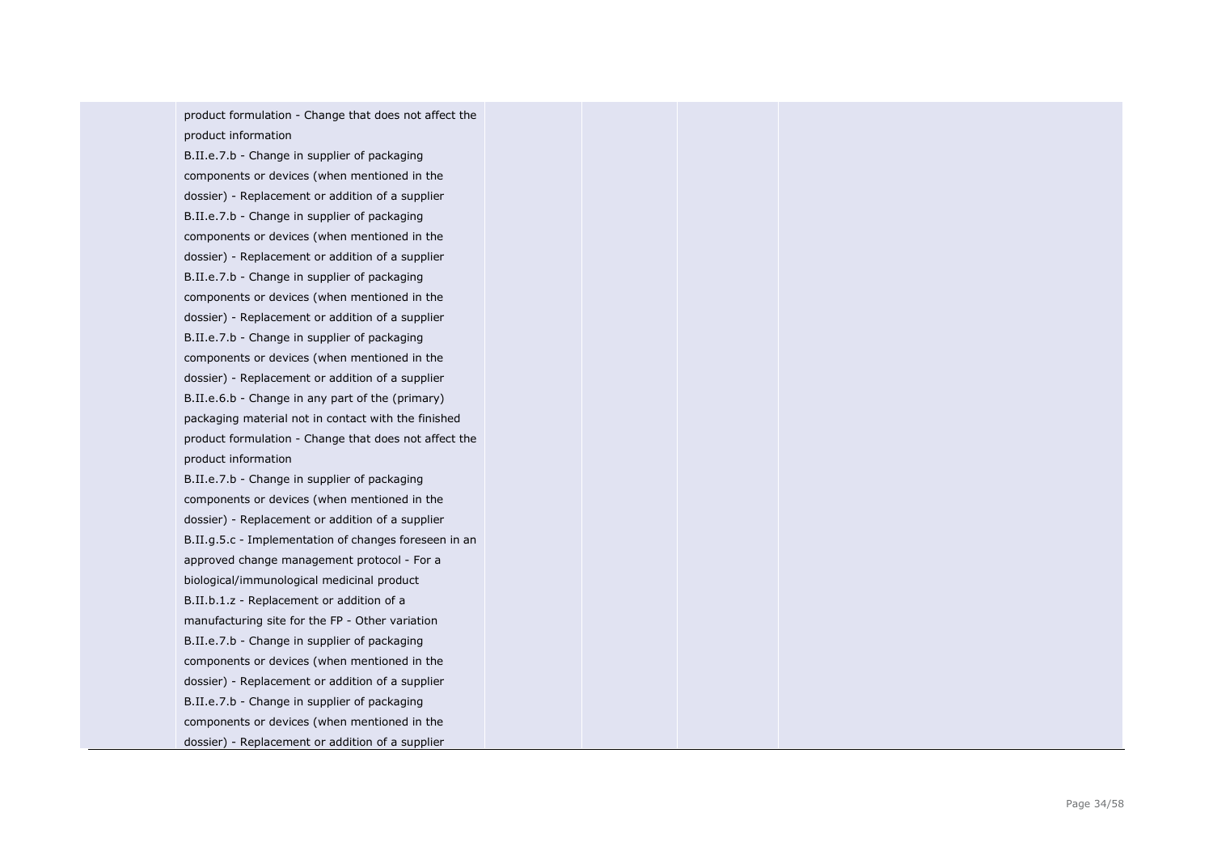| | | | | |
|---|---|---|---|---|
| | product formulation - Change that does not affect the product information<br>B.II.e.7.b - Change in supplier of packaging components or devices (when mentioned in the dossier) - Replacement or addition of a supplier<br>B.II.e.7.b - Change in supplier of packaging components or devices (when mentioned in the dossier) - Replacement or addition of a supplier<br>B.II.e.7.b - Change in supplier of packaging components or devices (when mentioned in the dossier) - Replacement or addition of a supplier<br>B.II.e.7.b - Change in supplier of packaging components or devices (when mentioned in the dossier) - Replacement or addition of a supplier<br>B.II.e.6.b - Change in any part of the (primary) packaging material not in contact with the finished product formulation - Change that does not affect the product information<br>B.II.e.7.b - Change in supplier of packaging components or devices (when mentioned in the dossier) - Replacement or addition of a supplier<br>B.II.g.5.c - Implementation of changes foreseen in an approved change management protocol - For a biological/immunological medicinal product<br>B.II.b.1.z - Replacement or addition of a manufacturing site for the FP - Other variation<br>B.II.e.7.b - Change in supplier of packaging components or devices (when mentioned in the dossier) - Replacement or addition of a supplier<br>B.II.e.7.b - Change in supplier of packaging components or devices (when mentioned in the dossier) - Replacement or addition of a supplier | | | |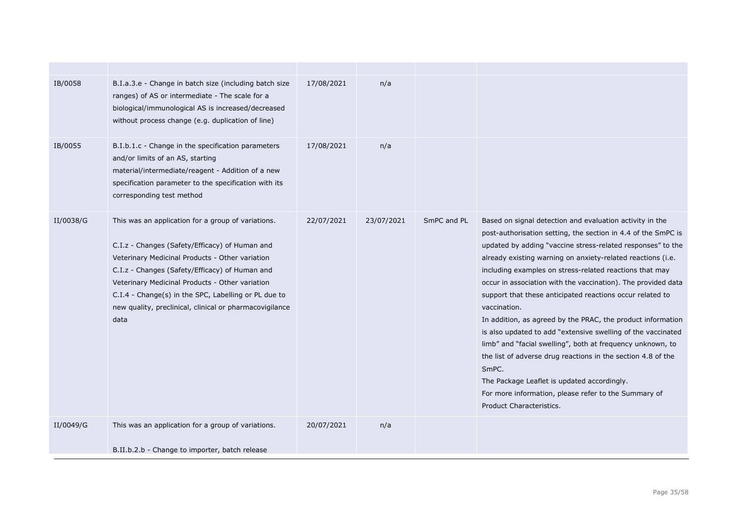| | | | | | |
|---|---|---|---|---|---|
| IB/0058 | B.I.a.3.e - Change in batch size (including batch size ranges) of AS or intermediate - The scale for a biological/immunological AS is increased/decreased without process change (e.g. duplication of line) | 17/08/2021 | n/a | | |
| IB/0055 | B.I.b.1.c - Change in the specification parameters and/or limits of an AS, starting material/intermediate/reagent - Addition of a new specification parameter to the specification with its corresponding test method | 17/08/2021 | n/a | | |
| II/0038/G | This was an application for a group of variations.<br><br>C.I.z - Changes (Safety/Efficacy) of Human and Veterinary Medicinal Products - Other variation<br>C.I.z - Changes (Safety/Efficacy) of Human and Veterinary Medicinal Products - Other variation<br>C.I.4 - Change(s) in the SPC, Labelling or PL due to new quality, preclinical, clinical or pharmacovigilance data | 22/07/2021 | 23/07/2021 | SmPC and PL | Based on signal detection and evaluation activity in the post-authorisation setting, the section in 4.4 of the SmPC is updated by adding "vaccine stress-related responses" to the already existing warning on anxiety-related reactions (i.e. including examples on stress-related reactions that may occur in association with the vaccination). The provided data support that these anticipated reactions occur related to vaccination.<br>In addition, as agreed by the PRAC, the product information is also updated to add "extensive swelling of the vaccinated limb" and "facial swelling", both at frequency unknown, to the list of adverse drug reactions in the section 4.8 of the SmPC.<br>The Package Leaflet is updated accordingly.<br>For more information, please refer to the Summary of Product Characteristics. |
| II/0049/G | This was an application for a group of variations.<br><br>B.II.b.2.b - Change to importer, batch release | 20/07/2021 | n/a | | |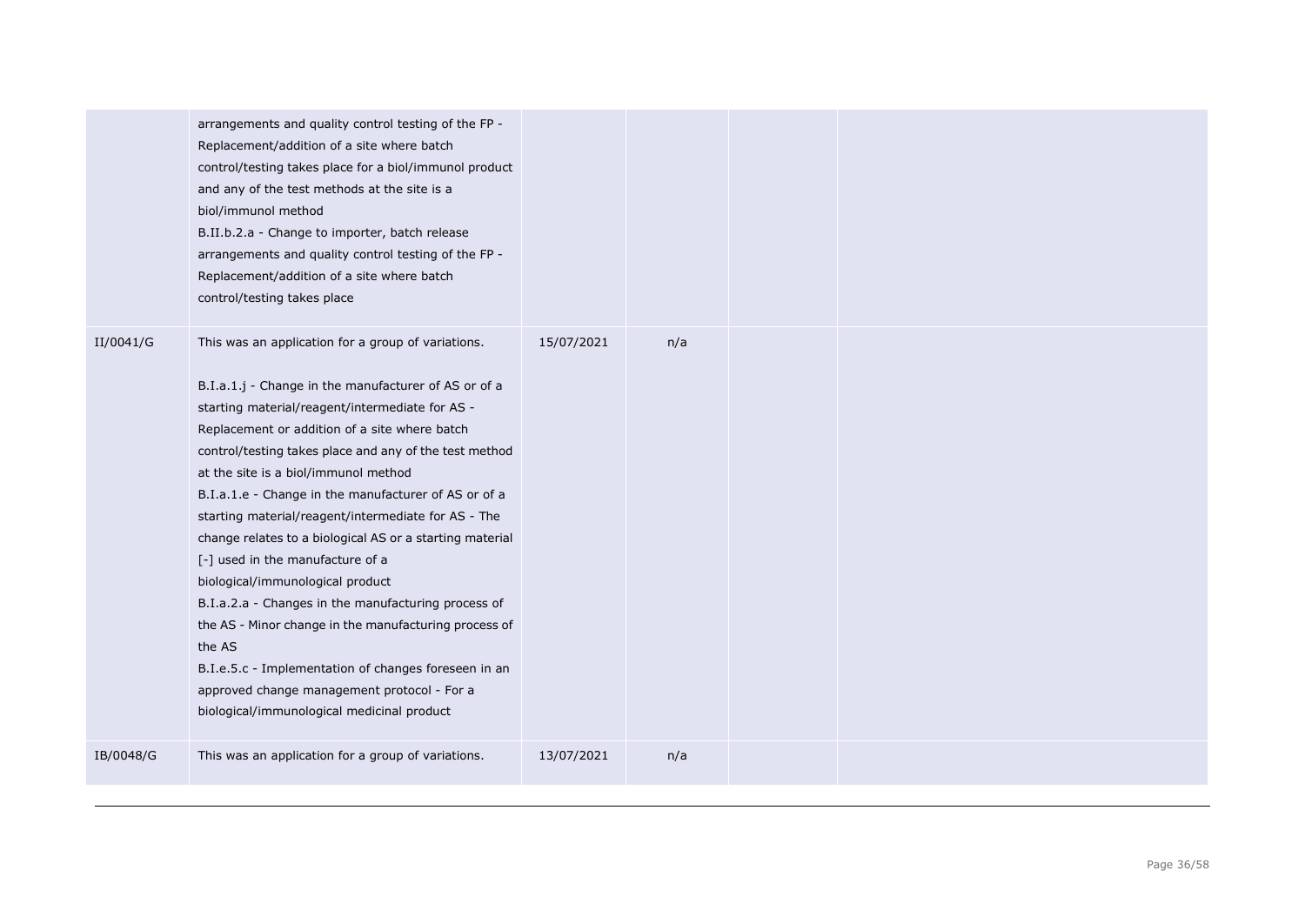| | | | | | |
|---|---|---|---|---|---|
| | arrangements and quality control testing of the FP - Replacement/addition of a site where batch control/testing takes place for a biol/immunol product and any of the test methods at the site is a biol/immunol method<br>B.II.b.2.a - Change to importer, batch release arrangements and quality control testing of the FP - Replacement/addition of a site where batch control/testing takes place | | | | |
| II/0041/G | This was an application for a group of variations.<br><br>B.I.a.1.j - Change in the manufacturer of AS or of a starting material/reagent/intermediate for AS - Replacement or addition of a site where batch control/testing takes place and any of the test method at the site is a biol/immunol method<br>B.I.a.1.e - Change in the manufacturer of AS or of a starting material/reagent/intermediate for AS - The change relates to a biological AS or a starting material [-] used in the manufacture of a biological/immunological product<br>B.I.a.2.a - Changes in the manufacturing process of the AS - Minor change in the manufacturing process of the AS<br>B.I.e.5.c - Implementation of changes foreseen in an approved change management protocol - For a biological/immunological medicinal product | 15/07/2021 | n/a | | |
| IB/0048/G | This was an application for a group of variations. | 13/07/2021 | n/a | | |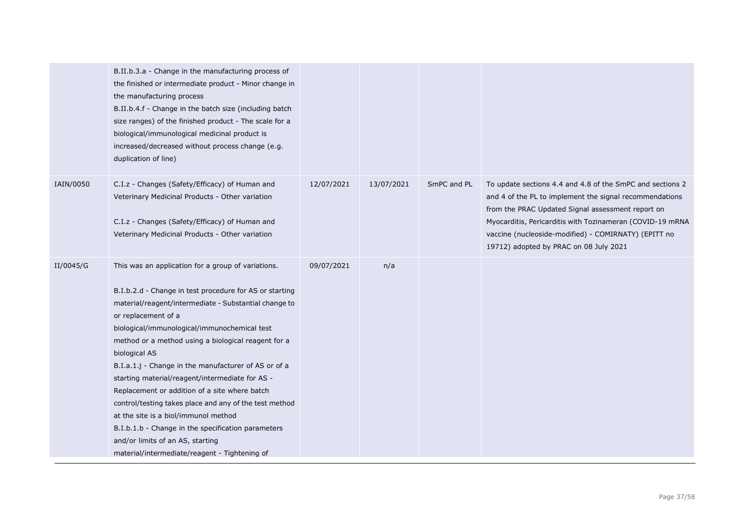| | | | | | |
|---|---|---|---|---|---|
| | B.II.b.3.a - Change in the manufacturing process of the finished or intermediate product - Minor change in the manufacturing process<br>B.II.b.4.f - Change in the batch size (including batch size ranges) of the finished product - The scale for a biological/immunological medicinal product is increased/decreased without process change (e.g. duplication of line) | | | | |
| IAIN/0050 | C.I.z - Changes (Safety/Efficacy) of Human and Veterinary Medicinal Products - Other variation<br><br>C.I.z - Changes (Safety/Efficacy) of Human and Veterinary Medicinal Products - Other variation | 12/07/2021 | 13/07/2021 | SmPC and PL | To update sections 4.4 and 4.8 of the SmPC and sections 2 and 4 of the PL to implement the signal recommendations from the PRAC Updated Signal assessment report on Myocarditis, Pericarditis with Tozinameran (COVID-19 mRNA vaccine (nucleoside-modified) - COMIRNATY) (EPITT no 19712) adopted by PRAC on 08 July 2021 |
| II/0045/G | This was an application for a group of variations.<br><br>B.I.b.2.d - Change in test procedure for AS or starting material/reagent/intermediate - Substantial change to or replacement of a biological/immunological/immunochemical test method or a method using a biological reagent for a biological AS<br>B.I.a.1.j - Change in the manufacturer of AS or of a starting material/reagent/intermediate for AS - Replacement or addition of a site where batch control/testing takes place and any of the test method at the site is a biol/immunol method<br>B.I.b.1.b - Change in the specification parameters and/or limits of an AS, starting material/intermediate/reagent - Tightening of | 09/07/2021 | n/a | | |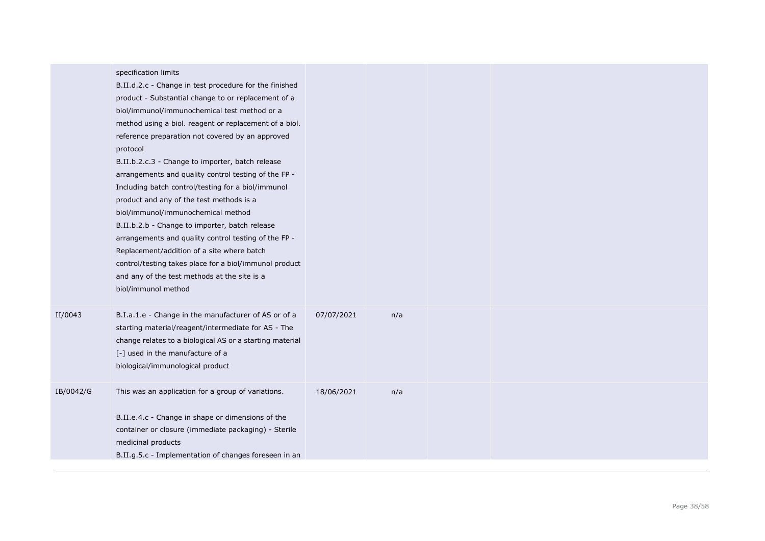|  |  |  |  |  |  |
|---|---|---|---|---|---|
|  | specification limits<br>B.II.d.2.c - Change in test procedure for the finished product - Substantial change to or replacement of a biol/immunol/immunochemical test method or a method using a biol. reagent or replacement of a biol. reference preparation not covered by an approved protocol<br>B.II.b.2.c.3 - Change to importer, batch release arrangements and quality control testing of the FP - Including batch control/testing for a biol/immunol product and any of the test methods is a biol/immunol/immunochemical method<br>B.II.b.2.b - Change to importer, batch release arrangements and quality control testing of the FP - Replacement/addition of a site where batch control/testing takes place for a biol/immunol product and any of the test methods at the site is a biol/immunol method |  |  |  |  |
| II/0043 | B.I.a.1.e - Change in the manufacturer of AS or of a starting material/reagent/intermediate for AS - The change relates to a biological AS or a starting material [-] used in the manufacture of a biological/immunological product | 07/07/2021 | n/a |  |  |
| IB/0042/G | This was an application for a group of variations.<br><br>B.II.e.4.c - Change in shape or dimensions of the container or closure (immediate packaging) - Sterile medicinal products<br>B.II.g.5.c - Implementation of changes foreseen in an | 18/06/2021 | n/a |  |  |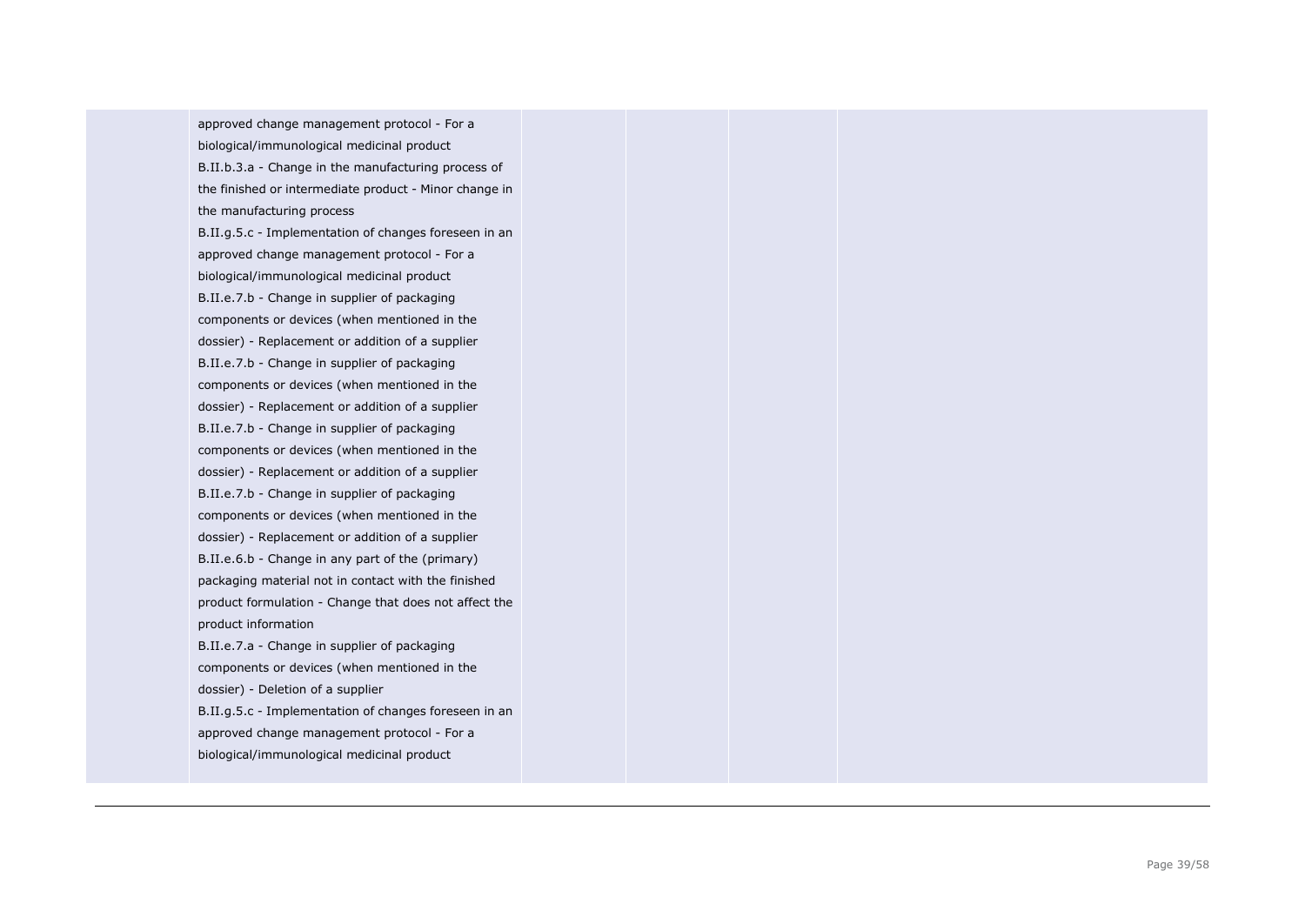|  | approved change management protocol - For a biological/immunological medicinal product<br>B.II.b.3.a - Change in the manufacturing process of the finished or intermediate product - Minor change in the manufacturing process<br>B.II.g.5.c - Implementation of changes foreseen in an approved change management protocol - For a biological/immunological medicinal product<br>B.II.e.7.b - Change in supplier of packaging components or devices (when mentioned in the dossier) - Replacement or addition of a supplier<br>B.II.e.7.b - Change in supplier of packaging components or devices (when mentioned in the dossier) - Replacement or addition of a supplier<br>B.II.e.7.b - Change in supplier of packaging components or devices (when mentioned in the dossier) - Replacement or addition of a supplier<br>B.II.e.7.b - Change in supplier of packaging components or devices (when mentioned in the dossier) - Replacement or addition of a supplier<br>B.II.e.6.b - Change in any part of the (primary) packaging material not in contact with the finished product formulation - Change that does not affect the product information<br>B.II.e.7.a - Change in supplier of packaging components or devices (when mentioned in the dossier) - Deletion of a supplier<br>B.II.g.5.c - Implementation of changes foreseen in an approved change management protocol - For a biological/immunological medicinal product |  |  |  |  |
|---|---|---|---|---|---|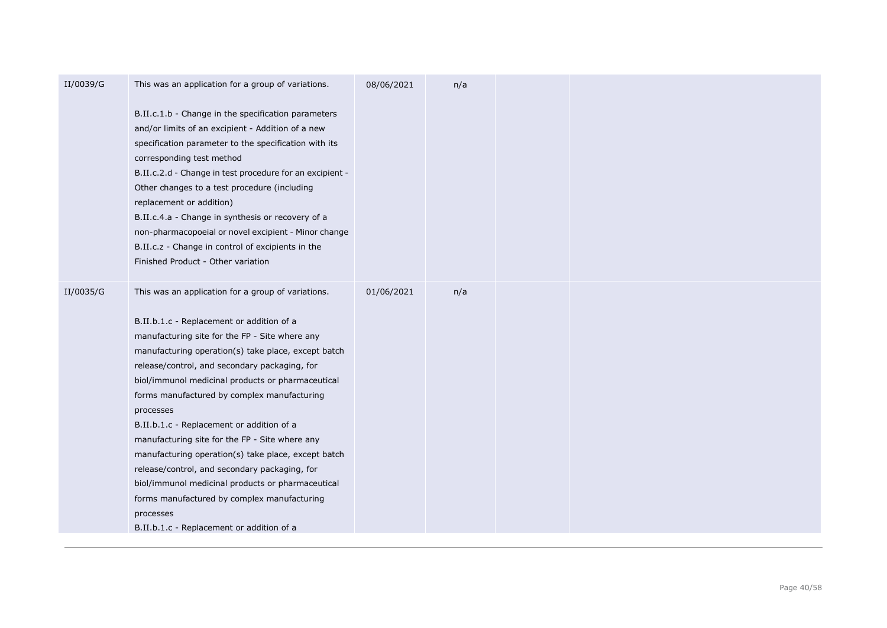| | | | | | |
|---|---|---|---|---|---|
| II/0039/G | This was an application for a group of variations.<br><br>B.II.c.1.b - Change in the specification parameters and/or limits of an excipient - Addition of a new specification parameter to the specification with its corresponding test method<br>B.II.c.2.d - Change in test procedure for an excipient - Other changes to a test procedure (including replacement or addition)<br>B.II.c.4.a - Change in synthesis or recovery of a non-pharmacopoeial or novel excipient - Minor change<br>B.II.c.z - Change in control of excipients in the Finished Product - Other variation | 08/06/2021 | n/a | | |
| II/0035/G | This was an application for a group of variations.<br><br>B.II.b.1.c - Replacement or addition of a manufacturing site for the FP - Site where any manufacturing operation(s) take place, except batch release/control, and secondary packaging, for biol/immunol medicinal products or pharmaceutical forms manufactured by complex manufacturing processes<br>B.II.b.1.c - Replacement or addition of a manufacturing site for the FP - Site where any manufacturing operation(s) take place, except batch release/control, and secondary packaging, for biol/immunol medicinal products or pharmaceutical forms manufactured by complex manufacturing processes<br>B.II.b.1.c - Replacement or addition of a | 01/06/2021 | n/a | | |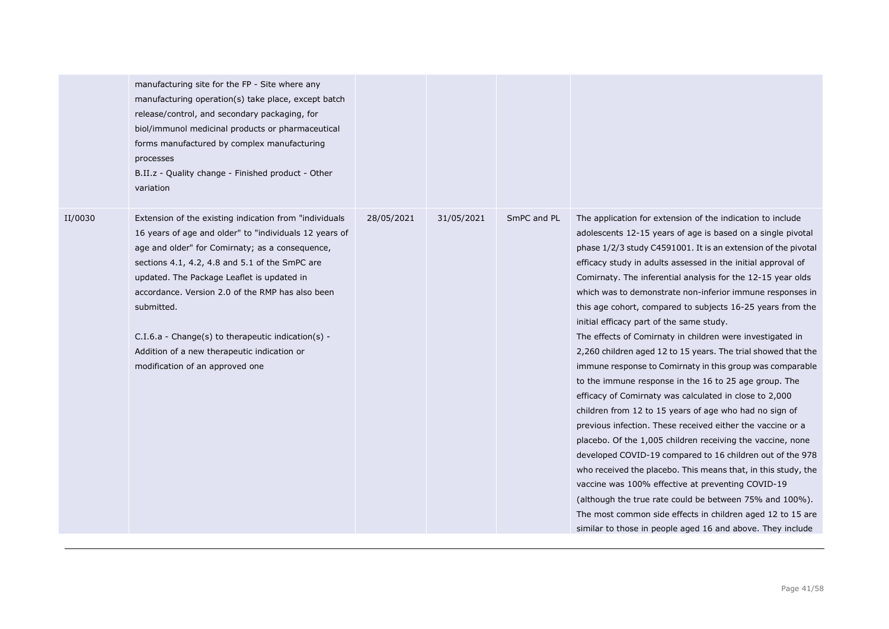| | | | | | |
|---|---|---|---|---|---|
| | manufacturing site for the FP - Site where any manufacturing operation(s) take place, except batch release/control, and secondary packaging, for biol/immunol medicinal products or pharmaceutical forms manufactured by complex manufacturing processes<br>B.II.z - Quality change - Finished product - Other variation | | | | |
| II/0030 | Extension of the existing indication from "individuals 16 years of age and older" to "individuals 12 years of age and older" for Comirnaty; as a consequence, sections 4.1, 4.2, 4.8 and 5.1 of the SmPC are updated. The Package Leaflet is updated in accordance. Version 2.0 of the RMP has also been submitted.<br><br>C.I.6.a - Change(s) to therapeutic indication(s) - Addition of a new therapeutic indication or modification of an approved one | 28/05/2021 | 31/05/2021 | SmPC and PL | The application for extension of the indication to include adolescents 12-15 years of age is based on a single pivotal phase 1/2/3 study C4591001. It is an extension of the pivotal efficacy study in adults assessed in the initial approval of Comirnaty. The inferential analysis for the 12-15 year olds which was to demonstrate non-inferior immune responses in this age cohort, compared to subjects 16-25 years from the initial efficacy part of the same study.<br>The effects of Comirnaty in children were investigated in 2,260 children aged 12 to 15 years. The trial showed that the immune response to Comirnaty in this group was comparable to the immune response in the 16 to 25 age group. The efficacy of Comirnaty was calculated in close to 2,000 children from 12 to 15 years of age who had no sign of previous infection. These received either the vaccine or a placebo. Of the 1,005 children receiving the vaccine, none developed COVID-19 compared to 16 children out of the 978 who received the placebo. This means that, in this study, the vaccine was 100% effective at preventing COVID-19 (although the true rate could be between 75% and 100%). The most common side effects in children aged 12 to 15 are similar to those in people aged 16 and above. They include |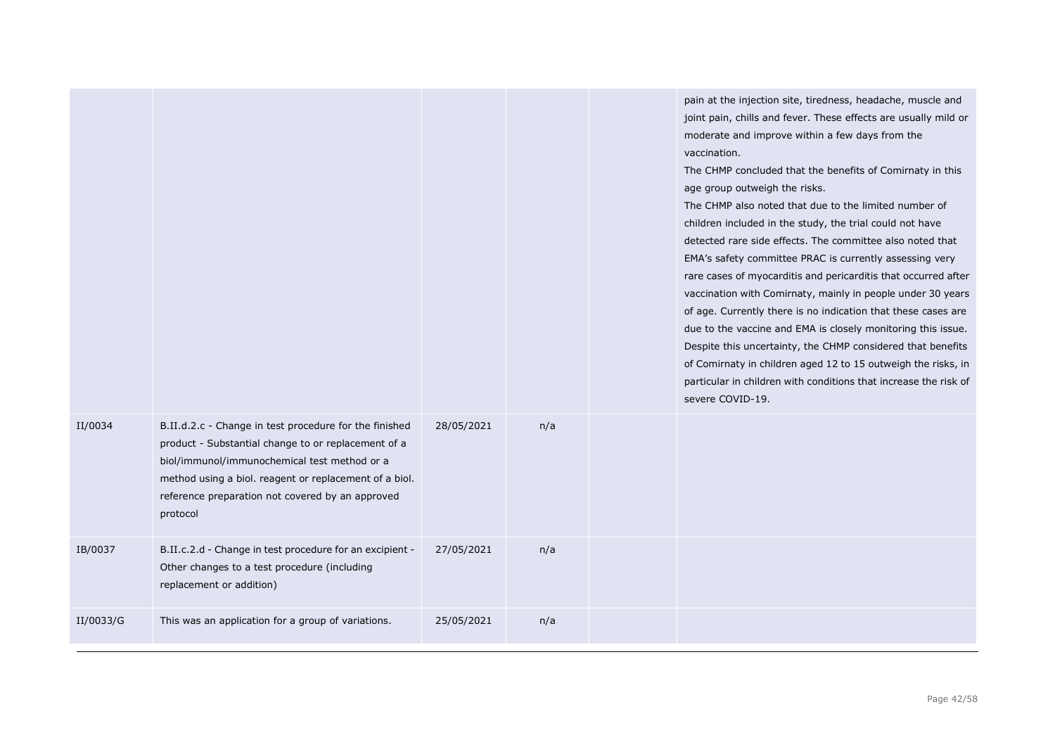| | | | | | |
|---|---|---|---|---|---|
| | | | | | pain at the injection site, tiredness, headache, muscle and joint pain, chills and fever. These effects are usually mild or moderate and improve within a few days from the vaccination.<br>The CHMP concluded that the benefits of Comirnaty in this age group outweigh the risks.<br>The CHMP also noted that due to the limited number of children included in the study, the trial could not have detected rare side effects. The committee also noted that EMA's safety committee PRAC is currently assessing very rare cases of myocarditis and pericarditis that occurred after vaccination with Comirnaty, mainly in people under 30 years of age. Currently there is no indication that these cases are due to the vaccine and EMA is closely monitoring this issue. Despite this uncertainty, the CHMP considered that benefits of Comirnaty in children aged 12 to 15 outweigh the risks, in particular in children with conditions that increase the risk of severe COVID-19. |
| II/0034 | B.II.d.2.c - Change in test procedure for the finished product - Substantial change to or replacement of a biol/immunol/immunochemical test method or a method using a biol. reagent or replacement of a biol. reference preparation not covered by an approved protocol | 28/05/2021 | n/a | | |
| IB/0037 | B.II.c.2.d - Change in test procedure for an excipient - Other changes to a test procedure (including replacement or addition) | 27/05/2021 | n/a | | |
| II/0033/G | This was an application for a group of variations. | 25/05/2021 | n/a | | |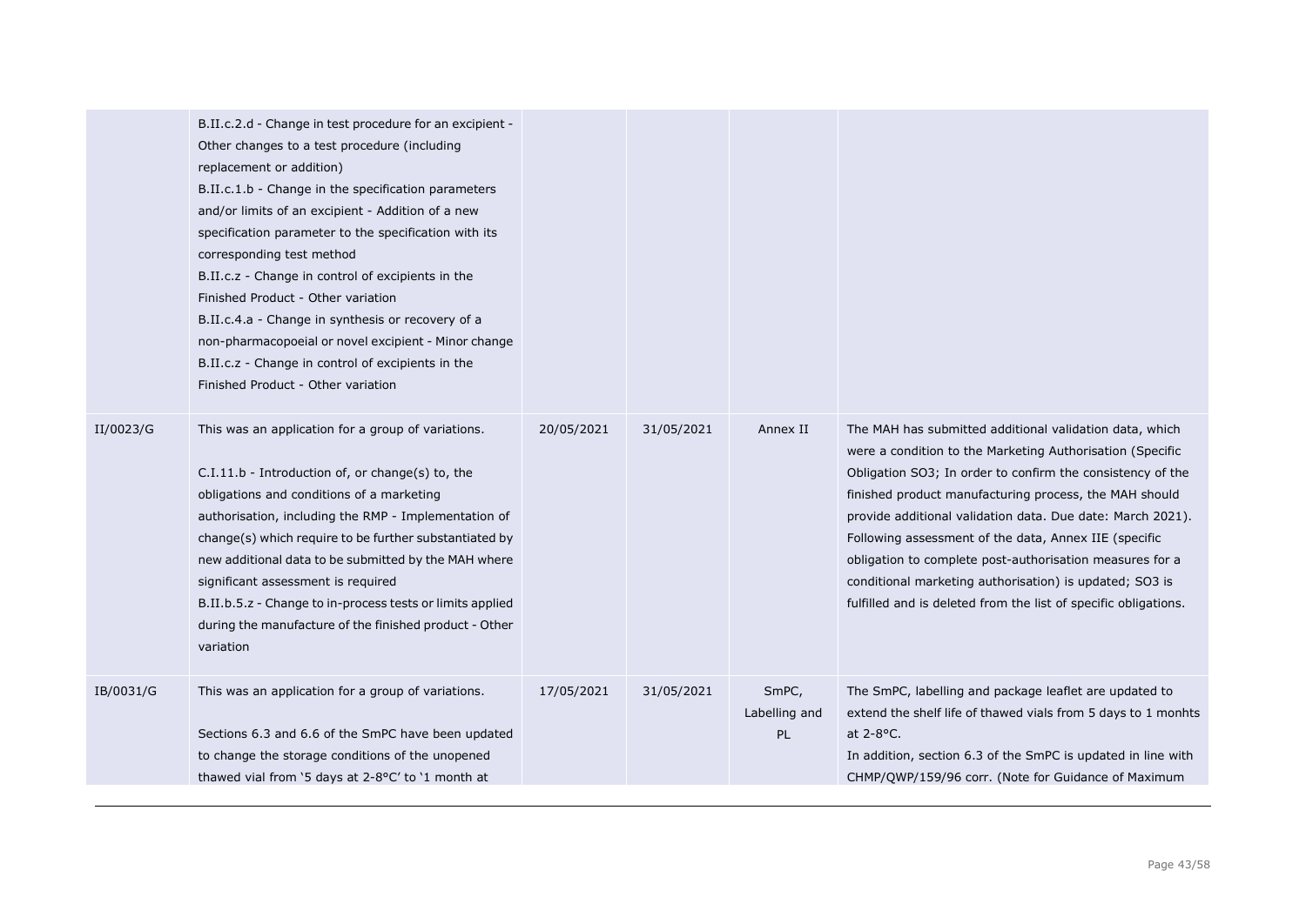| | | | | | |
|---|---|---|---|---|---|
| | B.II.c.2.d - Change in test procedure for an excipient - Other changes to a test procedure (including replacement or addition)<br>B.II.c.1.b - Change in the specification parameters and/or limits of an excipient - Addition of a new specification parameter to the specification with its corresponding test method<br>B.II.c.z - Change in control of excipients in the Finished Product - Other variation<br>B.II.c.4.a - Change in synthesis or recovery of a non-pharmacopoeial or novel excipient - Minor change<br>B.II.c.z - Change in control of excipients in the Finished Product - Other variation | | | | |
| II/0023/G | This was an application for a group of variations.<br><br>C.I.11.b - Introduction of, or change(s) to, the obligations and conditions of a marketing authorisation, including the RMP - Implementation of change(s) which require to be further substantiated by new additional data to be submitted by the MAH where significant assessment is required<br>B.II.b.5.z - Change to in-process tests or limits applied during the manufacture of the finished product - Other variation | 20/05/2021 | 31/05/2021 | Annex II | The MAH has submitted additional validation data, which were a condition to the Marketing Authorisation (Specific Obligation SO3; In order to confirm the consistency of the finished product manufacturing process, the MAH should provide additional validation data. Due date: March 2021). Following assessment of the data, Annex IIE (specific obligation to complete post-authorisation measures for a conditional marketing authorisation) is updated; SO3 is fulfilled and is deleted from the list of specific obligations. |
| IB/0031/G | This was an application for a group of variations.<br><br>Sections 6.3 and 6.6 of the SmPC have been updated to change the storage conditions of the unopened thawed vial from '5 days at 2-8°C' to '1 month at | 17/05/2021 | 31/05/2021 | SmPC, Labelling and PL | The SmPC, labelling and package leaflet are updated to extend the shelf life of thawed vials from 5 days to 1 monhts at 2-8°C.<br>In addition, section 6.3 of the SmPC is updated in line with CHMP/QWP/159/96 corr. (Note for Guidance of Maximum |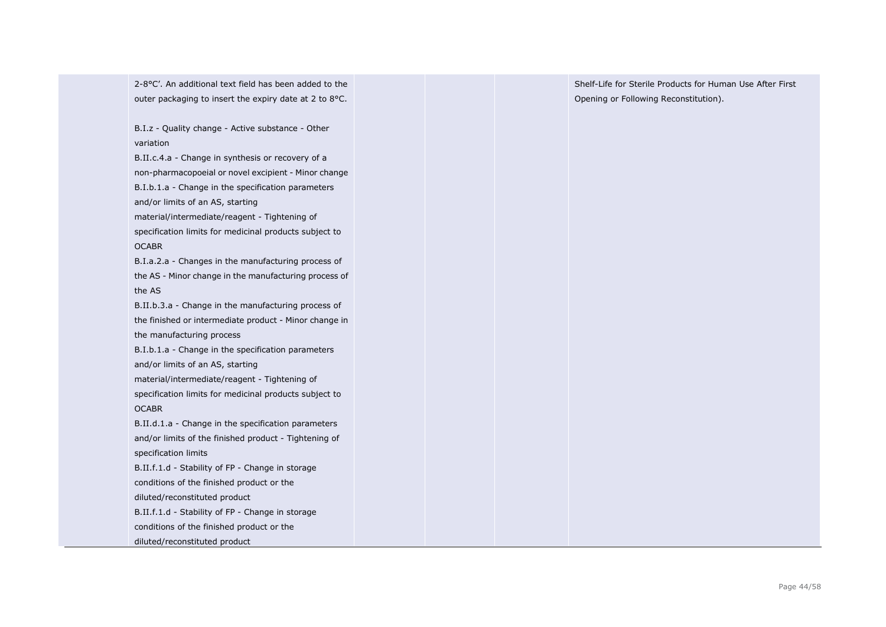| | | | | |
|---|---|---|---|---|
| | 2-8°C'. An additional text field has been added to the outer packaging to insert the expiry date at 2 to 8°C.<br><br>B.I.z - Quality change - Active substance - Other variation<br>B.II.c.4.a - Change in synthesis or recovery of a non-pharmacopoeial or novel excipient - Minor change<br>B.I.b.1.a - Change in the specification parameters and/or limits of an AS, starting material/intermediate/reagent - Tightening of specification limits for medicinal products subject to OCABR<br>B.I.a.2.a - Changes in the manufacturing process of the AS - Minor change in the manufacturing process of the AS<br>B.II.b.3.a - Change in the manufacturing process of the finished or intermediate product - Minor change in the manufacturing process<br>B.I.b.1.a - Change in the specification parameters and/or limits of an AS, starting material/intermediate/reagent - Tightening of specification limits for medicinal products subject to OCABR<br>B.II.d.1.a - Change in the specification parameters and/or limits of the finished product - Tightening of specification limits<br>B.II.f.1.d - Stability of FP - Change in storage conditions of the finished product or the diluted/reconstituted product<br>B.II.f.1.d - Stability of FP - Change in storage conditions of the finished product or the diluted/reconstituted product | | | Shelf-Life for Sterile Products for Human Use After First Opening or Following Reconstitution). |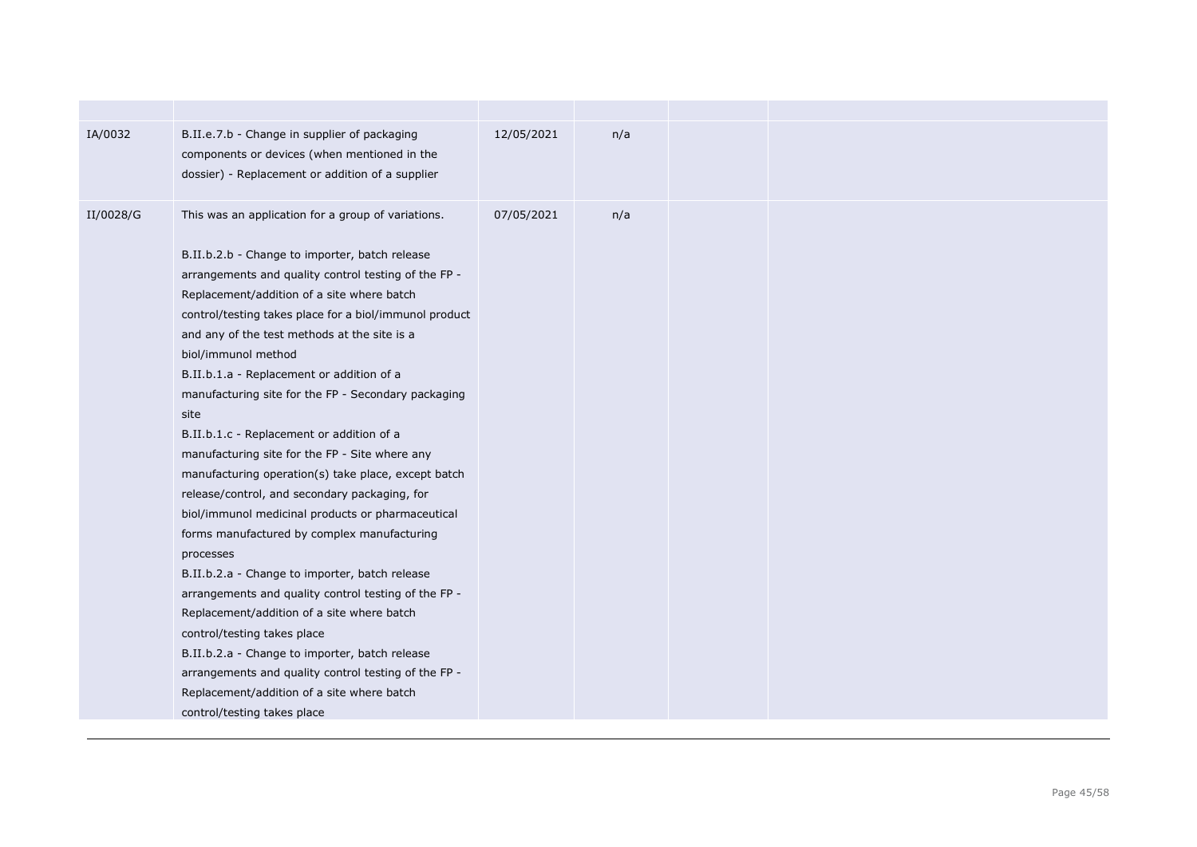| | | | | | |
|---|---|---|---|---|---|
| IA/0032 | B.II.e.7.b - Change in supplier of packaging components or devices (when mentioned in the dossier) - Replacement or addition of a supplier | 12/05/2021 | n/a | | |
| II/0028/G | This was an application for a group of variations.<br><br>B.II.b.2.b - Change to importer, batch release arrangements and quality control testing of the FP - Replacement/addition of a site where batch control/testing takes place for a biol/immunol product and any of the test methods at the site is a biol/immunol method<br>B.II.b.1.a - Replacement or addition of a manufacturing site for the FP - Secondary packaging site<br>B.II.b.1.c - Replacement or addition of a manufacturing site for the FP - Site where any manufacturing operation(s) take place, except batch release/control, and secondary packaging, for biol/immunol medicinal products or pharmaceutical forms manufactured by complex manufacturing processes<br>B.II.b.2.a - Change to importer, batch release arrangements and quality control testing of the FP - Replacement/addition of a site where batch control/testing takes place<br>B.II.b.2.a - Change to importer, batch release arrangements and quality control testing of the FP - Replacement/addition of a site where batch control/testing takes place | 07/05/2021 | n/a | | |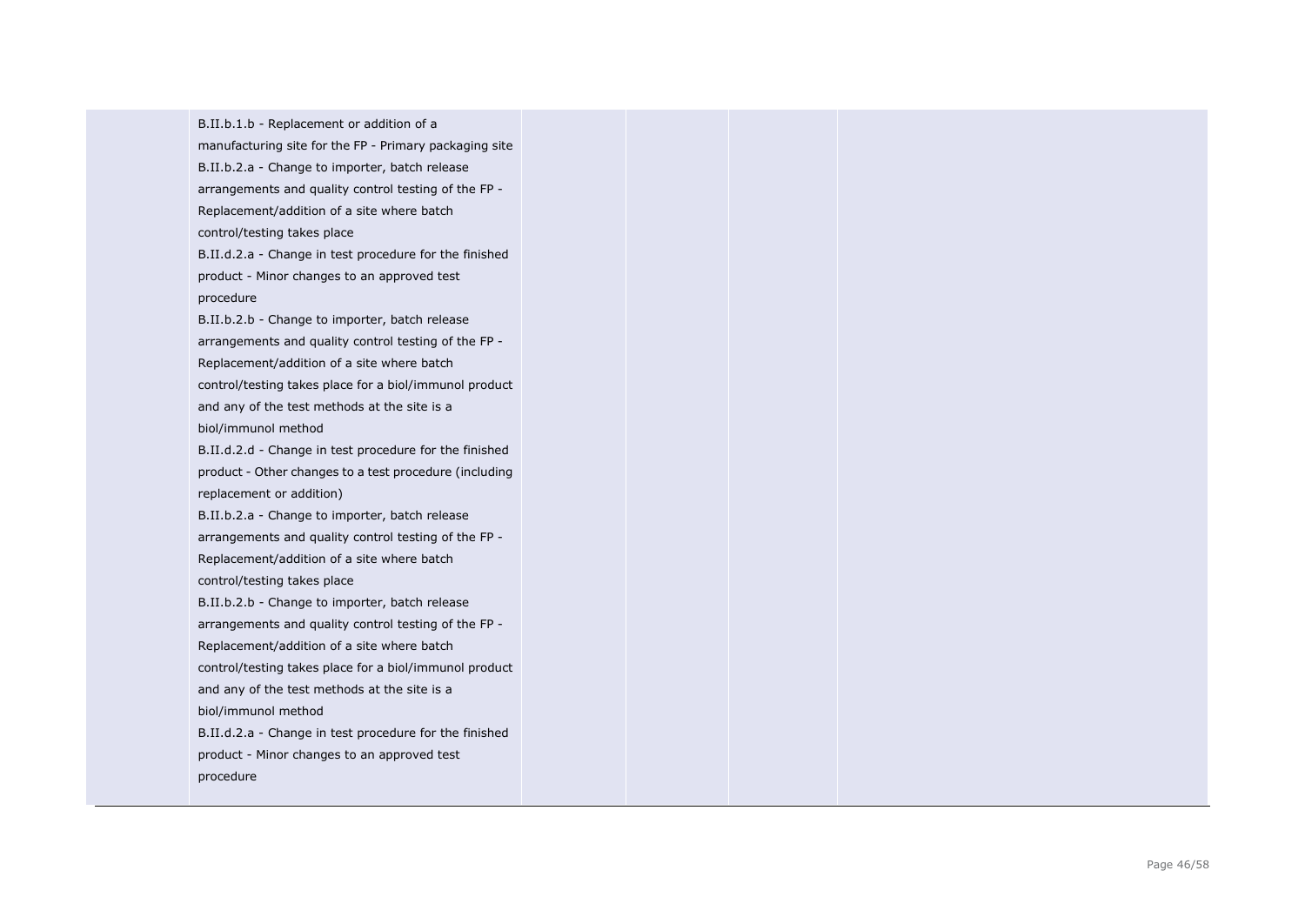|  | B.II.b.1.b - Replacement or addition of a manufacturing site for the FP - Primary packaging site<br>B.II.b.2.a - Change to importer, batch release arrangements and quality control testing of the FP - Replacement/addition of a site where batch control/testing takes place<br>B.II.d.2.a - Change in test procedure for the finished product - Minor changes to an approved test procedure<br>B.II.b.2.b - Change to importer, batch release arrangements and quality control testing of the FP - Replacement/addition of a site where batch control/testing takes place for a biol/immunol product and any of the test methods at the site is a biol/immunol method<br>B.II.d.2.d - Change in test procedure for the finished product - Other changes to a test procedure (including replacement or addition)<br>B.II.b.2.a - Change to importer, batch release arrangements and quality control testing of the FP - Replacement/addition of a site where batch control/testing takes place<br>B.II.b.2.b - Change to importer, batch release arrangements and quality control testing of the FP - Replacement/addition of a site where batch control/testing takes place for a biol/immunol product and any of the test methods at the site is a biol/immunol method<br>B.II.d.2.a - Change in test procedure for the finished product - Minor changes to an approved test procedure |  |  |  |  |
|---|---|---|---|---|---|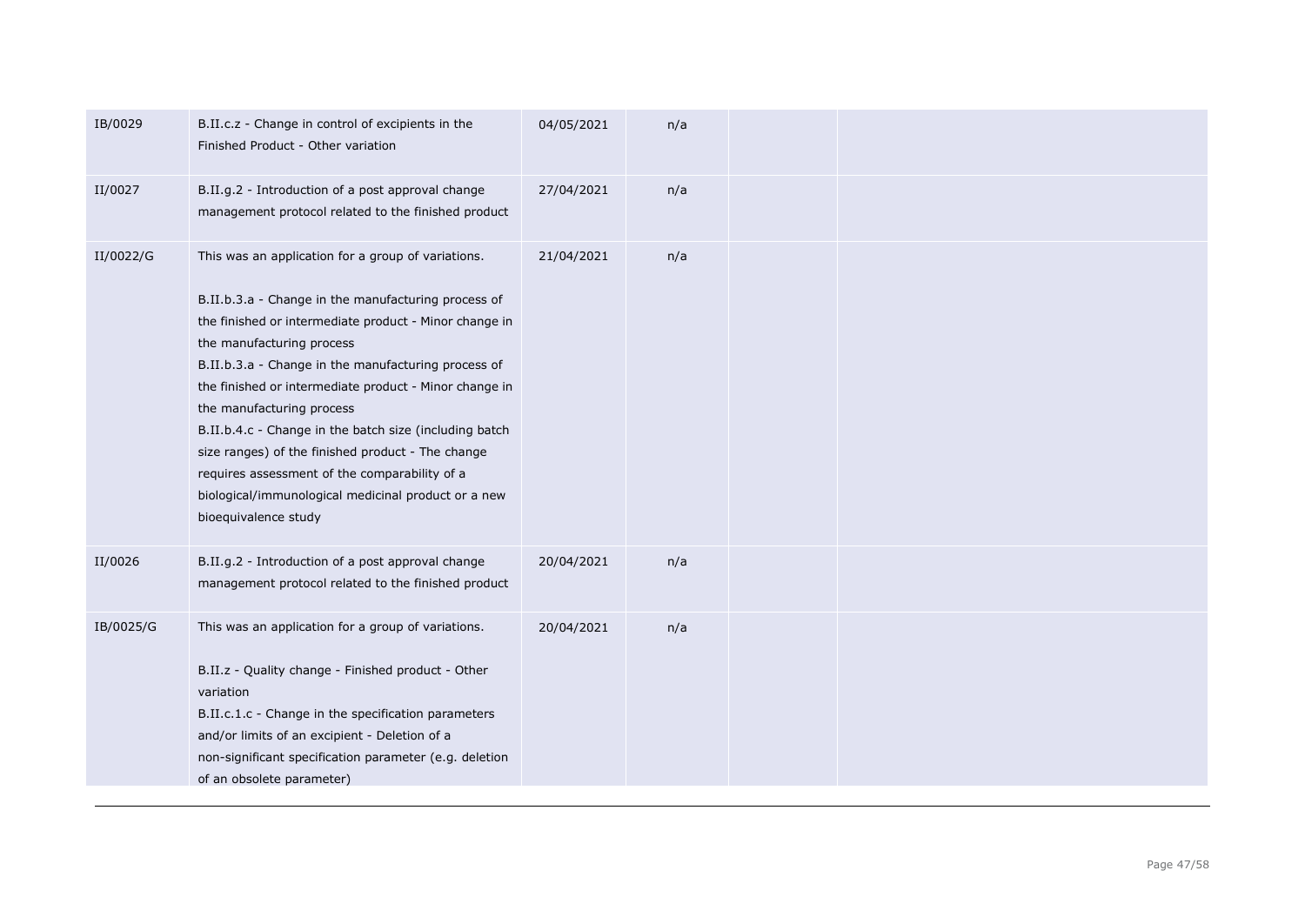| | | | | | |
|---|---|---|---|---|---|
| IB/0029 | B.II.c.z - Change in control of excipients in the Finished Product - Other variation | 04/05/2021 | n/a | | |
| II/0027 | B.II.g.2 - Introduction of a post approval change management protocol related to the finished product | 27/04/2021 | n/a | | |
| II/0022/G | This was an application for a group of variations.<br><br>B.II.b.3.a - Change in the manufacturing process of the finished or intermediate product - Minor change in the manufacturing process<br>B.II.b.3.a - Change in the manufacturing process of the finished or intermediate product - Minor change in the manufacturing process<br>B.II.b.4.c - Change in the batch size (including batch size ranges) of the finished product - The change requires assessment of the comparability of a biological/immunological medicinal product or a new bioequivalence study | 21/04/2021 | n/a | | |
| II/0026 | B.II.g.2 - Introduction of a post approval change management protocol related to the finished product | 20/04/2021 | n/a | | |
| IB/0025/G | This was an application for a group of variations.<br><br>B.II.z - Quality change - Finished product - Other variation<br>B.II.c.1.c - Change in the specification parameters and/or limits of an excipient - Deletion of a non-significant specification parameter (e.g. deletion of an obsolete parameter) | 20/04/2021 | n/a | | |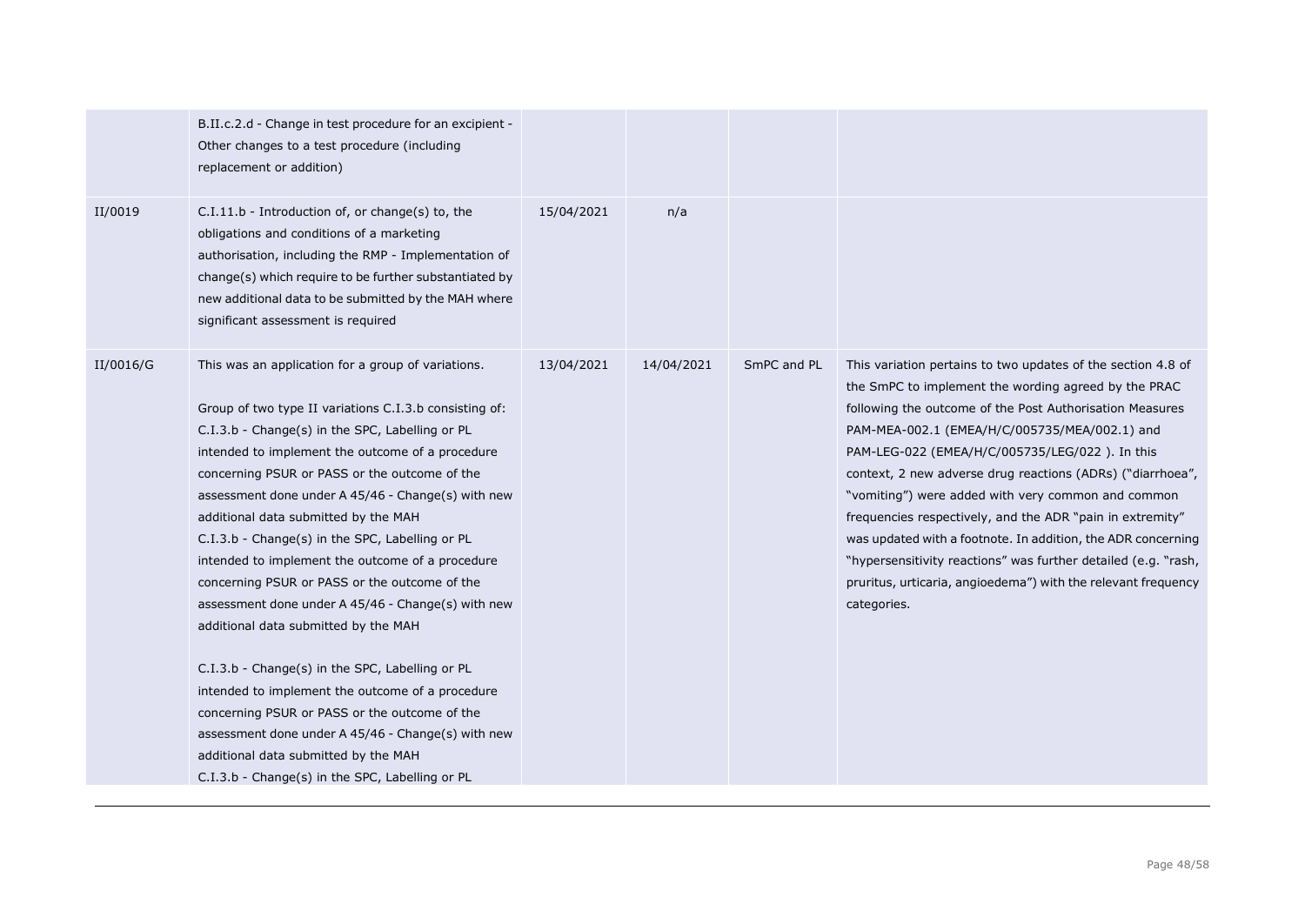| | | | | | |
|---|---|---|---|---|---|
| | B.II.c.2.d - Change in test procedure for an excipient - Other changes to a test procedure (including replacement or addition) | | | | |
| II/0019 | C.I.11.b - Introduction of, or change(s) to, the obligations and conditions of a marketing authorisation, including the RMP - Implementation of change(s) which require to be further substantiated by new additional data to be submitted by the MAH where significant assessment is required | 15/04/2021 | n/a | | |
| II/0016/G | This was an application for a group of variations.<br><br>Group of two type II variations C.I.3.b consisting of:<br>C.I.3.b - Change(s) in the SPC, Labelling or PL intended to implement the outcome of a procedure concerning PSUR or PASS or the outcome of the assessment done under A 45/46 - Change(s) with new additional data submitted by the MAH<br>C.I.3.b - Change(s) in the SPC, Labelling or PL intended to implement the outcome of a procedure concerning PSUR or PASS or the outcome of the assessment done under A 45/46 - Change(s) with new additional data submitted by the MAH<br><br>C.I.3.b - Change(s) in the SPC, Labelling or PL intended to implement the outcome of a procedure concerning PSUR or PASS or the outcome of the assessment done under A 45/46 - Change(s) with new additional data submitted by the MAH<br>C.I.3.b - Change(s) in the SPC, Labelling or PL | 13/04/2021 | 14/04/2021 | SmPC and PL | This variation pertains to two updates of the section 4.8 of the SmPC to implement the wording agreed by the PRAC following the outcome of the Post Authorisation Measures PAM-MEA-002.1 (EMEA/H/C/005735/MEA/002.1) and PAM-LEG-022 (EMEA/H/C/005735/LEG/022 ). In this context, 2 new adverse drug reactions (ADRs) ("diarrhoea", "vomiting") were added with very common and common frequencies respectively, and the ADR "pain in extremity" was updated with a footnote. In addition, the ADR concerning "hypersensitivity reactions" was further detailed (e.g. "rash, pruritus, urticaria, angioedema") with the relevant frequency categories. |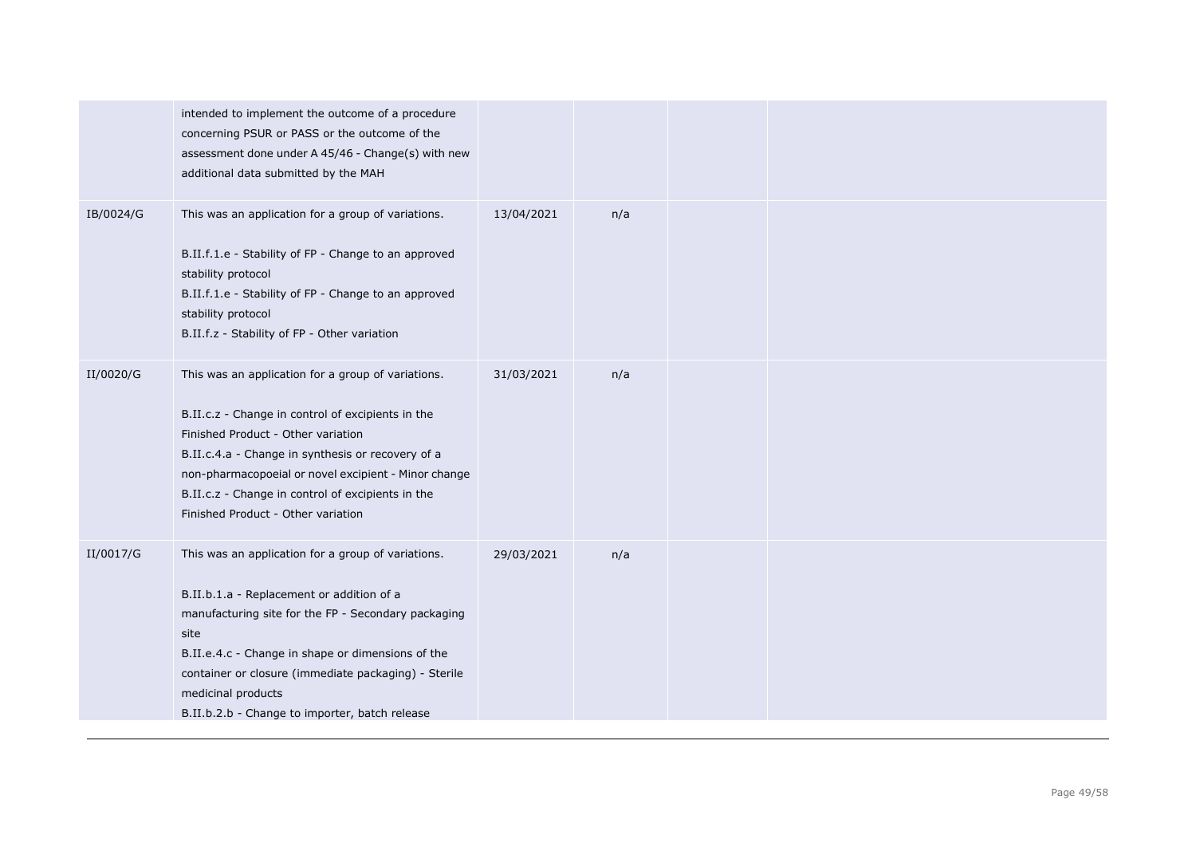| | | | | | |
|---|---|---|---|---|---|
| | intended to implement the outcome of a procedure concerning PSUR or PASS or the outcome of the assessment done under A 45/46 - Change(s) with new additional data submitted by the MAH | | | | |
| IB/0024/G | This was an application for a group of variations.<br><br>B.II.f.1.e - Stability of FP - Change to an approved stability protocol<br>B.II.f.1.e - Stability of FP - Change to an approved stability protocol<br>B.II.f.z - Stability of FP - Other variation | 13/04/2021 | n/a | | |
| II/0020/G | This was an application for a group of variations.<br><br>B.II.c.z - Change in control of excipients in the Finished Product - Other variation<br>B.II.c.4.a - Change in synthesis or recovery of a non-pharmacopoeial or novel excipient - Minor change<br>B.II.c.z - Change in control of excipients in the Finished Product - Other variation | 31/03/2021 | n/a | | |
| II/0017/G | This was an application for a group of variations.<br><br>B.II.b.1.a - Replacement or addition of a manufacturing site for the FP - Secondary packaging site<br>B.II.e.4.c - Change in shape or dimensions of the container or closure (immediate packaging) - Sterile medicinal products<br>B.II.b.2.b - Change to importer, batch release | 29/03/2021 | n/a | | |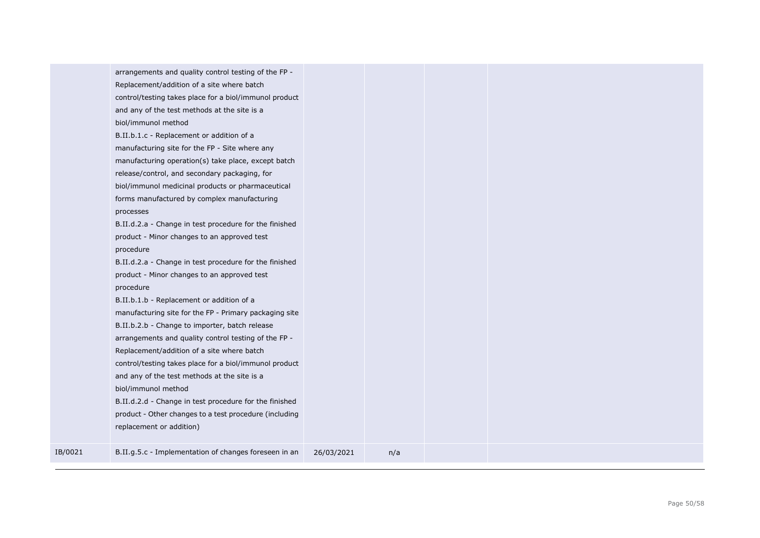| | | | | | |
|---|---|---|---|---|---|
| | arrangements and quality control testing of the FP - Replacement/addition of a site where batch control/testing takes place for a biol/immunol product and any of the test methods at the site is a biol/immunol method<br>B.II.b.1.c - Replacement or addition of a manufacturing site for the FP - Site where any manufacturing operation(s) take place, except batch release/control, and secondary packaging, for biol/immunol medicinal products or pharmaceutical forms manufactured by complex manufacturing processes<br>B.II.d.2.a - Change in test procedure for the finished product - Minor changes to an approved test procedure<br>B.II.d.2.a - Change in test procedure for the finished product - Minor changes to an approved test procedure<br>B.II.b.1.b - Replacement or addition of a manufacturing site for the FP - Primary packaging site<br>B.II.b.2.b - Change to importer, batch release arrangements and quality control testing of the FP - Replacement/addition of a site where batch control/testing takes place for a biol/immunol product and any of the test methods at the site is a biol/immunol method<br>B.II.d.2.d - Change in test procedure for the finished product - Other changes to a test procedure (including replacement or addition) | | | | |
| IB/0021 | B.II.g.5.c - Implementation of changes foreseen in an | 26/03/2021 | n/a | | |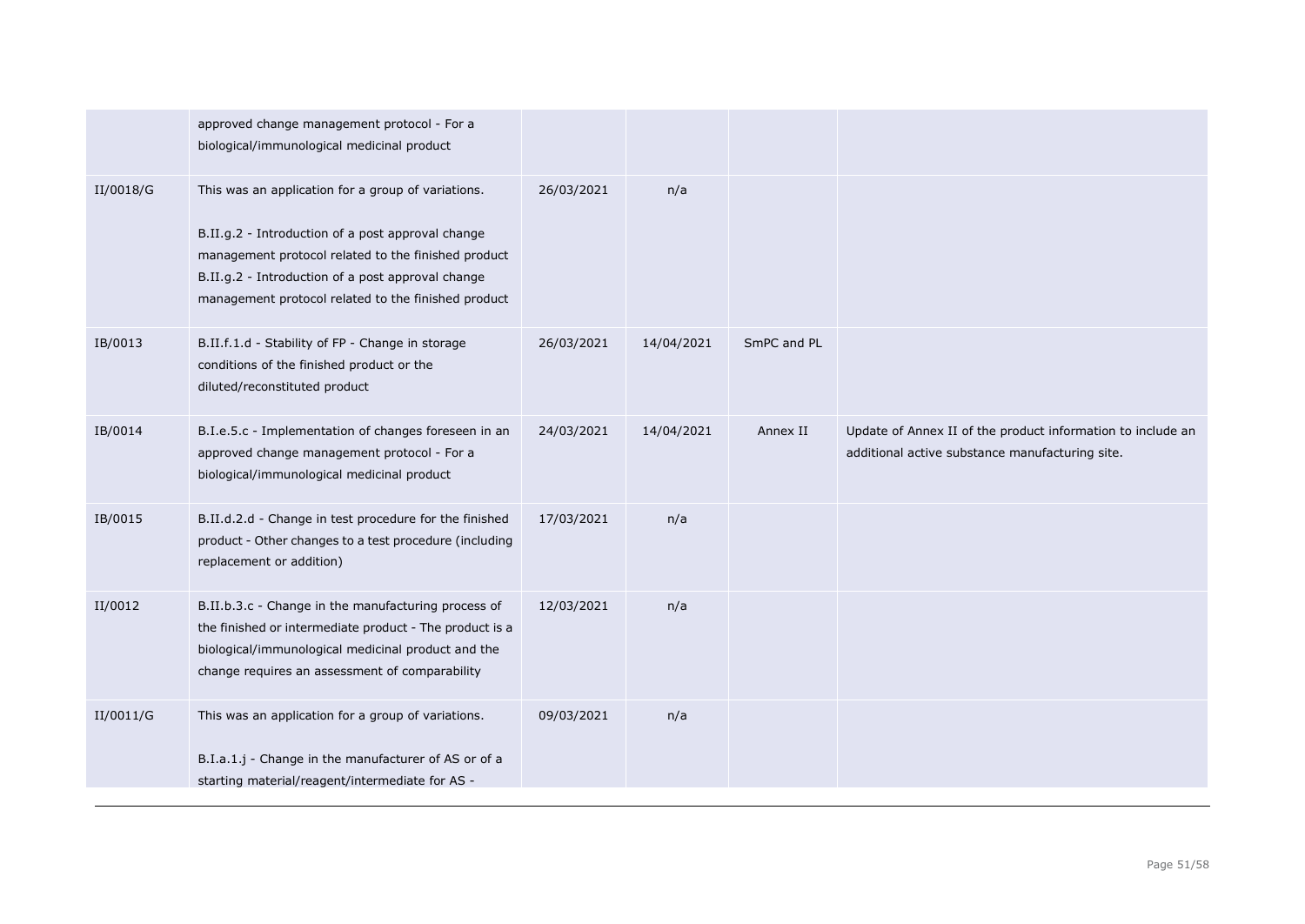| | | | | | |
|---|---|---|---|---|---|
| | approved change management protocol - For a biological/immunological medicinal product | | | | |
| II/0018/G | This was an application for a group of variations.<br><br>B.II.g.2 - Introduction of a post approval change management protocol related to the finished product<br>B.II.g.2 - Introduction of a post approval change management protocol related to the finished product | 26/03/2021 | n/a | | |
| IB/0013 | B.II.f.1.d - Stability of FP - Change in storage conditions of the finished product or the diluted/reconstituted product | 26/03/2021 | 14/04/2021 | SmPC and PL | |
| IB/0014 | B.I.e.5.c - Implementation of changes foreseen in an approved change management protocol - For a biological/immunological medicinal product | 24/03/2021 | 14/04/2021 | Annex II | Update of Annex II of the product information to include an additional active substance manufacturing site. |
| IB/0015 | B.II.d.2.d - Change in test procedure for the finished product - Other changes to a test procedure (including replacement or addition) | 17/03/2021 | n/a | | |
| II/0012 | B.II.b.3.c - Change in the manufacturing process of the finished or intermediate product - The product is a biological/immunological medicinal product and the change requires an assessment of comparability | 12/03/2021 | n/a | | |
| II/0011/G | This was an application for a group of variations.<br><br>B.I.a.1.j - Change in the manufacturer of AS or of a starting material/reagent/intermediate for AS - | 09/03/2021 | n/a | | |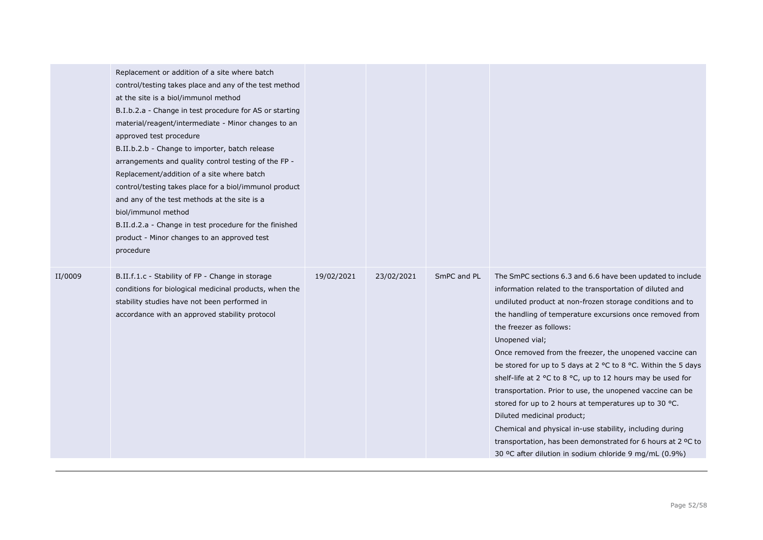| | | | | | |
|---|---|---|---|---|---|
| | Replacement or addition of a site where batch control/testing takes place and any of the test method at the site is a biol/immunol method<br>B.I.b.2.a - Change in test procedure for AS or starting material/reagent/intermediate - Minor changes to an approved test procedure<br>B.II.b.2.b - Change to importer, batch release arrangements and quality control testing of the FP - Replacement/addition of a site where batch control/testing takes place for a biol/immunol product and any of the test methods at the site is a biol/immunol method<br>B.II.d.2.a - Change in test procedure for the finished product - Minor changes to an approved test procedure | | | | |
| II/0009 | B.II.f.1.c - Stability of FP - Change in storage conditions for biological medicinal products, when the stability studies have not been performed in accordance with an approved stability protocol | 19/02/2021 | 23/02/2021 | SmPC and PL | The SmPC sections 6.3 and 6.6 have been updated to include information related to the transportation of diluted and undiluted product at non-frozen storage conditions and to the handling of temperature excursions once removed from the freezer as follows:<br>Unopened vial;<br>Once removed from the freezer, the unopened vaccine can be stored for up to 5 days at 2 °C to 8 °C. Within the 5 days shelf-life at 2 °C to 8 °C, up to 12 hours may be used for transportation. Prior to use, the unopened vaccine can be stored for up to 2 hours at temperatures up to 30 °C.<br>Diluted medicinal product;<br>Chemical and physical in-use stability, including during transportation, has been demonstrated for 6 hours at 2 ºC to 30 ºC after dilution in sodium chloride 9 mg/mL (0.9%) |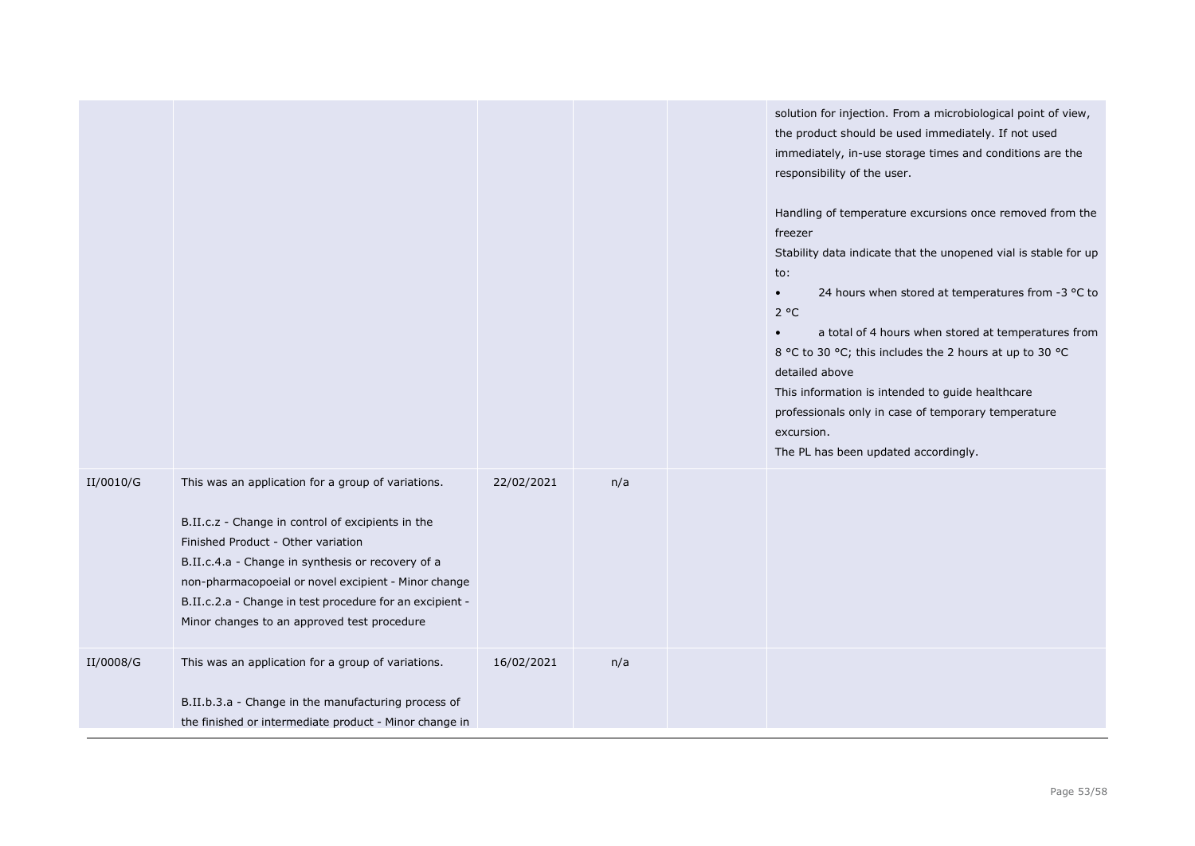| | | | | | |
|---|---|---|---|---|---|
| | | | | | solution for injection. From a microbiological point of view, the product should be used immediately. If not used immediately, in-use storage times and conditions are the responsibility of the user.<br><br>Handling of temperature excursions once removed from the freezer<br>Stability data indicate that the unopened vial is stable for up to:<br>• 24 hours when stored at temperatures from -3 °C to 2 °C<br>• a total of 4 hours when stored at temperatures from 8 °C to 30 °C; this includes the 2 hours at up to 30 °C detailed above<br>This information is intended to guide healthcare professionals only in case of temporary temperature excursion.<br>The PL has been updated accordingly. |
| II/0010/G | This was an application for a group of variations.<br><br>B.II.c.z - Change in control of excipients in the Finished Product - Other variation<br>B.II.c.4.a - Change in synthesis or recovery of a non-pharmacopoeial or novel excipient - Minor change<br>B.II.c.2.a - Change in test procedure for an excipient - Minor changes to an approved test procedure | 22/02/2021 | n/a | | |
| II/0008/G | This was an application for a group of variations.<br><br>B.II.b.3.a - Change in the manufacturing process of the finished or intermediate product - Minor change in | 16/02/2021 | n/a | | |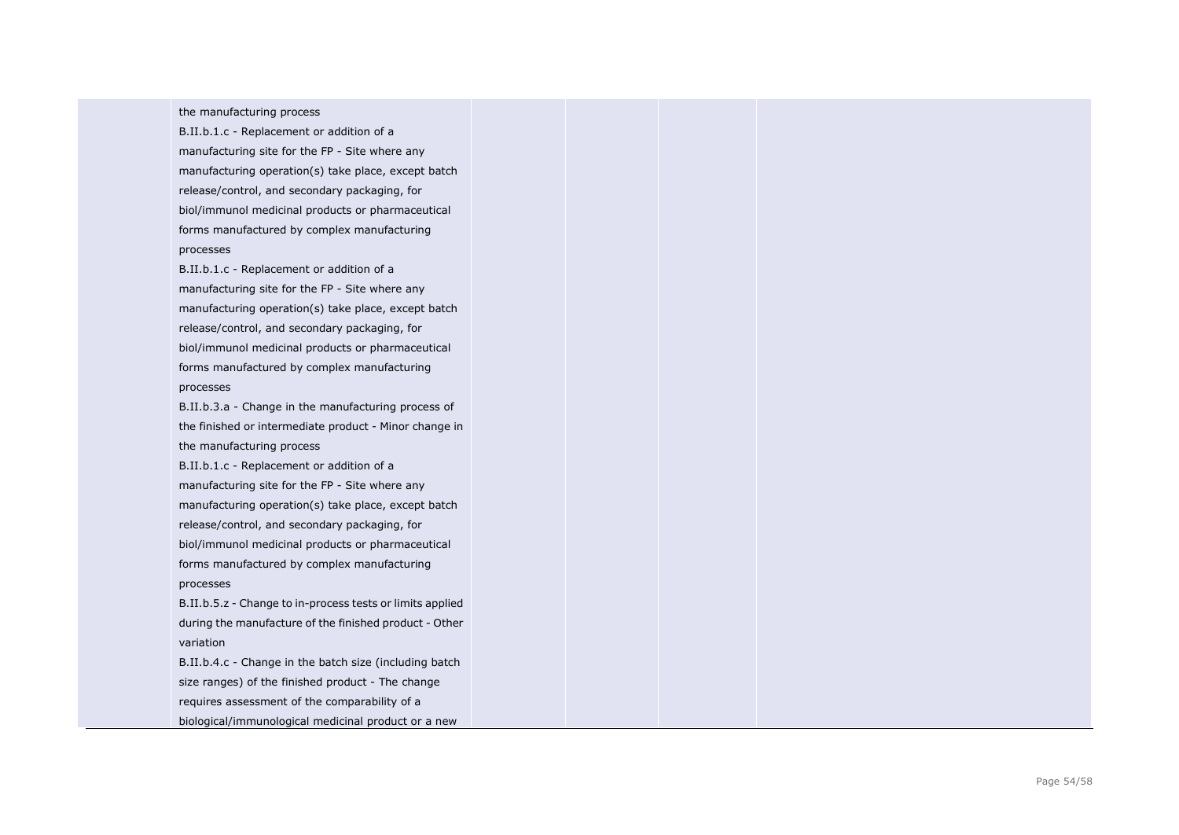| | | | | | |
|---|---|---|---|---|---|
| | the manufacturing process<br>B.II.b.1.c - Replacement or addition of a manufacturing site for the FP - Site where any manufacturing operation(s) take place, except batch release/control, and secondary packaging, for biol/immunol medicinal products or pharmaceutical forms manufactured by complex manufacturing processes<br>B.II.b.1.c - Replacement or addition of a manufacturing site for the FP - Site where any manufacturing operation(s) take place, except batch release/control, and secondary packaging, for biol/immunol medicinal products or pharmaceutical forms manufactured by complex manufacturing processes<br>B.II.b.3.a - Change in the manufacturing process of the finished or intermediate product - Minor change in the manufacturing process<br>B.II.b.1.c - Replacement or addition of a manufacturing site for the FP - Site where any manufacturing operation(s) take place, except batch release/control, and secondary packaging, for biol/immunol medicinal products or pharmaceutical forms manufactured by complex manufacturing processes<br>B.II.b.5.z - Change to in-process tests or limits applied during the manufacture of the finished product - Other variation<br>B.II.b.4.c - Change in the batch size (including batch size ranges) of the finished product - The change requires assessment of the comparability of a biological/immunological medicinal product or a new | | | | |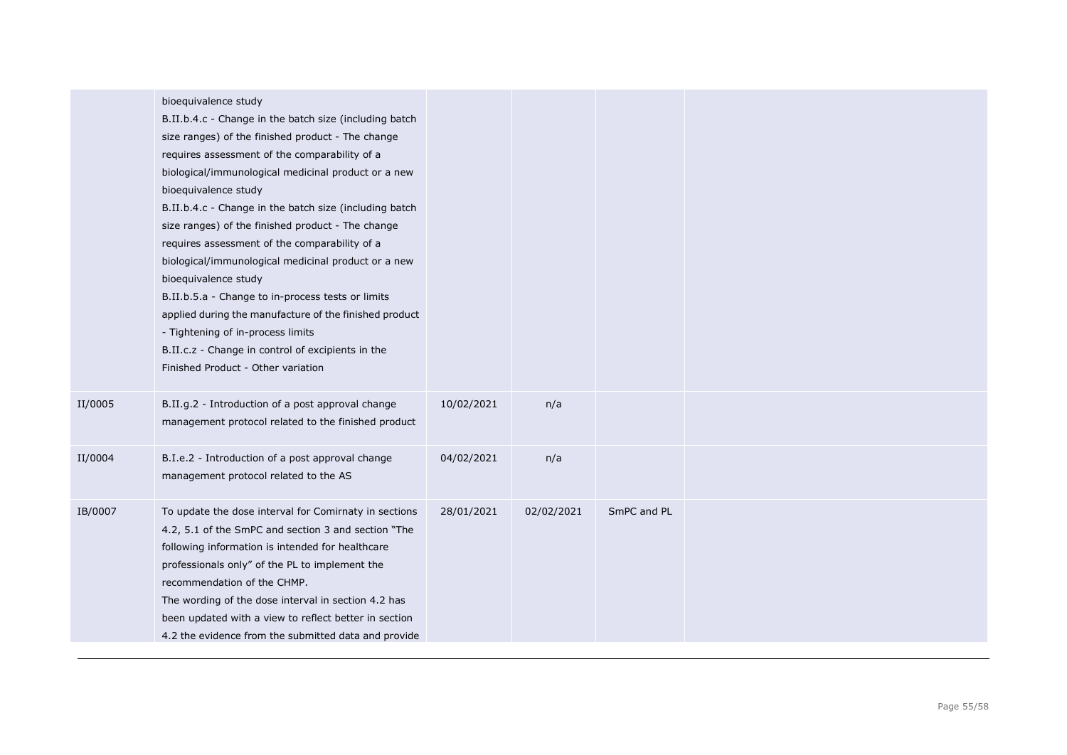| | | | | | |
|---|---|---|---|---|---|
| | bioequivalence study<br>B.II.b.4.c - Change in the batch size (including batch size ranges) of the finished product - The change requires assessment of the comparability of a biological/immunological medicinal product or a new bioequivalence study<br>B.II.b.4.c - Change in the batch size (including batch size ranges) of the finished product - The change requires assessment of the comparability of a biological/immunological medicinal product or a new bioequivalence study<br>B.II.b.5.a - Change to in-process tests or limits applied during the manufacture of the finished product - Tightening of in-process limits<br>B.II.c.z - Change in control of excipients in the Finished Product - Other variation | | | | |
| II/0005 | B.II.g.2 - Introduction of a post approval change management protocol related to the finished product | 10/02/2021 | n/a | | |
| II/0004 | B.I.e.2 - Introduction of a post approval change management protocol related to the AS | 04/02/2021 | n/a | | |
| IB/0007 | To update the dose interval for Comirnaty in sections 4.2, 5.1 of the SmPC and section 3 and section "The following information is intended for healthcare professionals only" of the PL to implement the recommendation of the CHMP.<br>The wording of the dose interval in section 4.2 has been updated with a view to reflect better in section 4.2 the evidence from the submitted data and provide | 28/01/2021 | 02/02/2021 | SmPC and PL | |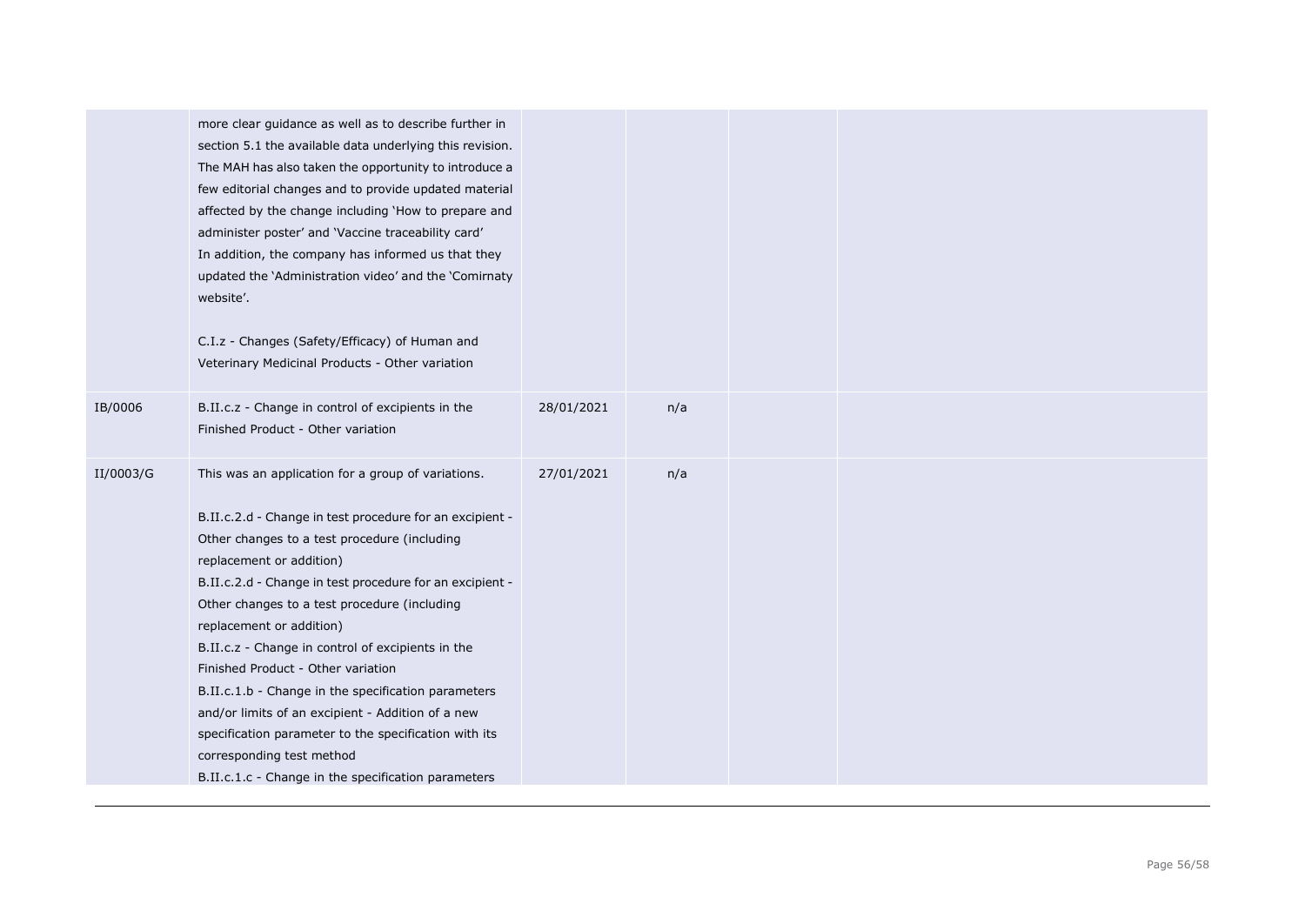| | | | | | |
|---|---|---|---|---|---|
| | more clear guidance as well as to describe further in section 5.1 the available data underlying this revision. The MAH has also taken the opportunity to introduce a few editorial changes and to provide updated material affected by the change including 'How to prepare and administer poster' and 'Vaccine traceability card' In addition, the company has informed us that they updated the 'Administration video' and the 'Comirnaty website'.<br><br>C.I.z - Changes (Safety/Efficacy) of Human and Veterinary Medicinal Products - Other variation | | | | |
| IB/0006 | B.II.c.z - Change in control of excipients in the Finished Product - Other variation | 28/01/2021 | n/a | | |
| II/0003/G | This was an application for a group of variations.<br><br>B.II.c.2.d - Change in test procedure for an excipient - Other changes to a test procedure (including replacement or addition)<br>B.II.c.2.d - Change in test procedure for an excipient - Other changes to a test procedure (including replacement or addition)<br>B.II.c.z - Change in control of excipients in the Finished Product - Other variation<br>B.II.c.1.b - Change in the specification parameters and/or limits of an excipient - Addition of a new specification parameter to the specification with its corresponding test method<br>B.II.c.1.c - Change in the specification parameters | 27/01/2021 | n/a | | |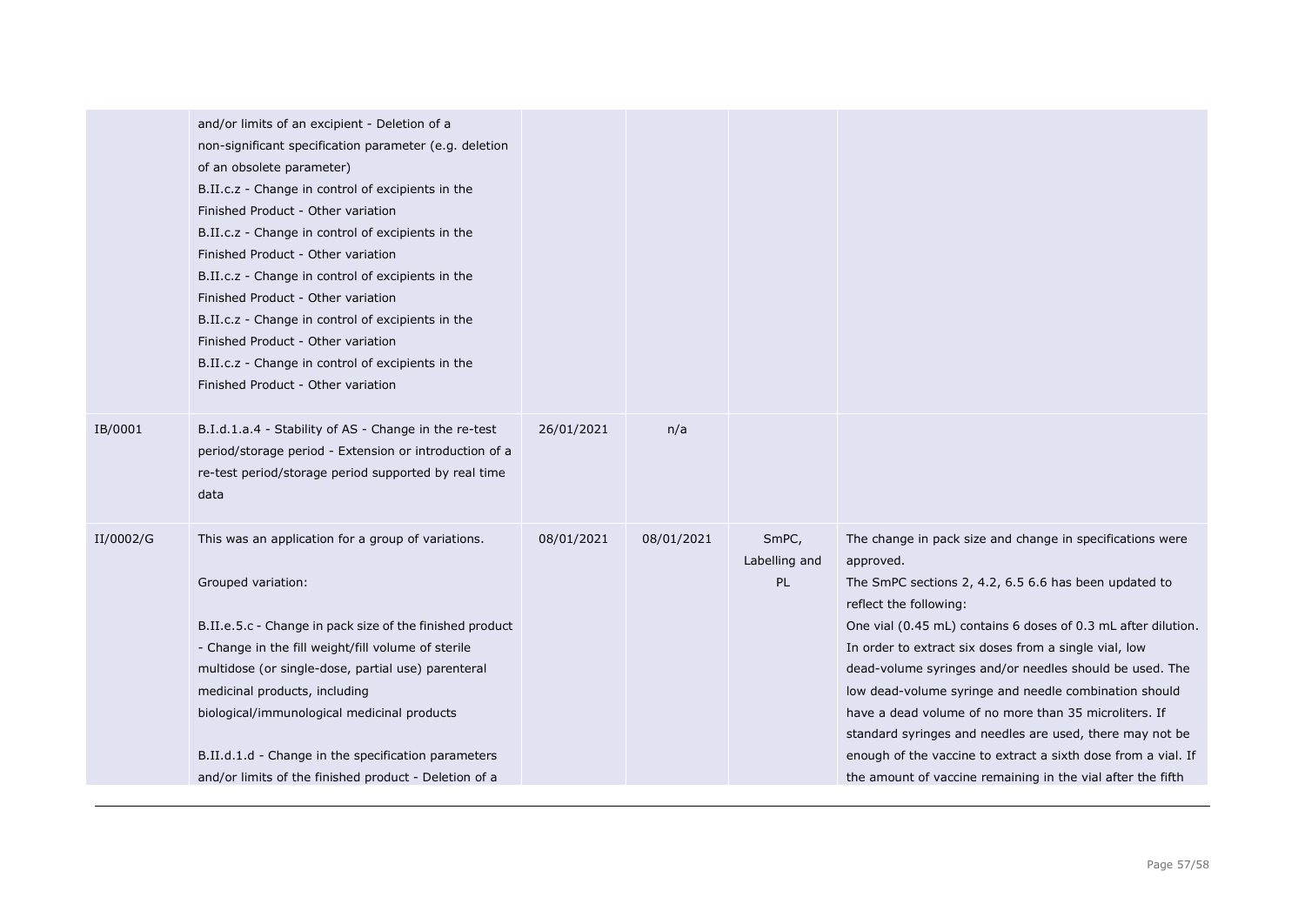| | | | | | |
|---|---|---|---|---|---|
| | and/or limits of an excipient - Deletion of a non-significant specification parameter (e.g. deletion of an obsolete parameter)<br>B.II.c.z - Change in control of excipients in the Finished Product - Other variation<br>B.II.c.z - Change in control of excipients in the Finished Product - Other variation<br>B.II.c.z - Change in control of excipients in the Finished Product - Other variation<br>B.II.c.z - Change in control of excipients in the Finished Product - Other variation<br>B.II.c.z - Change in control of excipients in the Finished Product - Other variation | | | | |
| IB/0001 | B.I.d.1.a.4 - Stability of AS - Change in the re-test period/storage period - Extension or introduction of a re-test period/storage period supported by real time data | 26/01/2021 | n/a | | |
| II/0002/G | This was an application for a group of variations.<br><br>Grouped variation:<br><br>B.II.e.5.c - Change in pack size of the finished product - Change in the fill weight/fill volume of sterile multidose (or single-dose, partial use) parenteral medicinal products, including biological/immunological medicinal products<br><br>B.II.d.1.d - Change in the specification parameters and/or limits of the finished product - Deletion of a | 08/01/2021 | 08/01/2021 | SmPC, Labelling and PL | The change in pack size and change in specifications were approved.<br>The SmPC sections 2, 4.2, 6.5 6.6 has been updated to reflect the following:<br>One vial (0.45 mL) contains 6 doses of 0.3 mL after dilution. In order to extract six doses from a single vial, low dead-volume syringes and/or needles should be used. The low dead-volume syringe and needle combination should have a dead volume of no more than 35 microliters. If standard syringes and needles are used, there may not be enough of the vaccine to extract a sixth dose from a vial. If the amount of vaccine remaining in the vial after the fifth |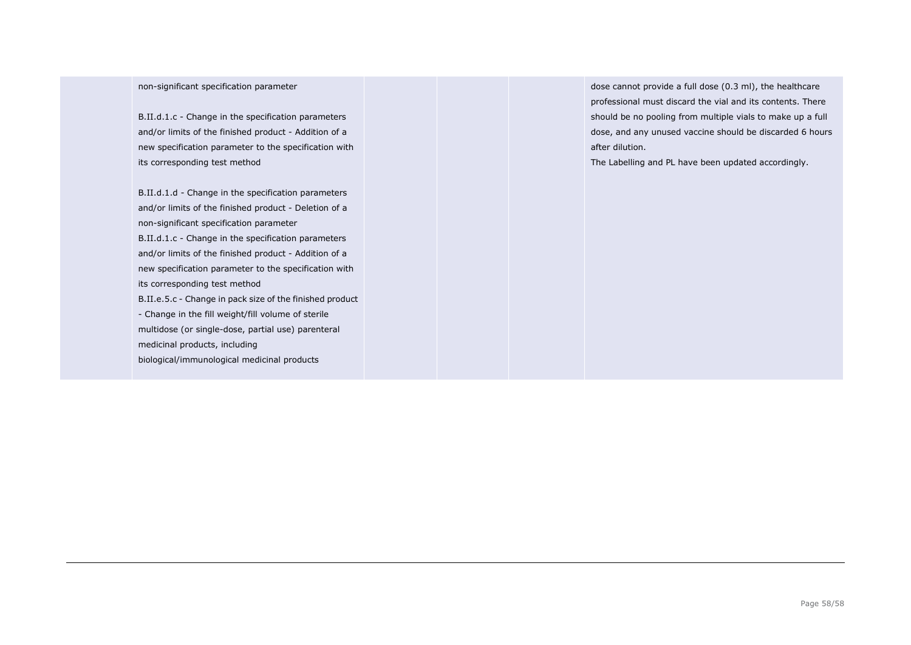| | | | | | |
|---|---|---|---|---|---|
| | non-significant specification parameter<br><br>B.II.d.1.c - Change in the specification parameters and/or limits of the finished product - Addition of a new specification parameter to the specification with its corresponding test method<br><br>B.II.d.1.d - Change in the specification parameters and/or limits of the finished product - Deletion of a non-significant specification parameter<br>B.II.d.1.c - Change in the specification parameters and/or limits of the finished product - Addition of a new specification parameter to the specification with its corresponding test method<br>B.II.e.5.c - Change in pack size of the finished product - Change in the fill weight/fill volume of sterile multidose (or single-dose, partial use) parenteral medicinal products, including biological/immunological medicinal products | | | | dose cannot provide a full dose (0.3 ml), the healthcare professional must discard the vial and its contents. There should be no pooling from multiple vials to make up a full dose, and any unused vaccine should be discarded 6 hours after dilution.<br>The Labelling and PL have been updated accordingly. |